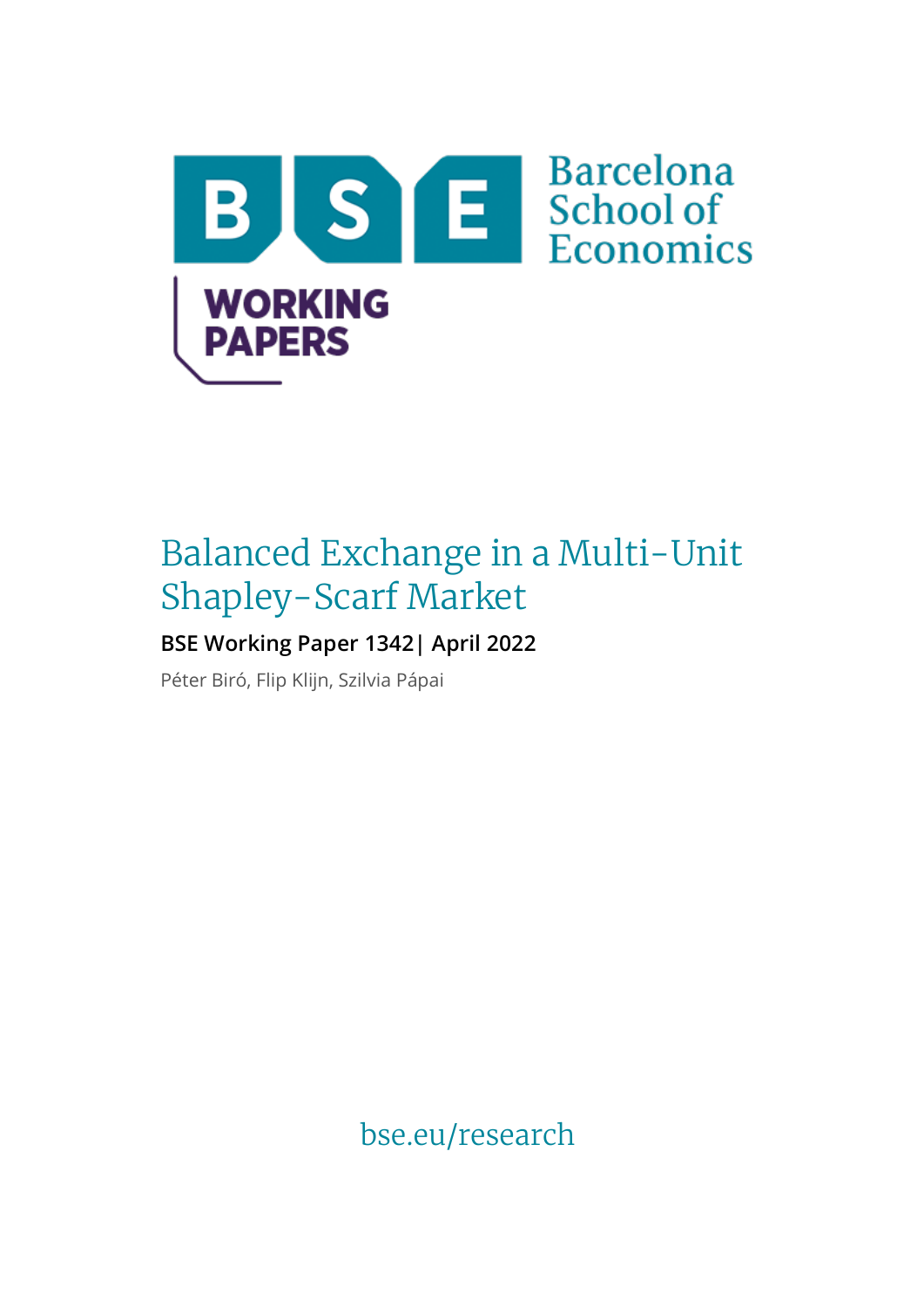Barcelona School of Economics

WORKING PAPERS

# Balanced Exchange in a Multi-Unit Shapley-Scarf Market

**BSE Working Paper 1342| April 2022**

Péter Biró, Flip Klijn, Szilvia Pápai

bse.eu/research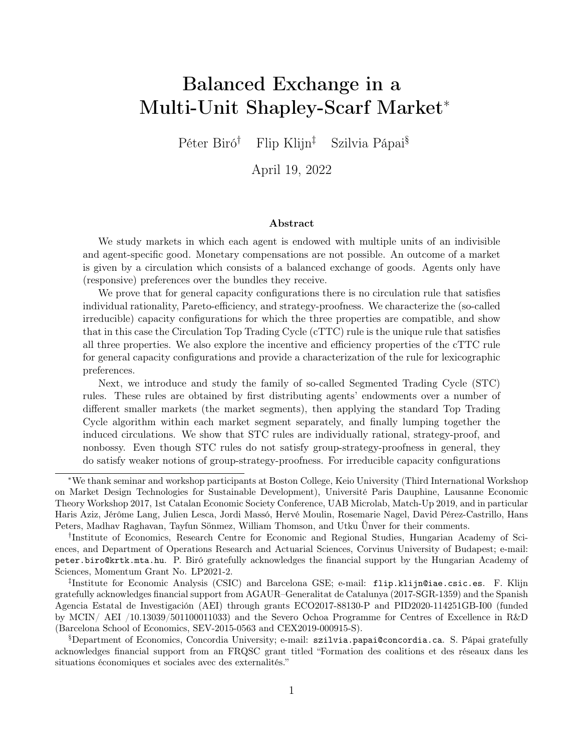# Balanced Exchange in a Multi-Unit Shapley-Scarf Market*

Péter Biró[†] Flip Klijn[‡] Szilvia Pápai[§]

April 19, 2022

### Abstract

We study markets in which each agent is endowed with multiple units of an indivisible and agent-specific good. Monetary compensations are not possible. An outcome of a market is given by a circulation which consists of a balanced exchange of goods. Agents only have (responsive) preferences over the bundles they receive.

We prove that for general capacity configurations there is no circulation rule that satisfies individual rationality, Pareto-efficiency, and strategy-proofness. We characterize the (so-called irreducible) capacity configurations for which the three properties are compatible, and show that in this case the Circulation Top Trading Cycle (cTTC) rule is the unique rule that satisfies all three properties. We also explore the incentive and efficiency properties of the cTTC rule for general capacity configurations and provide a characterization of the rule for lexicographic preferences.

Next, we introduce and study the family of so-called Segmented Trading Cycle (STC) rules. These rules are obtained by first distributing agents' endowments over a number of different smaller markets (the market segments), then applying the standard Top Trading Cycle algorithm within each market segment separately, and finally lumping together the induced circulations. We show that STC rules are individually rational, strategy-proof, and nonbossy. Even though STC rules do not satisfy group-strategy-proofness in general, they do satisfy weaker notions of group-strategy-proofness. For irreducible capacity configurations

---

*We thank seminar and workshop participants at Boston College, Keio University (Third International Workshop on Market Design Technologies for Sustainable Development), Université Paris Dauphine, Lausanne Economic Theory Workshop 2017, 1st Catalan Economic Society Conference, UAB Microlab, Match-Up 2019, and in particular Haris Aziz, Jérôme Lang, Julien Lesca, Jordi Massó, Hervé Moulin, Rosemarie Nagel, David Pérez-Castrillo, Hans Peters, Madhav Raghavan, Tayfun Sönmez, William Thomson, and Utku Ünver for their comments.

[†]Institute of Economics, Research Centre for Economic and Regional Studies, Hungarian Academy of Sciences, and Department of Operations Research and Actuarial Sciences, Corvinus University of Budapest; e-mail: peter.biro@krtk.mta.hu. P. Biró gratefully acknowledges the financial support by the Hungarian Academy of Sciences, Momentum Grant No. LP2021-2.

[‡]Institute for Economic Analysis (CSIC) and Barcelona GSE; e-mail: flip.klijn@iae.csic.es. F. Klijn gratefully acknowledges financial support from AGAUR–Generalitat de Catalunya (2017-SGR-1359) and the Spanish Agencia Estatal de Investigación (AEI) through grants ECO2017-88130-P and PID2020-114251GB-I00 (funded by MCIN/ AEI /10.13039/501100011033) and the Severo Ochoa Programme for Centres of Excellence in R&D (Barcelona School of Economics, SEV-2015-0563 and CEX2019-000915-S).

[§]Department of Economics, Concordia University; e-mail: szilvia.papai@concordia.ca. S. Pápai gratefully acknowledges financial support from an FRQSC grant titled "Formation des coalitions et des réseaux dans les situations économiques et sociales avec des externalités."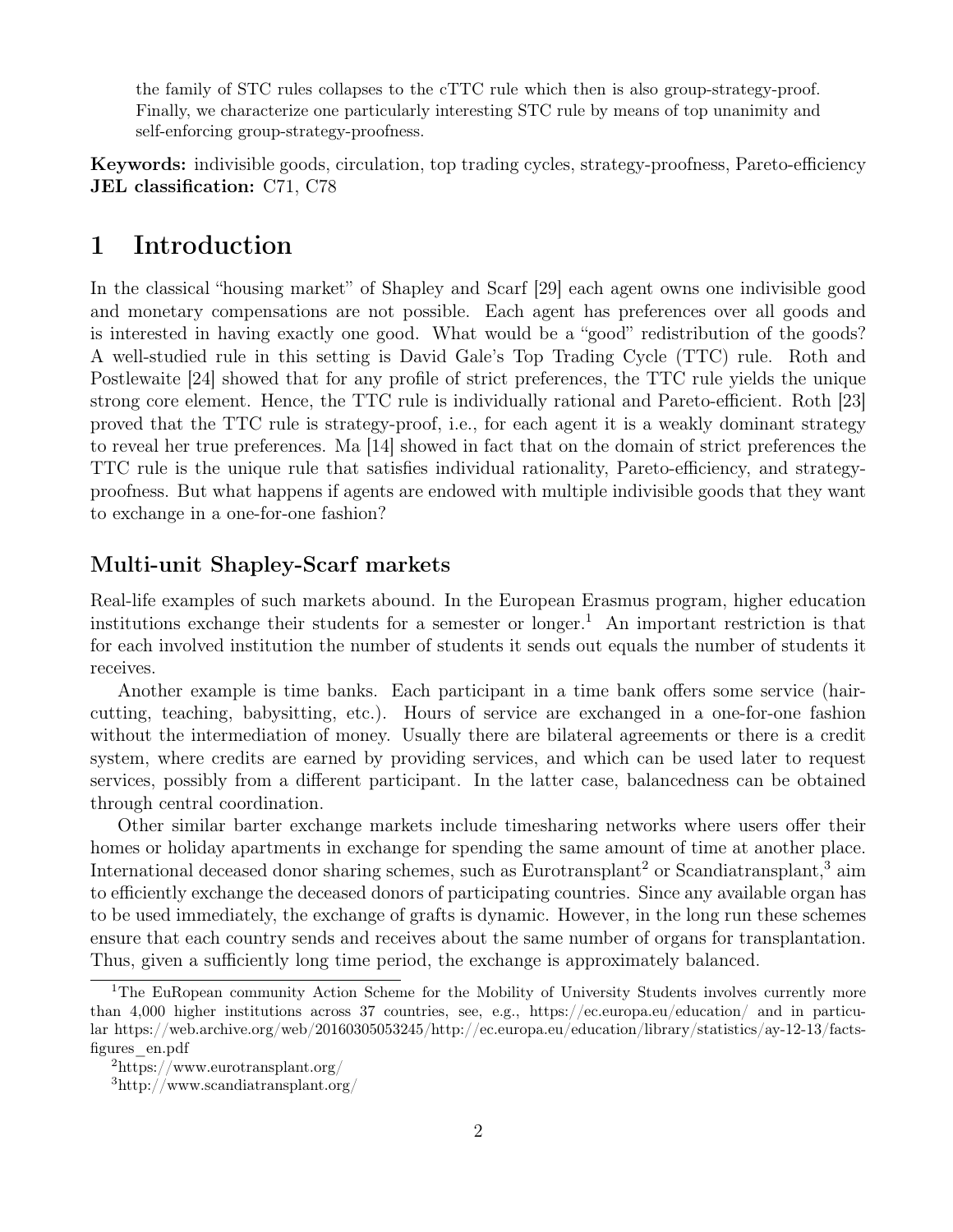the family of STC rules collapses to the cTTC rule which then is also group-strategy-proof. Finally, we characterize one particularly interesting STC rule by means of top unanimity and self-enforcing group-strategy-proofness.

**Keywords:** indivisible goods, circulation, top trading cycles, strategy-proofness, Pareto-efficiency
**JEL classification:** C71, C78

# 1 Introduction

In the classical "housing market" of Shapley and Scarf [29] each agent owns one indivisible good and monetary compensations are not possible. Each agent has preferences over all goods and is interested in having exactly one good. What would be a "good" redistribution of the goods? A well-studied rule in this setting is David Gale's Top Trading Cycle (TTC) rule. Roth and Postlewaite [24] showed that for any profile of strict preferences, the TTC rule yields the unique strong core element. Hence, the TTC rule is individually rational and Pareto-efficient. Roth [23] proved that the TTC rule is strategy-proof, i.e., for each agent it is a weakly dominant strategy to reveal her true preferences. Ma [14] showed in fact that on the domain of strict preferences the TTC rule is the unique rule that satisfies individual rationality, Pareto-efficiency, and strategy-proofness. But what happens if agents are endowed with multiple indivisible goods that they want to exchange in a one-for-one fashion?

## Multi-unit Shapley-Scarf markets

Real-life examples of such markets abound. In the European Erasmus program, higher education institutions exchange their students for a semester or longer.[1] An important restriction is that for each involved institution the number of students it sends out equals the number of students it receives.

Another example is time banks. Each participant in a time bank offers some service (haircutting, teaching, babysitting, etc.). Hours of service are exchanged in a one-for-one fashion without the intermediation of money. Usually there are bilateral agreements or there is a credit system, where credits are earned by providing services, and which can be used later to request services, possibly from a different participant. In the latter case, balancedness can be obtained through central coordination.

Other similar barter exchange markets include timesharing networks where users offer their homes or holiday apartments in exchange for spending the same amount of time at another place. International deceased donor sharing schemes, such as Eurotransplant[2] or Scandiatransplant,[3] aim to efficiently exchange the deceased donors of participating countries. Since any available organ has to be used immediately, the exchange of grafts is dynamic. However, in the long run these schemes ensure that each country sends and receives about the same number of organs for transplantation. Thus, given a sufficiently long time period, the exchange is approximately balanced.

[1] The EuRopean community Action Scheme for the Mobility of University Students involves currently more than 4,000 higher institutions across 37 countries, see, e.g., https://ec.europa.eu/education/ and in particular https://web.archive.org/web/20160305053245/http://ec.europa.eu/education/library/statistics/ay-12-13/facts-figures_en.pdf

[2] https://www.eurotransplant.org/

[3] http://www.scandiatransplant.org/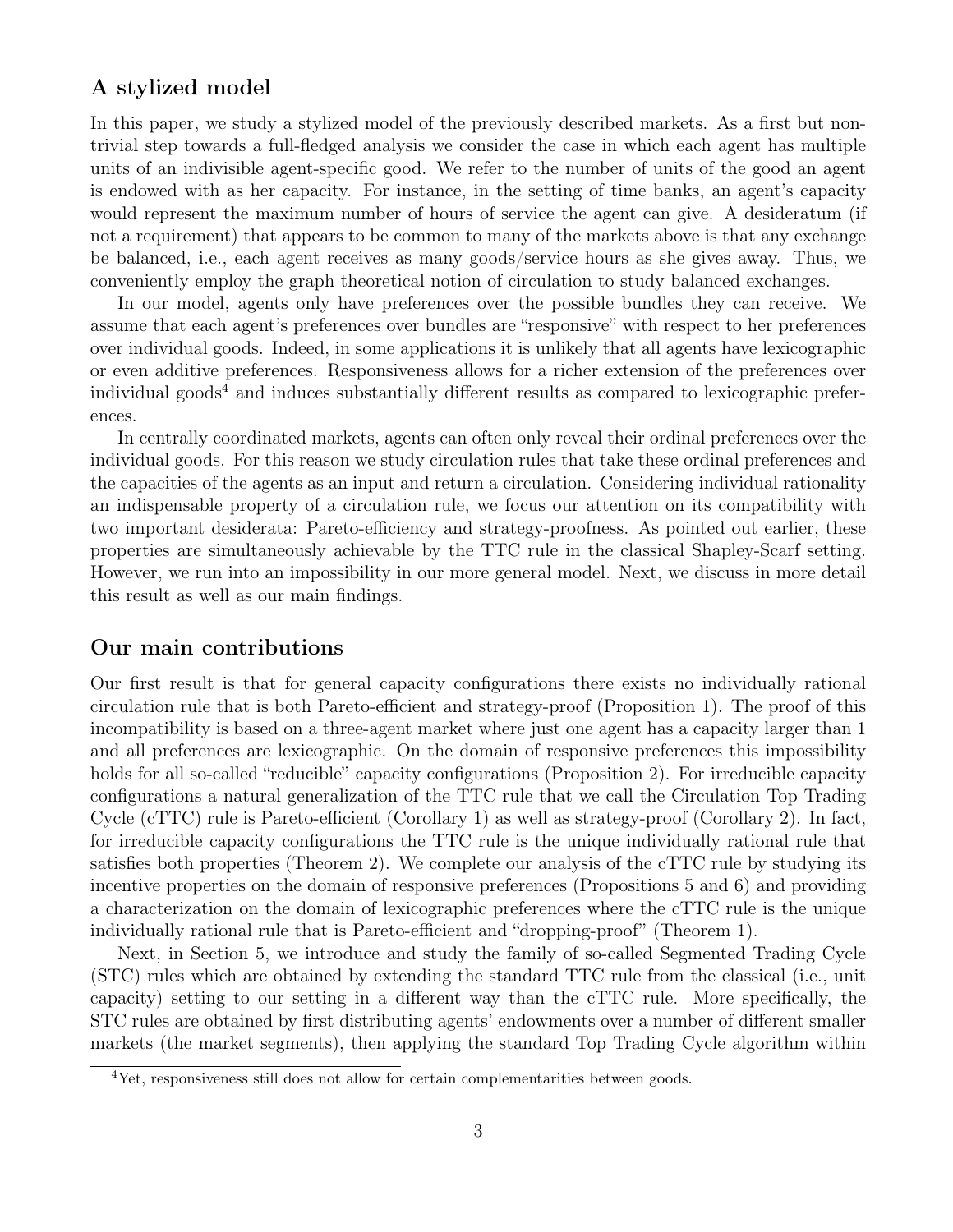## A stylized model

In this paper, we study a stylized model of the previously described markets. As a first but non-trivial step towards a full-fledged analysis we consider the case in which each agent has multiple units of an indivisible agent-specific good. We refer to the number of units of the good an agent is endowed with as her capacity. For instance, in the setting of time banks, an agent's capacity would represent the maximum number of hours of service the agent can give. A desideratum (if not a requirement) that appears to be common to many of the markets above is that any exchange be balanced, i.e., each agent receives as many goods/service hours as she gives away. Thus, we conveniently employ the graph theoretical notion of circulation to study balanced exchanges.

In our model, agents only have preferences over the possible bundles they can receive. We assume that each agent's preferences over bundles are "responsive" with respect to her preferences over individual goods. Indeed, in some applications it is unlikely that all agents have lexicographic or even additive preferences. Responsiveness allows for a richer extension of the preferences over individual goods[4] and induces substantially different results as compared to lexicographic preferences.

In centrally coordinated markets, agents can often only reveal their ordinal preferences over the individual goods. For this reason we study circulation rules that take these ordinal preferences and the capacities of the agents as an input and return a circulation. Considering individual rationality an indispensable property of a circulation rule, we focus our attention on its compatibility with two important desiderata: Pareto-efficiency and strategy-proofness. As pointed out earlier, these properties are simultaneously achievable by the TTC rule in the classical Shapley-Scarf setting. However, we run into an impossibility in our more general model. Next, we discuss in more detail this result as well as our main findings.

## Our main contributions

Our first result is that for general capacity configurations there exists no individually rational circulation rule that is both Pareto-efficient and strategy-proof (Proposition 1). The proof of this incompatibility is based on a three-agent market where just one agent has a capacity larger than 1 and all preferences are lexicographic. On the domain of responsive preferences this impossibility holds for all so-called "reducible" capacity configurations (Proposition 2). For irreducible capacity configurations a natural generalization of the TTC rule that we call the Circulation Top Trading Cycle (cTTC) rule is Pareto-efficient (Corollary 1) as well as strategy-proof (Corollary 2). In fact, for irreducible capacity configurations the TTC rule is the unique individually rational rule that satisfies both properties (Theorem 2). We complete our analysis of the cTTC rule by studying its incentive properties on the domain of responsive preferences (Propositions 5 and 6) and providing a characterization on the domain of lexicographic preferences where the cTTC rule is the unique individually rational rule that is Pareto-efficient and "dropping-proof" (Theorem 1).

Next, in Section 5, we introduce and study the family of so-called Segmented Trading Cycle (STC) rules which are obtained by extending the standard TTC rule from the classical (i.e., unit capacity) setting to our setting in a different way than the cTTC rule. More specifically, the STC rules are obtained by first distributing agents' endowments over a number of different smaller markets (the market segments), then applying the standard Top Trading Cycle algorithm within

[4]Yet, responsiveness still does not allow for certain complementarities between goods.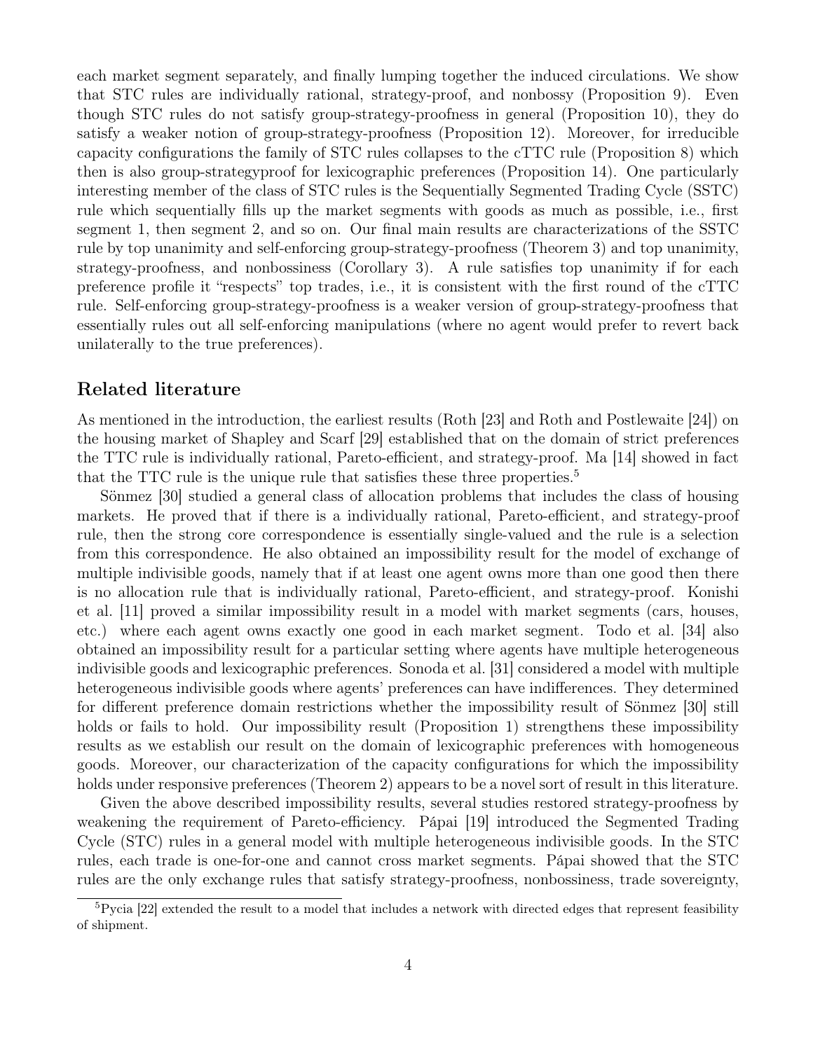each market segment separately, and finally lumping together the induced circulations. We show that STC rules are individually rational, strategy-proof, and nonbossy (Proposition 9). Even though STC rules do not satisfy group-strategy-proofness in general (Proposition 10), they do satisfy a weaker notion of group-strategy-proofness (Proposition 12). Moreover, for irreducible capacity configurations the family of STC rules collapses to the cTTC rule (Proposition 8) which then is also group-strategyproof for lexicographic preferences (Proposition 14). One particularly interesting member of the class of STC rules is the Sequentially Segmented Trading Cycle (SSTC) rule which sequentially fills up the market segments with goods as much as possible, i.e., first segment 1, then segment 2, and so on. Our final main results are characterizations of the SSTC rule by top unanimity and self-enforcing group-strategy-proofness (Theorem 3) and top unanimity, strategy-proofness, and nonbossiness (Corollary 3). A rule satisfies top unanimity if for each preference profile it "respects" top trades, i.e., it is consistent with the first round of the cTTC rule. Self-enforcing group-strategy-proofness is a weaker version of group-strategy-proofness that essentially rules out all self-enforcing manipulations (where no agent would prefer to revert back unilaterally to the true preferences).

## Related literature

As mentioned in the introduction, the earliest results (Roth [23] and Roth and Postlewaite [24]) on the housing market of Shapley and Scarf [29] established that on the domain of strict preferences the TTC rule is individually rational, Pareto-efficient, and strategy-proof. Ma [14] showed in fact that the TTC rule is the unique rule that satisfies these three properties.[5]

Sönmez [30] studied a general class of allocation problems that includes the class of housing markets. He proved that if there is a individually rational, Pareto-efficient, and strategy-proof rule, then the strong core correspondence is essentially single-valued and the rule is a selection from this correspondence. He also obtained an impossibility result for the model of exchange of multiple indivisible goods, namely that if at least one agent owns more than one good then there is no allocation rule that is individually rational, Pareto-efficient, and strategy-proof. Konishi et al. [11] proved a similar impossibility result in a model with market segments (cars, houses, etc.) where each agent owns exactly one good in each market segment. Todo et al. [34] also obtained an impossibility result for a particular setting where agents have multiple heterogeneous indivisible goods and lexicographic preferences. Sonoda et al. [31] considered a model with multiple heterogeneous indivisible goods where agents' preferences can have indifferences. They determined for different preference domain restrictions whether the impossibility result of Sönmez [30] still holds or fails to hold. Our impossibility result (Proposition 1) strengthens these impossibility results as we establish our result on the domain of lexicographic preferences with homogeneous goods. Moreover, our characterization of the capacity configurations for which the impossibility holds under responsive preferences (Theorem 2) appears to be a novel sort of result in this literature.

Given the above described impossibility results, several studies restored strategy-proofness by weakening the requirement of Pareto-efficiency. Pápai [19] introduced the Segmented Trading Cycle (STC) rules in a general model with multiple heterogeneous indivisible goods. In the STC rules, each trade is one-for-one and cannot cross market segments. Pápai showed that the STC rules are the only exchange rules that satisfy strategy-proofness, nonbossiness, trade sovereignty,

[5] Pycia [22] extended the result to a model that includes a network with directed edges that represent feasibility of shipment.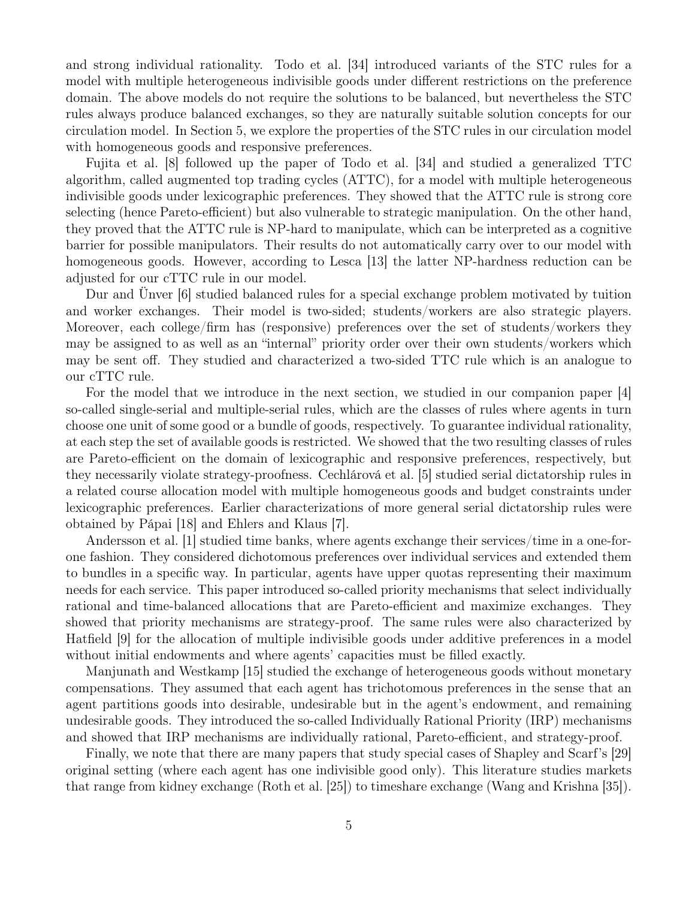and strong individual rationality. Todo et al. [34] introduced variants of the STC rules for a model with multiple heterogeneous indivisible goods under different restrictions on the preference domain. The above models do not require the solutions to be balanced, but nevertheless the STC rules always produce balanced exchanges, so they are naturally suitable solution concepts for our circulation model. In Section 5, we explore the properties of the STC rules in our circulation model with homogeneous goods and responsive preferences.

Fujita et al. [8] followed up the paper of Todo et al. [34] and studied a generalized TTC algorithm, called augmented top trading cycles (ATTC), for a model with multiple heterogeneous indivisible goods under lexicographic preferences. They showed that the ATTC rule is strong core selecting (hence Pareto-efficient) but also vulnerable to strategic manipulation. On the other hand, they proved that the ATTC rule is NP-hard to manipulate, which can be interpreted as a cognitive barrier for possible manipulators. Their results do not automatically carry over to our model with homogeneous goods. However, according to Lesca [13] the latter NP-hardness reduction can be adjusted for our cTTC rule in our model.

Dur and Ünver [6] studied balanced rules for a special exchange problem motivated by tuition and worker exchanges. Their model is two-sided; students/workers are also strategic players. Moreover, each college/firm has (responsive) preferences over the set of students/workers they may be assigned to as well as an "internal" priority order over their own students/workers which may be sent off. They studied and characterized a two-sided TTC rule which is an analogue to our cTTC rule.

For the model that we introduce in the next section, we studied in our companion paper [4] so-called single-serial and multiple-serial rules, which are the classes of rules where agents in turn choose one unit of some good or a bundle of goods, respectively. To guarantee individual rationality, at each step the set of available goods is restricted. We showed that the two resulting classes of rules are Pareto-efficient on the domain of lexicographic and responsive preferences, respectively, but they necessarily violate strategy-proofness. Cechlárová et al. [5] studied serial dictatorship rules in a related course allocation model with multiple homogeneous goods and budget constraints under lexicographic preferences. Earlier characterizations of more general serial dictatorship rules were obtained by Pápai [18] and Ehlers and Klaus [7].

Andersson et al. [1] studied time banks, where agents exchange their services/time in a one-for-one fashion. They considered dichotomous preferences over individual services and extended them to bundles in a specific way. In particular, agents have upper quotas representing their maximum needs for each service. This paper introduced so-called priority mechanisms that select individually rational and time-balanced allocations that are Pareto-efficient and maximize exchanges. They showed that priority mechanisms are strategy-proof. The same rules were also characterized by Hatfield [9] for the allocation of multiple indivisible goods under additive preferences in a model without initial endowments and where agents' capacities must be filled exactly.

Manjunath and Westkamp [15] studied the exchange of heterogeneous goods without monetary compensations. They assumed that each agent has trichotomous preferences in the sense that an agent partitions goods into desirable, undesirable but in the agent's endowment, and remaining undesirable goods. They introduced the so-called Individually Rational Priority (IRP) mechanisms and showed that IRP mechanisms are individually rational, Pareto-efficient, and strategy-proof.

Finally, we note that there are many papers that study special cases of Shapley and Scarf's [29] original setting (where each agent has one indivisible good only). This literature studies markets that range from kidney exchange (Roth et al. [25]) to timeshare exchange (Wang and Krishna [35]).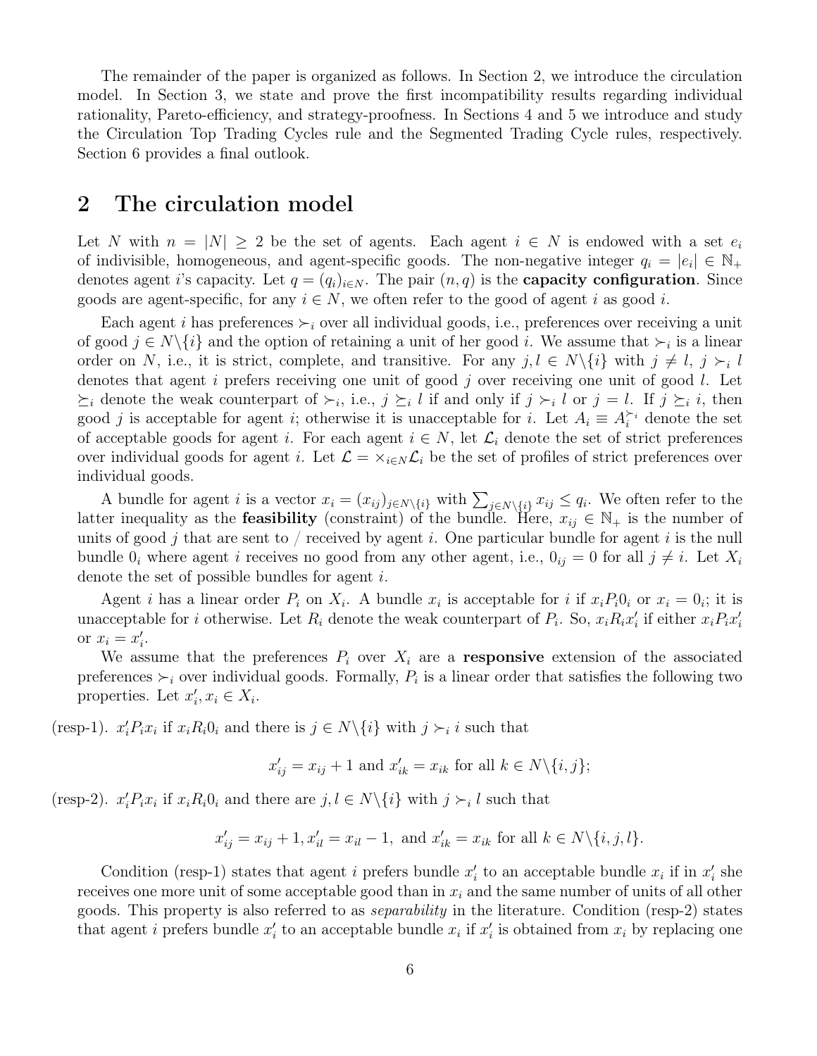The remainder of the paper is organized as follows. In Section 2, we introduce the circulation model. In Section 3, we state and prove the first incompatibility results regarding individual rationality, Pareto-efficiency, and strategy-proofness. In Sections 4 and 5 we introduce and study the Circulation Top Trading Cycles rule and the Segmented Trading Cycle rules, respectively. Section 6 provides a final outlook.

## 2 The circulation model

Let $N$ with $n = |N| \geq 2$ be the set of agents. Each agent $i \in N$ is endowed with a set $e_i$ of indivisible, homogeneous, and agent-specific goods. The non-negative integer $q_i = |e_i| \in \mathbb{N}_+$ denotes agent $i$'s capacity. Let $q = (q_i)_{i \in N}$. The pair $(n, q)$ is the **capacity configuration**. Since goods are agent-specific, for any $i \in N$, we often refer to the good of agent $i$ as good $i$.

Each agent $i$ has preferences $\succ_i$ over all individual goods, i.e., preferences over receiving a unit of good $j \in N\backslash\{i\}$ and the option of retaining a unit of her good $i$. We assume that $\succ_i$ is a linear order on $N$, i.e., it is strict, complete, and transitive. For any $j, l \in N\backslash\{i\}$ with $j \neq l$, $j \succ_i l$ denotes that agent $i$ prefers receiving one unit of good $j$ over receiving one unit of good $l$. Let $\succeq_i$ denote the weak counterpart of $\succ_i$, i.e., $j \succeq_i l$ if and only if $j \succ_i l$ or $j = l$. If $j \succeq_i i$, then good $j$ is acceptable for agent $i$; otherwise it is unacceptable for $i$. Let $A_i \equiv A_i^{\succ_i}$ denote the set of acceptable goods for agent $i$. For each agent $i \in N$, let $\mathcal{L}_i$ denote the set of strict preferences over individual goods for agent $i$. Let $\mathcal{L} = \times_{i \in N} \mathcal{L}_i$ be the set of profiles of strict preferences over individual goods.

A bundle for agent $i$ is a vector $x_i = (x_{ij})_{j \in N\backslash\{i\}}$ with $\sum_{j \in N\backslash\{i\}} x_{ij} \leq q_i$. We often refer to the latter inequality as the **feasibility** (constraint) of the bundle. Here, $x_{ij} \in \mathbb{N}_+$ is the number of units of good $j$ that are sent to / received by agent $i$. One particular bundle for agent $i$ is the null bundle $0_i$ where agent $i$ receives no good from any other agent, i.e., $0_{ij} = 0$ for all $j \neq i$. Let $X_i$ denote the set of possible bundles for agent $i$.

Agent $i$ has a linear order $P_i$ on $X_i$. A bundle $x_i$ is acceptable for $i$ if $x_i P_i 0_i$ or $x_i = 0_i$; it is unacceptable for $i$ otherwise. Let $R_i$ denote the weak counterpart of $P_i$. So, $x_i R_i x'_i$ if either $x_i P_i x'_i$ or $x_i = x'_i$.

We assume that the preferences $P_i$ over $X_i$ are a **responsive** extension of the associated preferences $\succ_i$ over individual goods. Formally, $P_i$ is a linear order that satisfies the following two properties. Let $x'_i, x_i \in X_i$.

(resp-1). $x'_i P_i x_i$ if $x_i R_i 0_i$ and there is $j \in N\backslash\{i\}$ with $j \succ_i i$ such that

$$x'_{ij} = x_{ij} + 1 \text{ and } x'_{ik} = x_{ik} \text{ for all } k \in N\backslash\{i, j\};$$

(resp-2). $x'_i P_i x_i$ if $x_i R_i 0_i$ and there are $j, l \in N\backslash\{i\}$ with $j \succ_i l$ such that

$$x'_{ij} = x_{ij} + 1, x'_{il} = x_{il} - 1, \text{ and } x'_{ik} = x_{ik} \text{ for all } k \in N\backslash\{i, j, l\}.$$

Condition (resp-1) states that agent $i$ prefers bundle $x'_i$ to an acceptable bundle $x_i$ if in $x'_i$ she receives one more unit of some acceptable good than in $x_i$ and the same number of units of all other goods. This property is also referred to as *separability* in the literature. Condition (resp-2) states that agent $i$ prefers bundle $x'_i$ to an acceptable bundle $x_i$ if $x'_i$ is obtained from $x_i$ by replacing one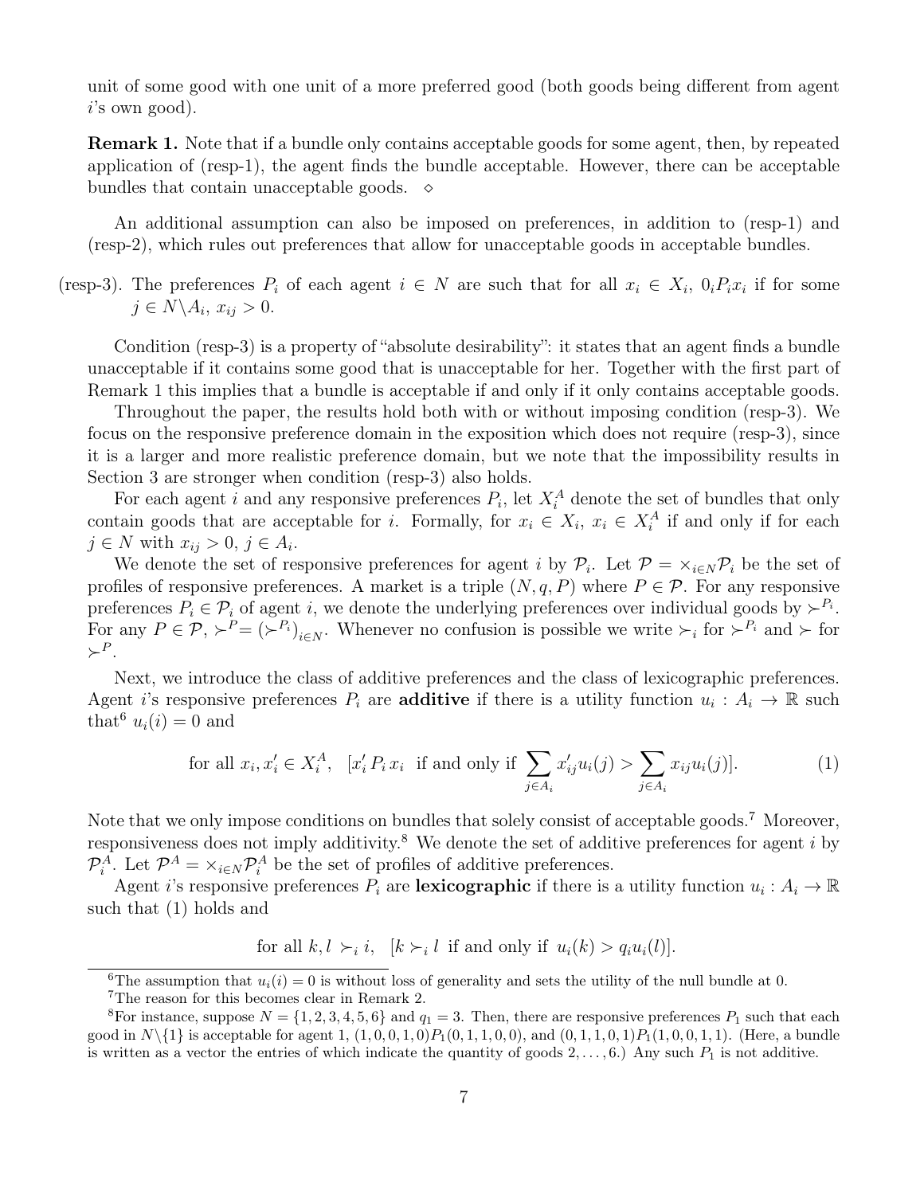unit of some good with one unit of a more preferred good (both goods being different from agent $i$'s own good).

**Remark 1.** Note that if a bundle only contains acceptable goods for some agent, then, by repeated application of (resp-1), the agent finds the bundle acceptable. However, there can be acceptable bundles that contain unacceptable goods. $\diamond$

An additional assumption can also be imposed on preferences, in addition to (resp-1) and (resp-2), which rules out preferences that allow for unacceptable goods in acceptable bundles.

(resp-3). The preferences $P_i$ of each agent $i \in N$ are such that for all $x_i \in X_i$, $0_i P_i x_i$ if for some $j \in N \backslash A_i$, $x_{ij} > 0$.

Condition (resp-3) is a property of "absolute desirability": it states that an agent finds a bundle unacceptable if it contains some good that is unacceptable for her. Together with the first part of Remark 1 this implies that a bundle is acceptable if and only if it only contains acceptable goods.

Throughout the paper, the results hold both with or without imposing condition (resp-3). We focus on the responsive preference domain in the exposition which does not require (resp-3), since it is a larger and more realistic preference domain, but we note that the impossibility results in Section 3 are stronger when condition (resp-3) also holds.

For each agent $i$ and any responsive preferences $P_i$, let $X_i^A$ denote the set of bundles that only contain goods that are acceptable for $i$. Formally, for $x_i \in X_i$, $x_i \in X_i^A$ if and only if for each $j \in N$ with $x_{ij} > 0$, $j \in A_i$.

We denote the set of responsive preferences for agent $i$ by $\mathcal{P}_i$. Let $\mathcal{P} = \times_{i \in N} \mathcal{P}_i$ be the set of profiles of responsive preferences. A market is a triple $(N, q, P)$ where $P \in \mathcal{P}$. For any responsive preferences $P_i \in \mathcal{P}_i$ of agent $i$, we denote the underlying preferences over individual goods by $\succ^{P_i}$. For any $P \in \mathcal{P}$, $\succ^P = (\succ^{P_i})_{i \in N}$. Whenever no confusion is possible we write $\succ_i$ for $\succ^{P_i}$ and $\succ$ for $\succ^P$.

Next, we introduce the class of additive preferences and the class of lexicographic preferences. Agent $i$'s responsive preferences $P_i$ are **additive** if there is a utility function $u_i : A_i \to \mathbb{R}$ such that[6] $u_i(i) = 0$ and

$$\text{for all } x_i, x_i' \in X_i^A, \quad [x_i' \, P_i \, x_i \; \text{ if and only if } \sum_{j \in A_i} x_{ij}' u_i(j) > \sum_{j \in A_i} x_{ij} u_i(j)]. \tag{1}$$

Note that we only impose conditions on bundles that solely consist of acceptable goods.[7] Moreover, responsiveness does not imply additivity.[8] We denote the set of additive preferences for agent $i$ by $\mathcal{P}_i^A$. Let $\mathcal{P}^A = \times_{i \in N} \mathcal{P}_i^A$ be the set of profiles of additive preferences.

Agent $i$'s responsive preferences $P_i$ are **lexicographic** if there is a utility function $u_i : A_i \to \mathbb{R}$ such that (1) holds and

$$\text{for all } k, l \succ_i i, \quad [k \succ_i l \; \text{ if and only if } \; u_i(k) > q_i u_i(l)].$$

[6] The assumption that $u_i(i) = 0$ is without loss of generality and sets the utility of the null bundle at 0.

[7] The reason for this becomes clear in Remark 2.

[8] For instance, suppose $N = \{1, 2, 3, 4, 5, 6\}$ and $q_1 = 3$. Then, there are responsive preferences $P_1$ such that each good in $N \backslash \{1\}$ is acceptable for agent 1, $(1, 0, 0, 1, 0) P_1 (0, 1, 1, 0, 0)$, and $(0, 1, 1, 0, 1) P_1 (1, 0, 0, 1, 1)$. (Here, a bundle is written as a vector the entries of which indicate the quantity of goods $2, \ldots, 6$.) Any such $P_1$ is not additive.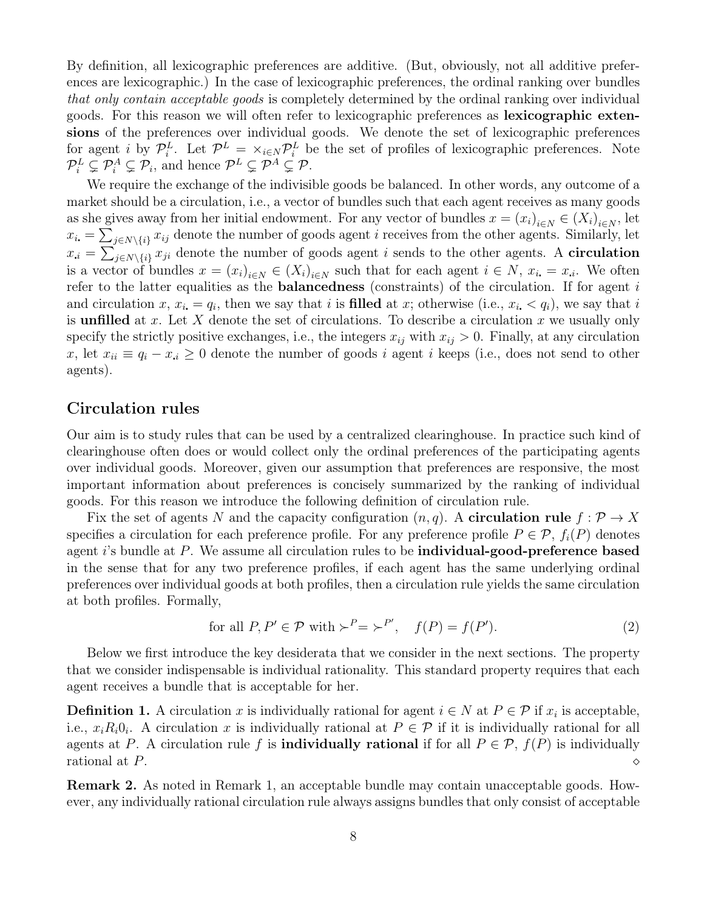By definition, all lexicographic preferences are additive. (But, obviously, not all additive preferences are lexicographic.) In the case of lexicographic preferences, the ordinal ranking over bundles *that only contain acceptable goods* is completely determined by the ordinal ranking over individual goods. For this reason we will often refer to lexicographic preferences as **lexicographic extensions** of the preferences over individual goods. We denote the set of lexicographic preferences for agent $i$ by $\mathcal{P}_i^L$. Let $\mathcal{P}^L = \times_{i\in N}\mathcal{P}_i^L$ be the set of profiles of lexicographic preferences. Note $\mathcal{P}_i^L \subsetneq \mathcal{P}_i^A \subsetneq \mathcal{P}_i$, and hence $\mathcal{P}^L \subsetneq \mathcal{P}^A \subsetneq \mathcal{P}$.

We require the exchange of the indivisible goods be balanced. In other words, any outcome of a market should be a circulation, i.e., a vector of bundles such that each agent receives as many goods as she gives away from her initial endowment. For any vector of bundles $x = (x_i)_{i\in N} \in (X_i)_{i\in N}$, let $x_{i\bullet} = \sum_{j\in N\setminus\{i\}} x_{ij}$ denote the number of goods agent $i$ receives from the other agents. Similarly, let $x_{\bullet i} = \sum_{j\in N\setminus\{i\}} x_{ji}$ denote the number of goods agent $i$ sends to the other agents. A **circulation** is a vector of bundles $x = (x_i)_{i\in N} \in (X_i)_{i\in N}$ such that for each agent $i \in N$, $x_{i\bullet} = x_{\bullet i}$. We often refer to the latter equalities as the **balancedness** (constraints) of the circulation. If for agent $i$ and circulation $x$, $x_{i\bullet} = q_i$, then we say that $i$ is **filled** at $x$; otherwise (i.e., $x_{i\bullet} < q_i$), we say that $i$ is **unfilled** at $x$. Let $X$ denote the set of circulations. To describe a circulation $x$ we usually only specify the strictly positive exchanges, i.e., the integers $x_{ij}$ with $x_{ij} > 0$. Finally, at any circulation $x$, let $x_{ii} \equiv q_i - x_{\bullet i} \geq 0$ denote the number of goods $i$ agent $i$ keeps (i.e., does not send to other agents).

## Circulation rules

Our aim is to study rules that can be used by a centralized clearinghouse. In practice such kind of clearinghouse often does or would collect only the ordinal preferences of the participating agents over individual goods. Moreover, given our assumption that preferences are responsive, the most important information about preferences is concisely summarized by the ranking of individual goods. For this reason we introduce the following definition of circulation rule.

Fix the set of agents $N$ and the capacity configuration $(n, q)$. A **circulation rule** $f : \mathcal{P} \to X$ specifies a circulation for each preference profile. For any preference profile $P \in \mathcal{P}$, $f_i(P)$ denotes agent $i$'s bundle at $P$. We assume all circulation rules to be **individual-good-preference based** in the sense that for any two preference profiles, if each agent has the same underlying ordinal preferences over individual goods at both profiles, then a circulation rule yields the same circulation at both profiles. Formally,

$$\text{for all } P, P' \in \mathcal{P} \text{ with } \succ^P = \succ^{P'}, \quad f(P) = f(P'). \tag{2}$$

Below we first introduce the key desiderata that we consider in the next sections. The property that we consider indispensable is individual rationality. This standard property requires that each agent receives a bundle that is acceptable for her.

**Definition 1.** A circulation $x$ is individually rational for agent $i \in N$ at $P \in \mathcal{P}$ if $x_i$ is acceptable, i.e., $x_i R_i 0_i$. A circulation $x$ is individually rational at $P \in \mathcal{P}$ if it is individually rational for all agents at $P$. A circulation rule $f$ is **individually rational** if for all $P \in \mathcal{P}$, $f(P)$ is individually rational at $P$. $\diamond$

**Remark 2.** As noted in Remark 1, an acceptable bundle may contain unacceptable goods. However, any individually rational circulation rule always assigns bundles that only consist of acceptable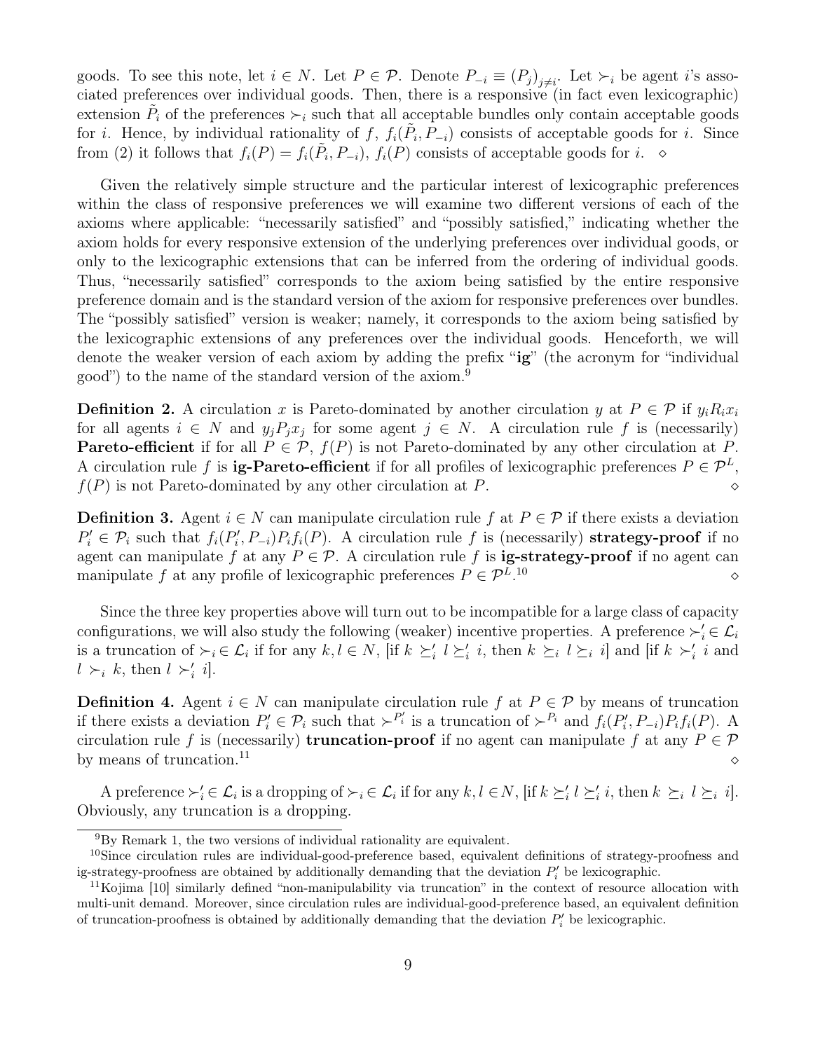goods. To see this note, let $i \in N$. Let $P \in \mathcal{P}$. Denote $P_{-i} \equiv (P_j)_{j \neq i}$. Let $\succ_i$ be agent $i$'s associated preferences over individual goods. Then, there is a responsive (in fact even lexicographic) extension $\tilde{P}_i$ of the preferences $\succ_i$ such that all acceptable bundles only contain acceptable goods for $i$. Hence, by individual rationality of $f$, $f_i(\tilde{P}_i, P_{-i})$ consists of acceptable goods for $i$. Since from (2) it follows that $f_i(P) = f_i(\tilde{P}_i, P_{-i})$, $f_i(P)$ consists of acceptable goods for $i$. $\diamond$

Given the relatively simple structure and the particular interest of lexicographic preferences within the class of responsive preferences we will examine two different versions of each of the axioms where applicable: "necessarily satisfied" and "possibly satisfied," indicating whether the axiom holds for every responsive extension of the underlying preferences over individual goods, or only to the lexicographic extensions that can be inferred from the ordering of individual goods. Thus, "necessarily satisfied" corresponds to the axiom being satisfied by the entire responsive preference domain and is the standard version of the axiom for responsive preferences over bundles. The "possibly satisfied" version is weaker; namely, it corresponds to the axiom being satisfied by the lexicographic extensions of any preferences over the individual goods. Henceforth, we will denote the weaker version of each axiom by adding the prefix "**ig**" (the acronym for "individual good") to the name of the standard version of the axiom.[9]

**Definition 2.** A circulation $x$ is Pareto-dominated by another circulation $y$ at $P \in \mathcal{P}$ if $y_i R_i x_i$ for all agents $i \in N$ and $y_j P_j x_j$ for some agent $j \in N$. A circulation rule $f$ is (necessarily) **Pareto-efficient** if for all $P \in \mathcal{P}$, $f(P)$ is not Pareto-dominated by any other circulation at $P$. A circulation rule $f$ is **ig-Pareto-efficient** if for all profiles of lexicographic preferences $P \in \mathcal{P}^L$, $f(P)$ is not Pareto-dominated by any other circulation at $P$. $\diamond$

**Definition 3.** Agent $i \in N$ can manipulate circulation rule $f$ at $P \in \mathcal{P}$ if there exists a deviation $P'_i \in \mathcal{P}_i$ such that $f_i(P'_i, P_{-i}) P_i f_i(P)$. A circulation rule $f$ is (necessarily) **strategy-proof** if no agent can manipulate $f$ at any $P \in \mathcal{P}$. A circulation rule $f$ is **ig-strategy-proof** if no agent can manipulate $f$ at any profile of lexicographic preferences $P \in \mathcal{P}^L$.[10] $\diamond$

Since the three key properties above will turn out to be incompatible for a large class of capacity configurations, we will also study the following (weaker) incentive properties. A preference $\succ'_i \in \mathcal{L}_i$ is a truncation of $\succ_i \in \mathcal{L}_i$ if for any $k, l \in N$, [if $k \succeq'_i l \succeq'_i i$, then $k \succeq_i l \succeq_i i$] and [if $k \succ'_i i$ and $l \succ_i k$, then $l \succ'_i i$].

**Definition 4.** Agent $i \in N$ can manipulate circulation rule $f$ at $P \in \mathcal{P}$ by means of truncation if there exists a deviation $P'_i \in \mathcal{P}_i$ such that $\succ^{P'_i}$ is a truncation of $\succ^{P_i}$ and $f_i(P'_i, P_{-i}) P_i f_i(P)$. A circulation rule $f$ is (necessarily) **truncation-proof** if no agent can manipulate $f$ at any $P \in \mathcal{P}$ by means of truncation.[11] $\diamond$

A preference $\succ'_i \in \mathcal{L}_i$ is a dropping of $\succ_i \in \mathcal{L}_i$ if for any $k, l \in N$, [if $k \succeq'_i l \succeq'_i i$, then $k \succeq_i l \succeq_i i$]. Obviously, any truncation is a dropping.

---

[9] By Remark 1, the two versions of individual rationality are equivalent.

[10] Since circulation rules are individual-good-preference based, equivalent definitions of strategy-proofness and ig-strategy-proofness are obtained by additionally demanding that the deviation $P'_i$ be lexicographic.

[11] Kojima [10] similarly defined "non-manipulability via truncation" in the context of resource allocation with multi-unit demand. Moreover, since circulation rules are individual-good-preference based, an equivalent definition of truncation-proofness is obtained by additionally demanding that the deviation $P'_i$ be lexicographic.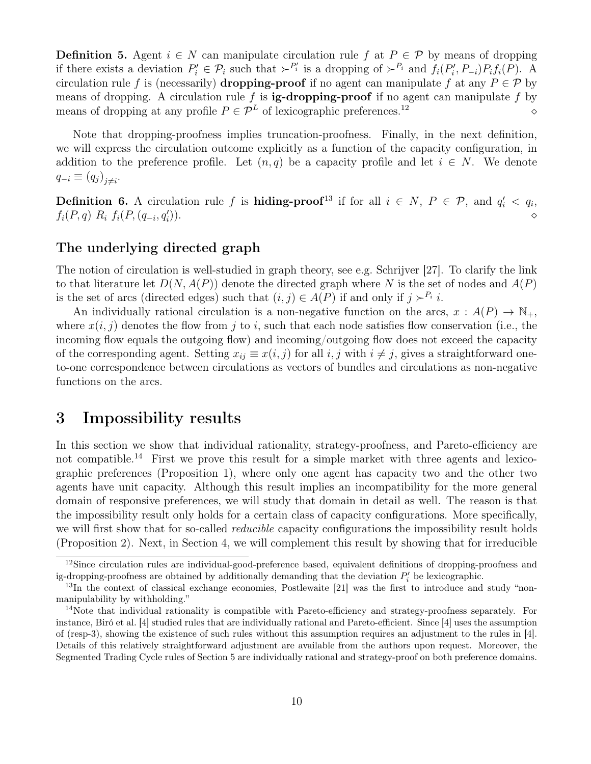**Definition 5.** Agent $i \in N$ can manipulate circulation rule $f$ at $P \in \mathcal{P}$ by means of dropping if there exists a deviation $P'_i \in \mathcal{P}_i$ such that $\succ^{P'_i}$ is a dropping of $\succ^{P_i}$ and $f_i(P'_i, P_{-i}) P_i f_i(P)$. A circulation rule $f$ is (necessarily) **dropping-proof** if no agent can manipulate $f$ at any $P \in \mathcal{P}$ by means of dropping. A circulation rule $f$ is **ig-dropping-proof** if no agent can manipulate $f$ by means of dropping at any profile $P \in \mathcal{P}^L$ of lexicographic preferences.[12] $\diamond$

Note that dropping-proofness implies truncation-proofness. Finally, in the next definition, we will express the circulation outcome explicitly as a function of the capacity configuration, in addition to the preference profile. Let $(n, q)$ be a capacity profile and let $i \in N$. We denote $q_{-i} \equiv (q_j)_{j \neq i}$.

**Definition 6.** A circulation rule $f$ is **hiding-proof**[13] if for all $i \in N$, $P \in \mathcal{P}$, and $q'_i < q_i$, $f_i(P, q) \; R_i \; f_i(P, (q_{-i}, q'_i))$. $\diamond$

### The underlying directed graph

The notion of circulation is well-studied in graph theory, see e.g. Schrijver [27]. To clarify the link to that literature let $D(N, A(P))$ denote the directed graph where $N$ is the set of nodes and $A(P)$ is the set of arcs (directed edges) such that $(i, j) \in A(P)$ if and only if $j \succ^{P_i} i$.

An individually rational circulation is a non-negative function on the arcs, $x : A(P) \to \mathbb{N}_+$, where $x(i, j)$ denotes the flow from $j$ to $i$, such that each node satisfies flow conservation (i.e., the incoming flow equals the outgoing flow) and incoming/outgoing flow does not exceed the capacity of the corresponding agent. Setting $x_{ij} \equiv x(i, j)$ for all $i, j$ with $i \neq j$, gives a straightforward one-to-one correspondence between circulations as vectors of bundles and circulations as non-negative functions on the arcs.

## 3 Impossibility results

In this section we show that individual rationality, strategy-proofness, and Pareto-efficiency are not compatible.[14] First we prove this result for a simple market with three agents and lexicographic preferences (Proposition 1), where only one agent has capacity two and the other two agents have unit capacity. Although this result implies an incompatibility for the more general domain of responsive preferences, we will study that domain in detail as well. The reason is that the impossibility result only holds for a certain class of capacity configurations. More specifically, we will first show that for so-called *reducible* capacity configurations the impossibility result holds (Proposition 2). Next, in Section 4, we will complement this result by showing that for irreducible

[12] Since circulation rules are individual-good-preference based, equivalent definitions of dropping-proofness and ig-dropping-proofness are obtained by additionally demanding that the deviation $P'_i$ be lexicographic.

[13] In the context of classical exchange economies, Postlewaite [21] was the first to introduce and study "non-manipulability by withholding."

[14] Note that individual rationality is compatible with Pareto-efficiency and strategy-proofness separately. For instance, Biró et al. [4] studied rules that are individually rational and Pareto-efficient. Since [4] uses the assumption of (resp-3), showing the existence of such rules without this assumption requires an adjustment to the rules in [4]. Details of this relatively straightforward adjustment are available from the authors upon request. Moreover, the Segmented Trading Cycle rules of Section 5 are individually rational and strategy-proof on both preference domains.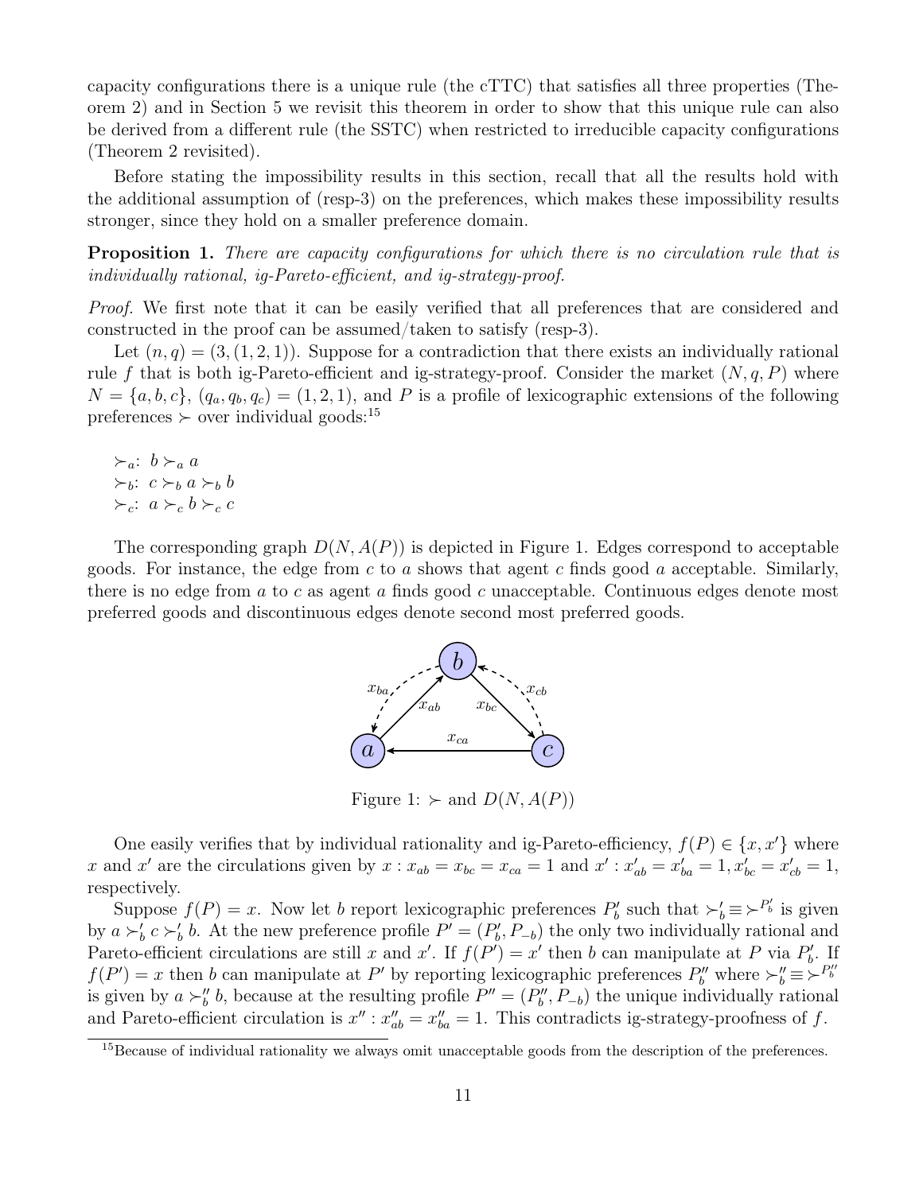capacity configurations there is a unique rule (the cTTC) that satisfies all three properties (Theorem 2) and in Section 5 we revisit this theorem in order to show that this unique rule can also be derived from a different rule (the SSTC) when restricted to irreducible capacity configurations (Theorem 2 revisited).

Before stating the impossibility results in this section, recall that all the results hold with the additional assumption of (resp-3) on the preferences, which makes these impossibility results stronger, since they hold on a smaller preference domain.

**Proposition 1.** *There are capacity configurations for which there is no circulation rule that is individually rational, ig-Pareto-efficient, and ig-strategy-proof.*

*Proof.* We first note that it can be easily verified that all preferences that are considered and constructed in the proof can be assumed/taken to satisfy (resp-3).

Let $(n, q) = (3, (1, 2, 1))$. Suppose for a contradiction that there exists an individually rational rule $f$ that is both ig-Pareto-efficient and ig-strategy-proof. Consider the market $(N, q, P)$ where $N = \{a, b, c\}$, $(q_a, q_b, q_c) = (1, 2, 1)$, and $P$ is a profile of lexicographic extensions of the following preferences $\succ$ over individual goods:[15]

$\succ_a$: $b \succ_a a$
$\succ_b$: $c \succ_b a \succ_b b$
$\succ_c$: $a \succ_c b \succ_c c$

The corresponding graph $D(N, A(P))$ is depicted in Figure 1. Edges correspond to acceptable goods. For instance, the edge from $c$ to $a$ shows that agent $c$ finds good $a$ acceptable. Similarly, there is no edge from $a$ to $c$ as agent $a$ finds good $c$ unacceptable. Continuous edges denote most preferred goods and discontinuous edges denote second most preferred goods.

Figure 1: $\succ$ and $D(N, A(P))$

One easily verifies that by individual rationality and ig-Pareto-efficiency, $f(P) \in \{x, x'\}$ where $x$ and $x'$ are the circulations given by $x : x_{ab} = x_{bc} = x_{ca} = 1$ and $x' : x'_{ab} = x'_{ba} = 1, x'_{bc} = x'_{cb} = 1$, respectively.

Suppose $f(P) = x$. Now let $b$ report lexicographic preferences $P'_b$ such that $\succ'_b \equiv \succ^{P'_b}$ is given by $a \succ'_b c \succ'_b b$. At the new preference profile $P' = (P'_b, P_{-b})$ the only two individually rational and Pareto-efficient circulations are still $x$ and $x'$. If $f(P') = x'$ then $b$ can manipulate at $P$ via $P'_b$. If $f(P') = x$ then $b$ can manipulate at $P'$ by reporting lexicographic preferences $P''_b$ where $\succ''_b \equiv \succ^{P''_b}$ is given by $a \succ''_b b$, because at the resulting profile $P'' = (P''_b, P_{-b})$ the unique individually rational and Pareto-efficient circulation is $x'' : x''_{ab} = x''_{ba} = 1$. This contradicts ig-strategy-proofness of $f$.

[15] Because of individual rationality we always omit unacceptable goods from the description of the preferences.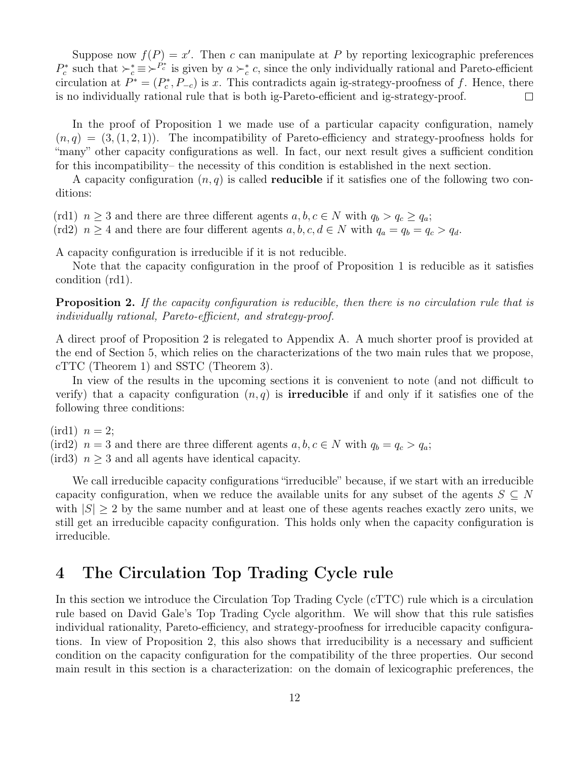Suppose now $f(P) = x'$. Then $c$ can manipulate at $P$ by reporting lexicographic preferences $P_c^*$ such that $\succ_c^* \equiv \succ^{P_c^*}$ is given by $a \succ_c^* c$, since the only individually rational and Pareto-efficient circulation at $P^* = (P_c^*, P_{-c})$ is $x$. This contradicts again ig-strategy-proofness of $f$. Hence, there is no individually rational rule that is both ig-Pareto-efficient and ig-strategy-proof. $\square$

In the proof of Proposition 1 we made use of a particular capacity configuration, namely $(n, q) = (3, (1, 2, 1))$. The incompatibility of Pareto-efficiency and strategy-proofness holds for "many" other capacity configurations as well. In fact, our next result gives a sufficient condition for this incompatibility– the necessity of this condition is established in the next section.

A capacity configuration $(n, q)$ is called **reducible** if it satisfies one of the following two conditions:

(rd1) $n \geq 3$ and there are three different agents $a, b, c \in N$ with $q_b > q_c \geq q_a$;
(rd2) $n \geq 4$ and there are four different agents $a, b, c, d \in N$ with $q_a = q_b = q_c > q_d$.

A capacity configuration is irreducible if it is not reducible.

Note that the capacity configuration in the proof of Proposition 1 is reducible as it satisfies condition (rd1).

**Proposition 2.** *If the capacity configuration is reducible, then there is no circulation rule that is individually rational, Pareto-efficient, and strategy-proof.*

A direct proof of Proposition 2 is relegated to Appendix A. A much shorter proof is provided at the end of Section 5, which relies on the characterizations of the two main rules that we propose, cTTC (Theorem 1) and SSTC (Theorem 3).

In view of the results in the upcoming sections it is convenient to note (and not difficult to verify) that a capacity configuration $(n, q)$ is **irreducible** if and only if it satisfies one of the following three conditions:

(ird1) $n = 2$;
(ird2) $n = 3$ and there are three different agents $a, b, c \in N$ with $q_b = q_c > q_a$;
(ird3) $n \geq 3$ and all agents have identical capacity.

We call irreducible capacity configurations "irreducible" because, if we start with an irreducible capacity configuration, when we reduce the available units for any subset of the agents $S \subseteq N$ with $|S| \geq 2$ by the same number and at least one of these agents reaches exactly zero units, we still get an irreducible capacity configuration. This holds only when the capacity configuration is irreducible.

# 4 The Circulation Top Trading Cycle rule

In this section we introduce the Circulation Top Trading Cycle (cTTC) rule which is a circulation rule based on David Gale's Top Trading Cycle algorithm. We will show that this rule satisfies individual rationality, Pareto-efficiency, and strategy-proofness for irreducible capacity configurations. In view of Proposition 2, this also shows that irreducibility is a necessary and sufficient condition on the capacity configuration for the compatibility of the three properties. Our second main result in this section is a characterization: on the domain of lexicographic preferences, the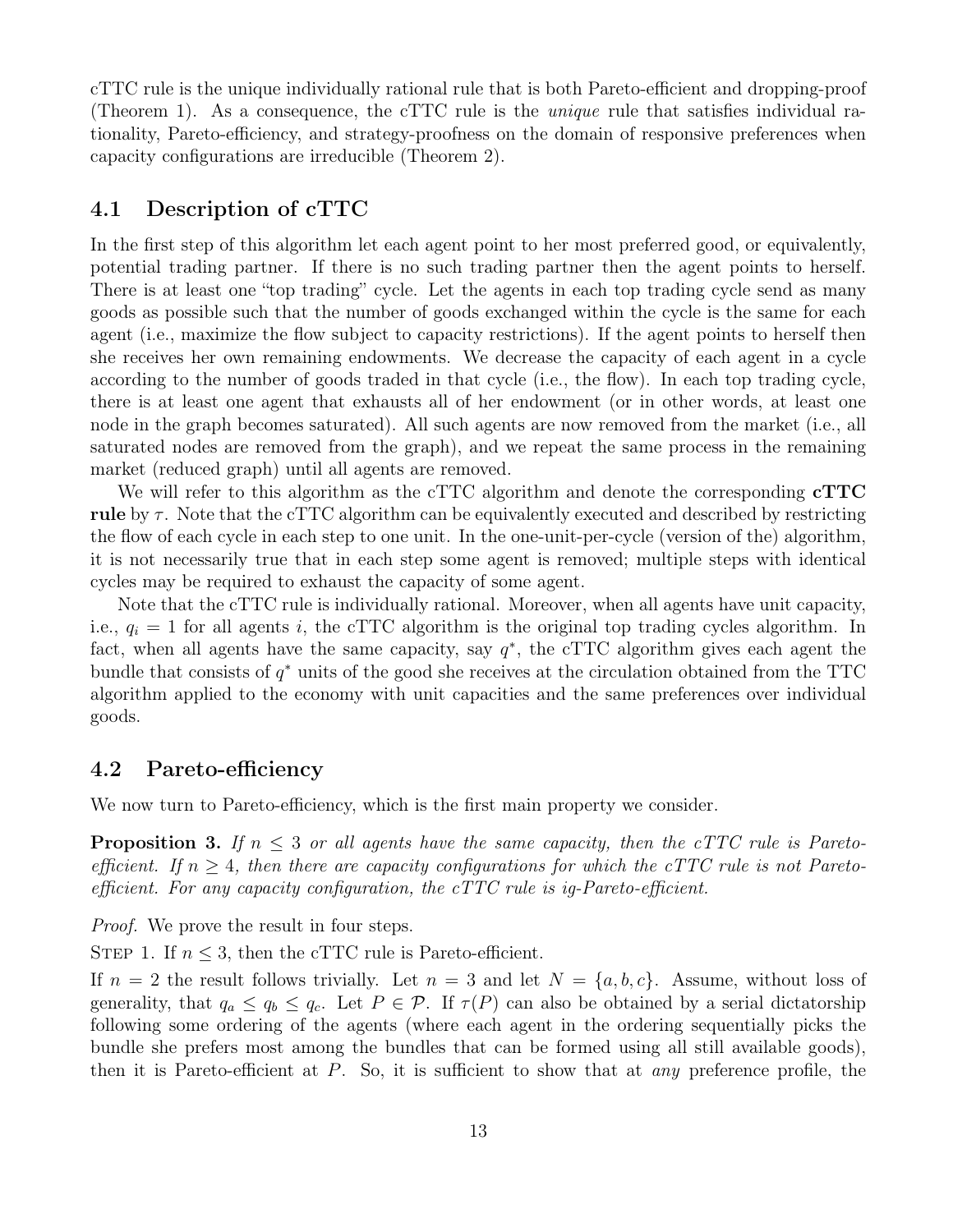cTTC rule is the unique individually rational rule that is both Pareto-efficient and dropping-proof (Theorem 1). As a consequence, the cTTC rule is the *unique* rule that satisfies individual rationality, Pareto-efficiency, and strategy-proofness on the domain of responsive preferences when capacity configurations are irreducible (Theorem 2).

## 4.1 Description of cTTC

In the first step of this algorithm let each agent point to her most preferred good, or equivalently, potential trading partner. If there is no such trading partner then the agent points to herself. There is at least one "top trading" cycle. Let the agents in each top trading cycle send as many goods as possible such that the number of goods exchanged within the cycle is the same for each agent (i.e., maximize the flow subject to capacity restrictions). If the agent points to herself then she receives her own remaining endowments. We decrease the capacity of each agent in a cycle according to the number of goods traded in that cycle (i.e., the flow). In each top trading cycle, there is at least one agent that exhausts all of her endowment (or in other words, at least one node in the graph becomes saturated). All such agents are now removed from the market (i.e., all saturated nodes are removed from the graph), and we repeat the same process in the remaining market (reduced graph) until all agents are removed.

We will refer to this algorithm as the cTTC algorithm and denote the corresponding **cTTC rule** by $\tau$. Note that the cTTC algorithm can be equivalently executed and described by restricting the flow of each cycle in each step to one unit. In the one-unit-per-cycle (version of the) algorithm, it is not necessarily true that in each step some agent is removed; multiple steps with identical cycles may be required to exhaust the capacity of some agent.

Note that the cTTC rule is individually rational. Moreover, when all agents have unit capacity, i.e., $q_i = 1$ for all agents $i$, the cTTC algorithm is the original top trading cycles algorithm. In fact, when all agents have the same capacity, say $q^*$, the cTTC algorithm gives each agent the bundle that consists of $q^*$ units of the good she receives at the circulation obtained from the TTC algorithm applied to the economy with unit capacities and the same preferences over individual goods.

## 4.2 Pareto-efficiency

We now turn to Pareto-efficiency, which is the first main property we consider.

**Proposition 3.** *If $n \leq 3$ or all agents have the same capacity, then the cTTC rule is Pareto-efficient. If $n \geq 4$, then there are capacity configurations for which the cTTC rule is not Pareto-efficient. For any capacity configuration, the cTTC rule is ig-Pareto-efficient.*

*Proof.* We prove the result in four steps.

STEP 1. If $n \leq 3$, then the cTTC rule is Pareto-efficient.

If $n = 2$ the result follows trivially. Let $n = 3$ and let $N = \{a, b, c\}$. Assume, without loss of generality, that $q_a \leq q_b \leq q_c$. Let $P \in \mathcal{P}$. If $\tau(P)$ can also be obtained by a serial dictatorship following some ordering of the agents (where each agent in the ordering sequentially picks the bundle she prefers most among the bundles that can be formed using all still available goods), then it is Pareto-efficient at $P$. So, it is sufficient to show that at *any* preference profile, the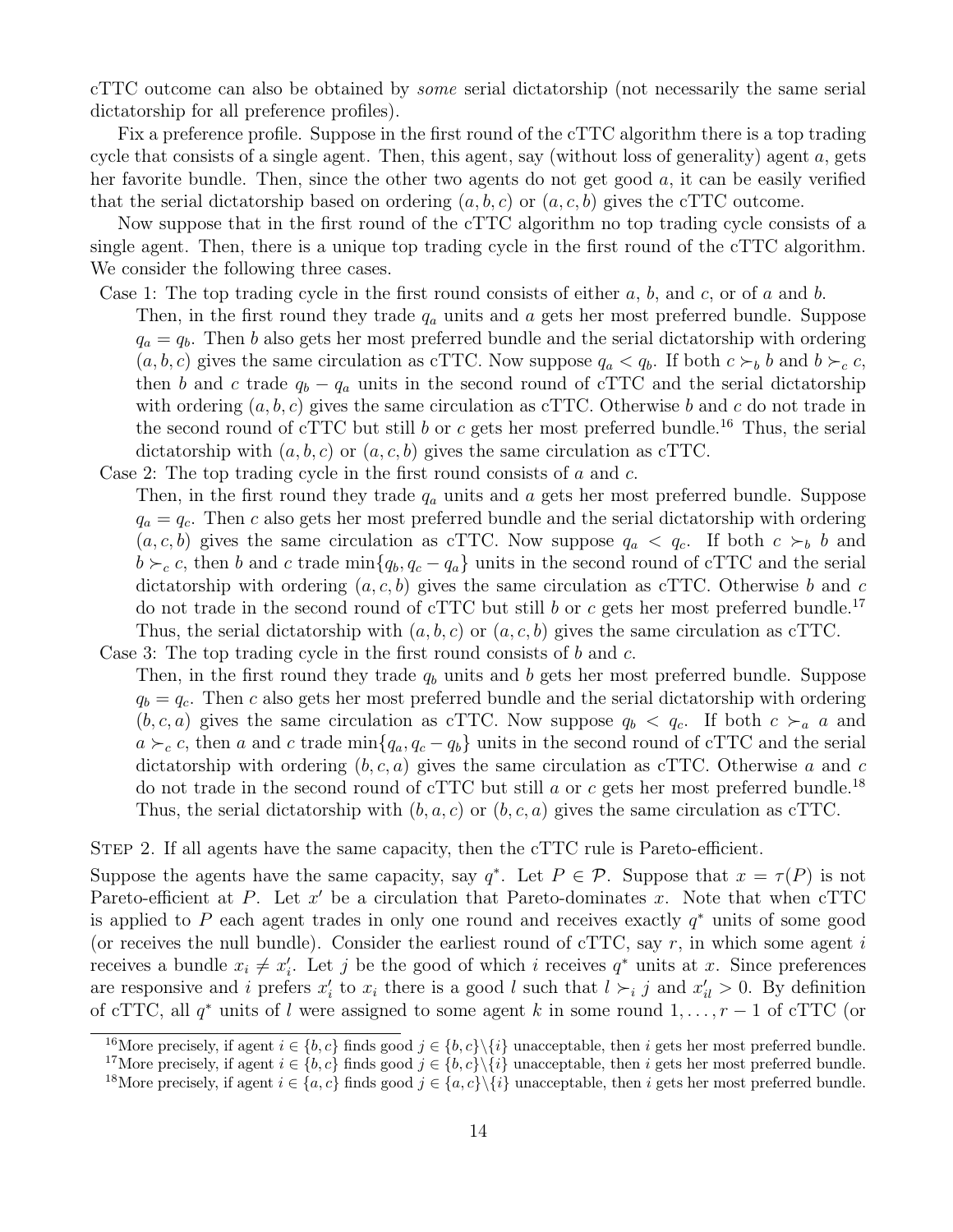cTTC outcome can also be obtained by *some* serial dictatorship (not necessarily the same serial dictatorship for all preference profiles).

Fix a preference profile. Suppose in the first round of the cTTC algorithm there is a top trading cycle that consists of a single agent. Then, this agent, say (without loss of generality) agent $a$, gets her favorite bundle. Then, since the other two agents do not get good $a$, it can be easily verified that the serial dictatorship based on ordering $(a, b, c)$ or $(a, c, b)$ gives the cTTC outcome.

Now suppose that in the first round of the cTTC algorithm no top trading cycle consists of a single agent. Then, there is a unique top trading cycle in the first round of the cTTC algorithm. We consider the following three cases.

Case 1: The top trading cycle in the first round consists of either $a$, $b$, and $c$, or of $a$ and $b$.
Then, in the first round they trade $q_a$ units and $a$ gets her most preferred bundle. Suppose $q_a = q_b$. Then $b$ also gets her most preferred bundle and the serial dictatorship with ordering $(a, b, c)$ gives the same circulation as cTTC. Now suppose $q_a < q_b$. If both $c \succ_b b$ and $b \succ_c c$, then $b$ and $c$ trade $q_b - q_a$ units in the second round of cTTC and the serial dictatorship with ordering $(a, b, c)$ gives the same circulation as cTTC. Otherwise $b$ and $c$ do not trade in the second round of cTTC but still $b$ or $c$ gets her most preferred bundle.[16] Thus, the serial dictatorship with $(a, b, c)$ or $(a, c, b)$ gives the same circulation as cTTC.

Case 2: The top trading cycle in the first round consists of $a$ and $c$.
Then, in the first round they trade $q_a$ units and $a$ gets her most preferred bundle. Suppose $q_a = q_c$. Then $c$ also gets her most preferred bundle and the serial dictatorship with ordering $(a, c, b)$ gives the same circulation as cTTC. Now suppose $q_a < q_c$. If both $c \succ_b b$ and $b \succ_c c$, then $b$ and $c$ trade $\min\{q_b, q_c - q_a\}$ units in the second round of cTTC and the serial dictatorship with ordering $(a, c, b)$ gives the same circulation as cTTC. Otherwise $b$ and $c$ do not trade in the second round of cTTC but still $b$ or $c$ gets her most preferred bundle.[17] Thus, the serial dictatorship with $(a, b, c)$ or $(a, c, b)$ gives the same circulation as cTTC.

Case 3: The top trading cycle in the first round consists of $b$ and $c$.
Then, in the first round they trade $q_b$ units and $b$ gets her most preferred bundle. Suppose $q_b = q_c$. Then $c$ also gets her most preferred bundle and the serial dictatorship with ordering $(b, c, a)$ gives the same circulation as cTTC. Now suppose $q_b < q_c$. If both $c \succ_a a$ and $a \succ_c c$, then $a$ and $c$ trade $\min\{q_a, q_c - q_b\}$ units in the second round of cTTC and the serial dictatorship with ordering $(b, c, a)$ gives the same circulation as cTTC. Otherwise $a$ and $c$ do not trade in the second round of cTTC but still $a$ or $c$ gets her most preferred bundle.[18] Thus, the serial dictatorship with $(b, a, c)$ or $(b, c, a)$ gives the same circulation as cTTC.

Step 2. If all agents have the same capacity, then the cTTC rule is Pareto-efficient.

Suppose the agents have the same capacity, say $q^*$. Let $P \in \mathcal{P}$. Suppose that $x = \tau(P)$ is not Pareto-efficient at $P$. Let $x'$ be a circulation that Pareto-dominates $x$. Note that when cTTC is applied to $P$ each agent trades in only one round and receives exactly $q^*$ units of some good (or receives the null bundle). Consider the earliest round of cTTC, say $r$, in which some agent $i$ receives a bundle $x_i \neq x'_i$. Let $j$ be the good of which $i$ receives $q^*$ units at $x$. Since preferences are responsive and $i$ prefers $x'_i$ to $x_i$ there is a good $l$ such that $l \succ_i j$ and $x'_{il} > 0$. By definition of cTTC, all $q^*$ units of $l$ were assigned to some agent $k$ in some round $1, \ldots, r-1$ of cTTC (or

[16] More precisely, if agent $i \in \{b, c\}$ finds good $j \in \{b, c\} \backslash \{i\}$ unacceptable, then $i$ gets her most preferred bundle.

[17] More precisely, if agent $i \in \{b, c\}$ finds good $j \in \{b, c\} \backslash \{i\}$ unacceptable, then $i$ gets her most preferred bundle.

[18] More precisely, if agent $i \in \{a, c\}$ finds good $j \in \{a, c\} \backslash \{i\}$ unacceptable, then $i$ gets her most preferred bundle.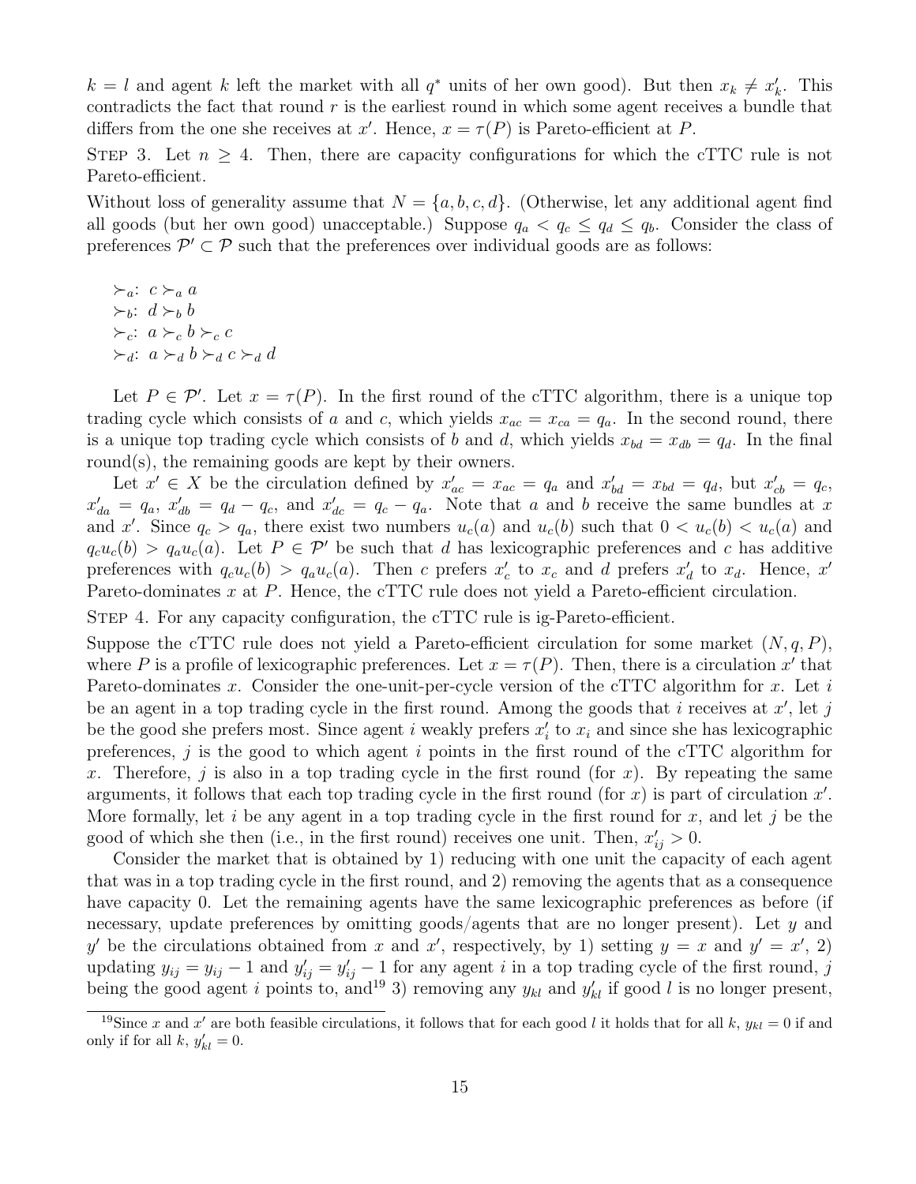$k = l$ and agent $k$ left the market with all $q^*$ units of her own good). But then $x_k \neq x'_k$. This contradicts the fact that round $r$ is the earliest round in which some agent receives a bundle that differs from the one she receives at $x'$. Hence, $x = \tau(P)$ is Pareto-efficient at $P$.

Step 3. Let $n \geq 4$. Then, there are capacity configurations for which the cTTC rule is not Pareto-efficient.

Without loss of generality assume that $N = \{a, b, c, d\}$. (Otherwise, let any additional agent find all goods (but her own good) unacceptable.) Suppose $q_a < q_c \leq q_d \leq q_b$. Consider the class of preferences $\mathcal{P}' \subset \mathcal{P}$ such that the preferences over individual goods are as follows:

$\succ_a$: $c \succ_a a$
$\succ_b$: $d \succ_b b$
$\succ_c$: $a \succ_c b \succ_c c$
$\succ_d$: $a \succ_d b \succ_d c \succ_d d$

Let $P \in \mathcal{P}'$. Let $x = \tau(P)$. In the first round of the cTTC algorithm, there is a unique top trading cycle which consists of $a$ and $c$, which yields $x_{ac} = x_{ca} = q_a$. In the second round, there is a unique top trading cycle which consists of $b$ and $d$, which yields $x_{bd} = x_{db} = q_d$. In the final round(s), the remaining goods are kept by their owners.

Let $x' \in X$ be the circulation defined by $x'_{ac} = x_{ac} = q_a$ and $x'_{bd} = x_{bd} = q_d$, but $x'_{cb} = q_c$, $x'_{da} = q_a$, $x'_{db} = q_d - q_c$, and $x'_{dc} = q_c - q_a$. Note that $a$ and $b$ receive the same bundles at $x$ and $x'$. Since $q_c > q_a$, there exist two numbers $u_c(a)$ and $u_c(b)$ such that $0 < u_c(b) < u_c(a)$ and $q_c u_c(b) > q_a u_c(a)$. Let $P \in \mathcal{P}'$ be such that $d$ has lexicographic preferences and $c$ has additive preferences with $q_c u_c(b) > q_a u_c(a)$. Then $c$ prefers $x'_c$ to $x_c$ and $d$ prefers $x'_d$ to $x_d$. Hence, $x'$ Pareto-dominates $x$ at $P$. Hence, the cTTC rule does not yield a Pareto-efficient circulation.

Step 4. For any capacity configuration, the cTTC rule is ig-Pareto-efficient.

Suppose the cTTC rule does not yield a Pareto-efficient circulation for some market $(N, q, P)$, where $P$ is a profile of lexicographic preferences. Let $x = \tau(P)$. Then, there is a circulation $x'$ that Pareto-dominates $x$. Consider the one-unit-per-cycle version of the cTTC algorithm for $x$. Let $i$ be an agent in a top trading cycle in the first round. Among the goods that $i$ receives at $x'$, let $j$ be the good she prefers most. Since agent $i$ weakly prefers $x'_i$ to $x_i$ and since she has lexicographic preferences, $j$ is the good to which agent $i$ points in the first round of the cTTC algorithm for $x$. Therefore, $j$ is also in a top trading cycle in the first round (for $x$). By repeating the same arguments, it follows that each top trading cycle in the first round (for $x$) is part of circulation $x'$. More formally, let $i$ be any agent in a top trading cycle in the first round for $x$, and let $j$ be the good of which she then (i.e., in the first round) receives one unit. Then, $x'_{ij} > 0$.

Consider the market that is obtained by 1) reducing with one unit the capacity of each agent that was in a top trading cycle in the first round, and 2) removing the agents that as a consequence have capacity 0. Let the remaining agents have the same lexicographic preferences as before (if necessary, update preferences by omitting goods/agents that are no longer present). Let $y$ and $y'$ be the circulations obtained from $x$ and $x'$, respectively, by 1) setting $y = x$ and $y' = x'$, 2) updating $y_{ij} = y_{ij} - 1$ and $y'_{ij} = y'_{ij} - 1$ for any agent $i$ in a top trading cycle of the first round, $j$ being the good agent $i$ points to, and[19] 3) removing any $y_{kl}$ and $y'_{kl}$ if good $l$ is no longer present,

[19]Since $x$ and $x'$ are both feasible circulations, it follows that for each good $l$ it holds that for all $k$, $y_{kl} = 0$ if and only if for all $k$, $y'_{kl} = 0$.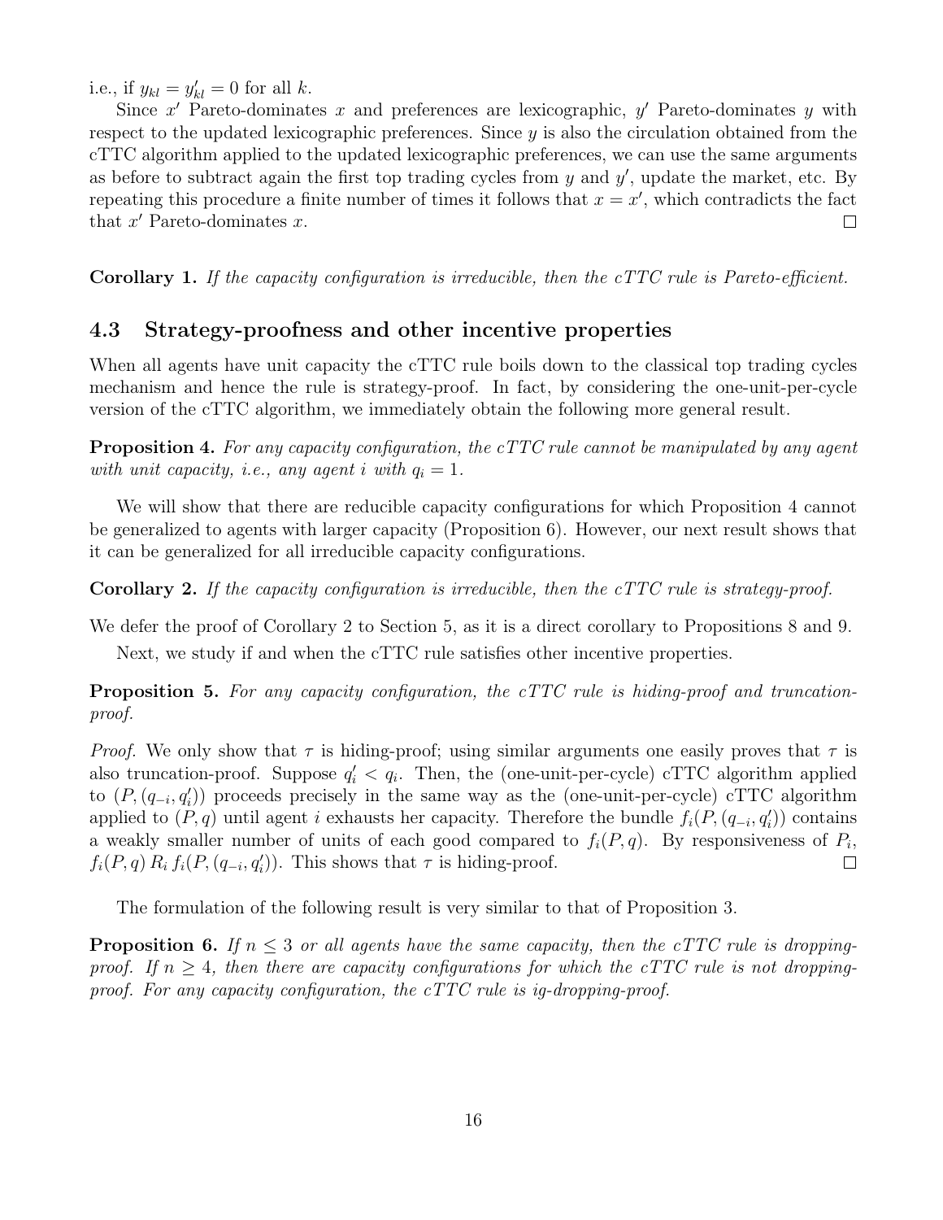i.e., if $y_{kl} = y'_{kl} = 0$ for all $k$.

Since $x'$ Pareto-dominates $x$ and preferences are lexicographic, $y'$ Pareto-dominates $y$ with respect to the updated lexicographic preferences. Since $y$ is also the circulation obtained from the cTTC algorithm applied to the updated lexicographic preferences, we can use the same arguments as before to subtract again the first top trading cycles from $y$ and $y'$, update the market, etc. By repeating this procedure a finite number of times it follows that $x = x'$, which contradicts the fact that $x'$ Pareto-dominates $x$. □

**Corollary 1.** *If the capacity configuration is irreducible, then the cTTC rule is Pareto-efficient.*

### 4.3 Strategy-proofness and other incentive properties

When all agents have unit capacity the cTTC rule boils down to the classical top trading cycles mechanism and hence the rule is strategy-proof. In fact, by considering the one-unit-per-cycle version of the cTTC algorithm, we immediately obtain the following more general result.

**Proposition 4.** *For any capacity configuration, the cTTC rule cannot be manipulated by any agent with unit capacity, i.e., any agent $i$ with $q_i = 1$.*

We will show that there are reducible capacity configurations for which Proposition 4 cannot be generalized to agents with larger capacity (Proposition 6). However, our next result shows that it can be generalized for all irreducible capacity configurations.

**Corollary 2.** *If the capacity configuration is irreducible, then the cTTC rule is strategy-proof.*

We defer the proof of Corollary 2 to Section 5, as it is a direct corollary to Propositions 8 and 9.

Next, we study if and when the cTTC rule satisfies other incentive properties.

**Proposition 5.** *For any capacity configuration, the cTTC rule is hiding-proof and truncation-proof.*

*Proof.* We only show that $\tau$ is hiding-proof; using similar arguments one easily proves that $\tau$ is also truncation-proof. Suppose $q'_i < q_i$. Then, the (one-unit-per-cycle) cTTC algorithm applied to $(P, (q_{-i}, q'_i))$ proceeds precisely in the same way as the (one-unit-per-cycle) cTTC algorithm applied to $(P, q)$ until agent $i$ exhausts her capacity. Therefore the bundle $f_i(P, (q_{-i}, q'_i))$ contains a weakly smaller number of units of each good compared to $f_i(P, q)$. By responsiveness of $P_i$, $f_i(P, q) \, R_i \, f_i(P, (q_{-i}, q'_i))$. This shows that $\tau$ is hiding-proof. □

The formulation of the following result is very similar to that of Proposition 3.

**Proposition 6.** *If $n \leq 3$ or all agents have the same capacity, then the cTTC rule is dropping-proof. If $n \geq 4$, then there are capacity configurations for which the cTTC rule is not dropping-proof. For any capacity configuration, the cTTC rule is ig-dropping-proof.*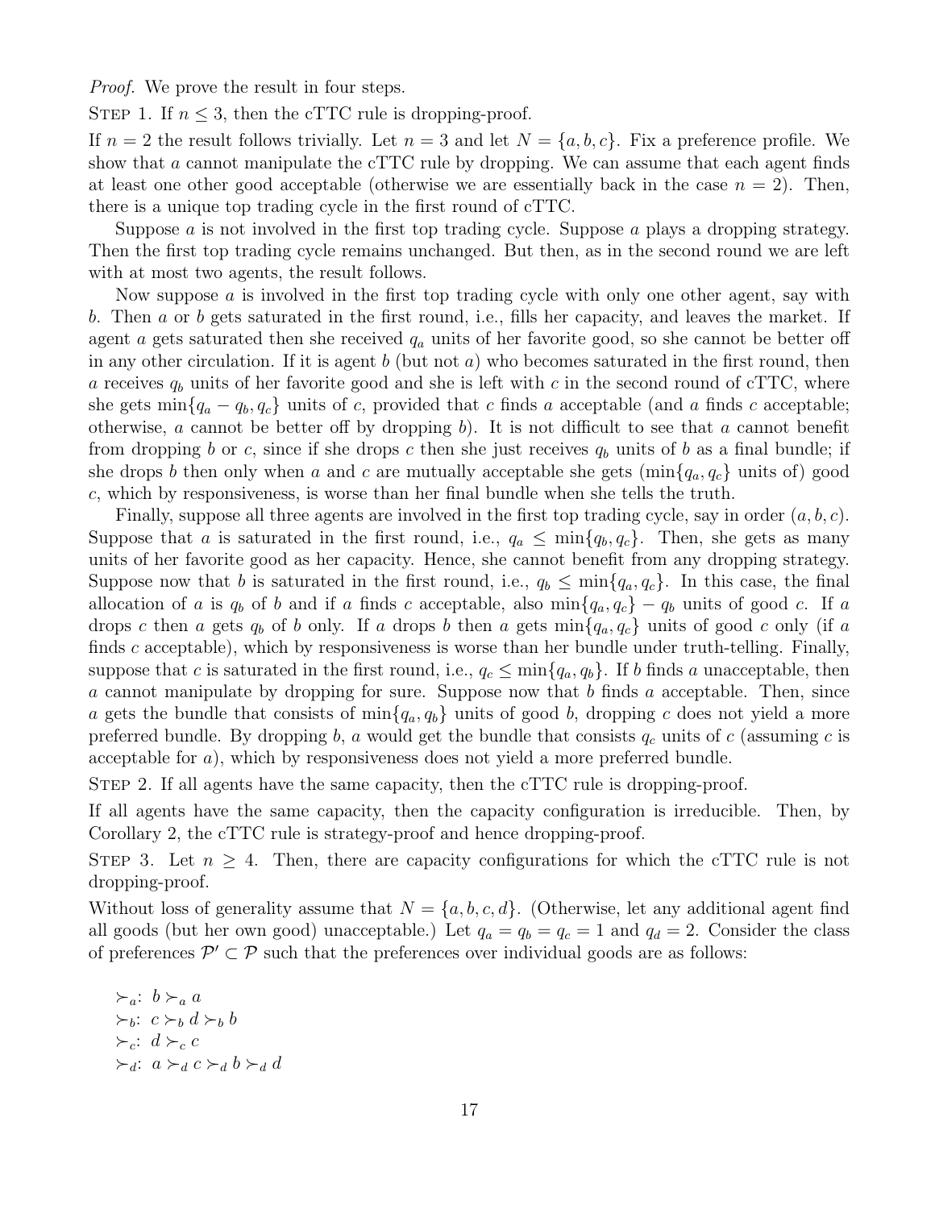*Proof.* We prove the result in four steps.

Step 1. If $n \leq 3$, then the cTTC rule is dropping-proof.

If $n = 2$ the result follows trivially. Let $n = 3$ and let $N = \{a, b, c\}$. Fix a preference profile. We show that $a$ cannot manipulate the cTTC rule by dropping. We can assume that each agent finds at least one other good acceptable (otherwise we are essentially back in the case $n = 2$). Then, there is a unique top trading cycle in the first round of cTTC.

Suppose $a$ is not involved in the first top trading cycle. Suppose $a$ plays a dropping strategy. Then the first top trading cycle remains unchanged. But then, as in the second round we are left with at most two agents, the result follows.

Now suppose $a$ is involved in the first top trading cycle with only one other agent, say with $b$. Then $a$ or $b$ gets saturated in the first round, i.e., fills her capacity, and leaves the market. If agent $a$ gets saturated then she received $q_a$ units of her favorite good, so she cannot be better off in any other circulation. If it is agent $b$ (but not $a$) who becomes saturated in the first round, then $a$ receives $q_b$ units of her favorite good and she is left with $c$ in the second round of cTTC, where she gets $\min\{q_a - q_b, q_c\}$ units of $c$, provided that $c$ finds $a$ acceptable (and $a$ finds $c$ acceptable; otherwise, $a$ cannot be better off by dropping $b$). It is not difficult to see that $a$ cannot benefit from dropping $b$ or $c$, since if she drops $c$ then she just receives $q_b$ units of $b$ as a final bundle; if she drops $b$ then only when $a$ and $c$ are mutually acceptable she gets ($\min\{q_a, q_c\}$ units of) good $c$, which by responsiveness, is worse than her final bundle when she tells the truth.

Finally, suppose all three agents are involved in the first top trading cycle, say in order $(a, b, c)$. Suppose that $a$ is saturated in the first round, i.e., $q_a \leq \min\{q_b, q_c\}$. Then, she gets as many units of her favorite good as her capacity. Hence, she cannot benefit from any dropping strategy. Suppose now that $b$ is saturated in the first round, i.e., $q_b \leq \min\{q_a, q_c\}$. In this case, the final allocation of $a$ is $q_b$ of $b$ and if $a$ finds $c$ acceptable, also $\min\{q_a, q_c\} - q_b$ units of good $c$. If $a$ drops $c$ then $a$ gets $q_b$ of $b$ only. If $a$ drops $b$ then $a$ gets $\min\{q_a, q_c\}$ units of good $c$ only (if $a$ finds $c$ acceptable), which by responsiveness is worse than her bundle under truth-telling. Finally, suppose that $c$ is saturated in the first round, i.e., $q_c \leq \min\{q_a, q_b\}$. If $b$ finds $a$ unacceptable, then $a$ cannot manipulate by dropping for sure. Suppose now that $b$ finds $a$ acceptable. Then, since $a$ gets the bundle that consists of $\min\{q_a, q_b\}$ units of good $b$, dropping $c$ does not yield a more preferred bundle. By dropping $b$, $a$ would get the bundle that consists $q_c$ units of $c$ (assuming $c$ is acceptable for $a$), which by responsiveness does not yield a more preferred bundle.

Step 2. If all agents have the same capacity, then the cTTC rule is dropping-proof.

If all agents have the same capacity, then the capacity configuration is irreducible. Then, by Corollary 2, the cTTC rule is strategy-proof and hence dropping-proof.

Step 3. Let $n \geq 4$. Then, there are capacity configurations for which the cTTC rule is not dropping-proof.

Without loss of generality assume that $N = \{a, b, c, d\}$. (Otherwise, let any additional agent find all goods (but her own good) unacceptable.) Let $q_a = q_b = q_c = 1$ and $q_d = 2$. Consider the class of preferences $\mathcal{P}' \subset \mathcal{P}$ such that the preferences over individual goods are as follows:

$\succ_a$: $b \succ_a a$

$\succ_b$: $c \succ_b d \succ_b b$

$\succ_c$: $d \succ_c c$

$\succ_d$: $a \succ_d c \succ_d b \succ_d d$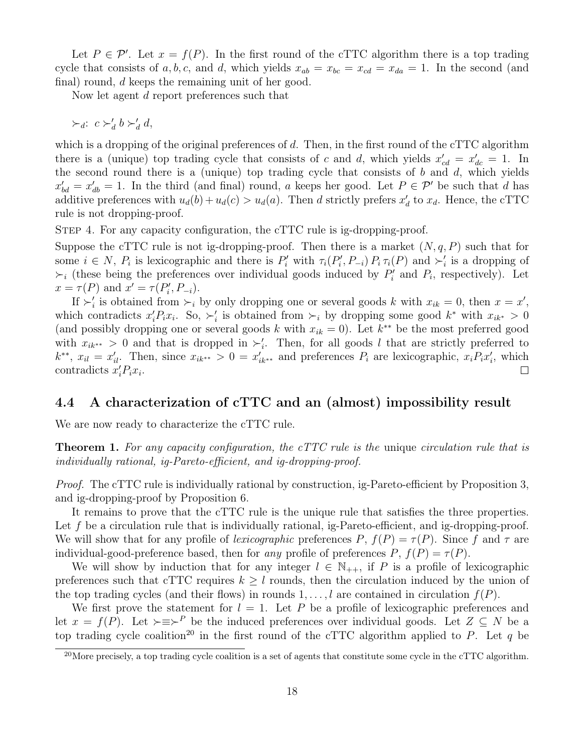Let $P \in \mathcal{P}'$. Let $x = f(P)$. In the first round of the cTTC algorithm there is a top trading cycle that consists of $a, b, c$, and $d$, which yields $x_{ab} = x_{bc} = x_{cd} = x_{da} = 1$. In the second (and final) round, $d$ keeps the remaining unit of her good.

Now let agent $d$ report preferences such that

$\succ_d$: $c \succ'_d b \succ'_d d$,

which is a dropping of the original preferences of $d$. Then, in the first round of the cTTC algorithm there is a (unique) top trading cycle that consists of $c$ and $d$, which yields $x'_{cd} = x'_{dc} = 1$. In the second round there is a (unique) top trading cycle that consists of $b$ and $d$, which yields $x'_{bd} = x'_{db} = 1$. In the third (and final) round, $a$ keeps her good. Let $P \in \mathcal{P}'$ be such that $d$ has additive preferences with $u_d(b) + u_d(c) > u_d(a)$. Then $d$ strictly prefers $x'_d$ to $x_d$. Hence, the cTTC rule is not dropping-proof.

Step 4. For any capacity configuration, the cTTC rule is ig-dropping-proof.

Suppose the cTTC rule is not ig-dropping-proof. Then there is a market $(N, q, P)$ such that for some $i \in N$, $P_i$ is lexicographic and there is $P'_i$ with $\tau_i(P'_i, P_{-i}) \, P_i \, \tau_i(P)$ and $\succ'_i$ is a dropping of $\succ_i$ (these being the preferences over individual goods induced by $P'_i$ and $P_i$, respectively). Let $x = \tau(P)$ and $x' = \tau(P'_i, P_{-i})$.

If $\succ'_i$ is obtained from $\succ_i$ by only dropping one or several goods $k$ with $x_{ik} = 0$, then $x = x'$, which contradicts $x'_i P_i x_i$. So, $\succ'_i$ is obtained from $\succ_i$ by dropping some good $k^*$ with $x_{ik^*} > 0$ (and possibly dropping one or several goods $k$ with $x_{ik} = 0$). Let $k^{**}$ be the most preferred good with $x_{ik^{**}} > 0$ and that is dropped in $\succ'_i$. Then, for all goods $l$ that are strictly preferred to $k^{**}$, $x_{il} = x'_{il}$. Then, since $x_{ik^{**}} > 0 = x'_{ik^{**}}$ and preferences $P_i$ are lexicographic, $x_i P_i x'_i$, which contradicts $x'_i P_i x_i$. $\square$

## 4.4 A characterization of cTTC and an (almost) impossibility result

We are now ready to characterize the cTTC rule.

**Theorem 1.** *For any capacity configuration, the cTTC rule is the* unique *circulation rule that is individually rational, ig-Pareto-efficient, and ig-dropping-proof.*

*Proof.* The cTTC rule is individually rational by construction, ig-Pareto-efficient by Proposition 3, and ig-dropping-proof by Proposition 6.

It remains to prove that the cTTC rule is the unique rule that satisfies the three properties. Let $f$ be a circulation rule that is individually rational, ig-Pareto-efficient, and ig-dropping-proof. We will show that for any profile of *lexicographic* preferences $P$, $f(P) = \tau(P)$. Since $f$ and $\tau$ are individual-good-preference based, then for *any* profile of preferences $P$, $f(P) = \tau(P)$.

We will show by induction that for any integer $l \in \mathbb{N}_{++}$, if $P$ is a profile of lexicographic preferences such that cTTC requires $k \geq l$ rounds, then the circulation induced by the union of the top trading cycles (and their flows) in rounds $1, \ldots, l$ are contained in circulation $f(P)$.

We first prove the statement for $l = 1$. Let $P$ be a profile of lexicographic preferences and let $x = f(P)$. Let $\succ \equiv \succ^P$ be the induced preferences over individual goods. Let $Z \subseteq N$ be a top trading cycle coalition[20] in the first round of the cTTC algorithm applied to $P$. Let $q$ be

[20]More precisely, a top trading cycle coalition is a set of agents that constitute some cycle in the cTTC algorithm.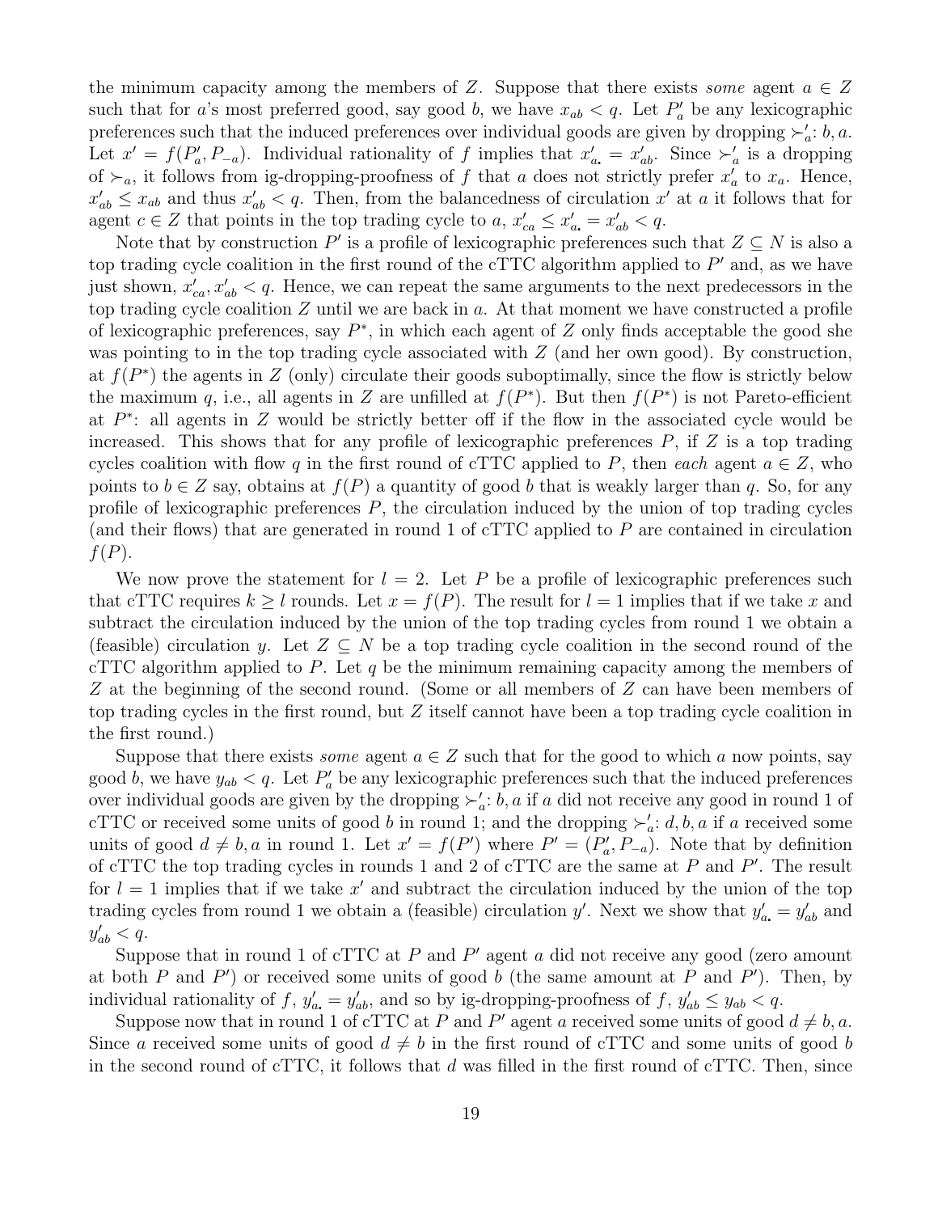the minimum capacity among the members of $Z$. Suppose that there exists *some* agent $a \in Z$ such that for $a$'s most preferred good, say good $b$, we have $x_{ab} < q$. Let $P'_a$ be any lexicographic preferences such that the induced preferences over individual goods are given by dropping $\succ'_a$: $b, a$. Let $x' = f(P'_a, P_{-a})$. Individual rationality of $f$ implies that $x'_{a\bullet} = x'_{ab}$. Since $\succ'_a$ is a dropping of $\succ_a$, it follows from ig-dropping-proofness of $f$ that $a$ does not strictly prefer $x'_a$ to $x_a$. Hence, $x'_{ab} \leq x_{ab}$ and thus $x'_{ab} < q$. Then, from the balancedness of circulation $x'$ at $a$ it follows that for agent $c \in Z$ that points in the top trading cycle to $a$, $x'_{ca} \leq x'_{a\bullet} = x'_{ab} < q$.

Note that by construction $P'$ is a profile of lexicographic preferences such that $Z \subseteq N$ is also a top trading cycle coalition in the first round of the cTTC algorithm applied to $P'$ and, as we have just shown, $x'_{ca}, x'_{ab} < q$. Hence, we can repeat the same arguments to the next predecessors in the top trading cycle coalition $Z$ until we are back in $a$. At that moment we have constructed a profile of lexicographic preferences, say $P^*$, in which each agent of $Z$ only finds acceptable the good she was pointing to in the top trading cycle associated with $Z$ (and her own good). By construction, at $f(P^*)$ the agents in $Z$ (only) circulate their goods suboptimally, since the flow is strictly below the maximum $q$, i.e., all agents in $Z$ are unfilled at $f(P^*)$. But then $f(P^*)$ is not Pareto-efficient at $P^*$: all agents in $Z$ would be strictly better off if the flow in the associated cycle would be increased. This shows that for any profile of lexicographic preferences $P$, if $Z$ is a top trading cycles coalition with flow $q$ in the first round of cTTC applied to $P$, then *each* agent $a \in Z$, who points to $b \in Z$ say, obtains at $f(P)$ a quantity of good $b$ that is weakly larger than $q$. So, for any profile of lexicographic preferences $P$, the circulation induced by the union of top trading cycles (and their flows) that are generated in round 1 of cTTC applied to $P$ are contained in circulation $f(P)$.

We now prove the statement for $l = 2$. Let $P$ be a profile of lexicographic preferences such that cTTC requires $k \geq l$ rounds. Let $x = f(P)$. The result for $l = 1$ implies that if we take $x$ and subtract the circulation induced by the union of the top trading cycles from round 1 we obtain a (feasible) circulation $y$. Let $Z \subseteq N$ be a top trading cycle coalition in the second round of the cTTC algorithm applied to $P$. Let $q$ be the minimum remaining capacity among the members of $Z$ at the beginning of the second round. (Some or all members of $Z$ can have been members of top trading cycles in the first round, but $Z$ itself cannot have been a top trading cycle coalition in the first round.)

Suppose that there exists *some* agent $a \in Z$ such that for the good to which $a$ now points, say good $b$, we have $y_{ab} < q$. Let $P'_a$ be any lexicographic preferences such that the induced preferences over individual goods are given by the dropping $\succ'_a$: $b, a$ if $a$ did not receive any good in round 1 of cTTC or received some units of good $b$ in round 1; and the dropping $\succ'_a$: $d, b, a$ if $a$ received some units of good $d \neq b, a$ in round 1. Let $x' = f(P')$ where $P' = (P'_a, P_{-a})$. Note that by definition of cTTC the top trading cycles in rounds 1 and 2 of cTTC are the same at $P$ and $P'$. The result for $l = 1$ implies that if we take $x'$ and subtract the circulation induced by the union of the top trading cycles from round 1 we obtain a (feasible) circulation $y'$. Next we show that $y'_{a\bullet} = y'_{ab}$ and $y'_{ab} < q$.

Suppose that in round 1 of cTTC at $P$ and $P'$ agent $a$ did not receive any good (zero amount at both $P$ and $P'$) or received some units of good $b$ (the same amount at $P$ and $P'$). Then, by individual rationality of $f$, $y'_{a\bullet} = y'_{ab}$, and so by ig-dropping-proofness of $f$, $y'_{ab} \leq y_{ab} < q$.

Suppose now that in round 1 of cTTC at $P$ and $P'$ agent $a$ received some units of good $d \neq b, a$. Since $a$ received some units of good $d \neq b$ in the first round of cTTC and some units of good $b$ in the second round of cTTC, it follows that $d$ was filled in the first round of cTTC. Then, since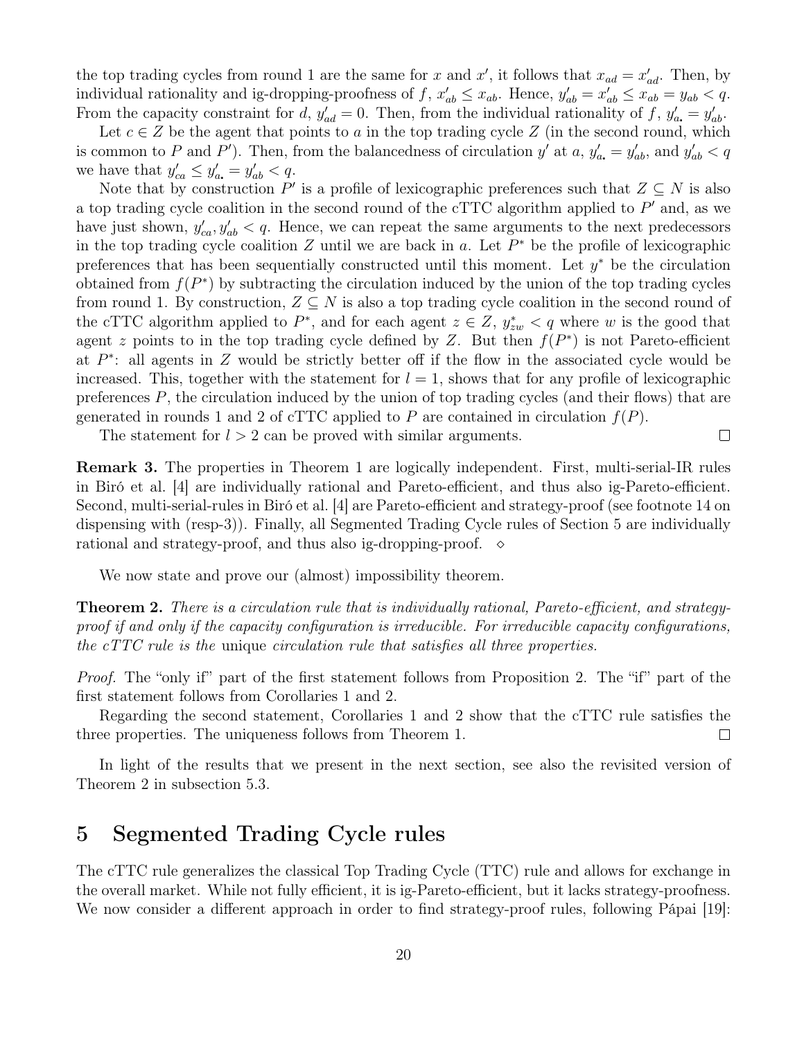the top trading cycles from round 1 are the same for $x$ and $x'$, it follows that $x_{ad} = x'_{ad}$. Then, by individual rationality and ig-dropping-proofness of $f$, $x'_{ab} \leq x_{ab}$. Hence, $y'_{ab} = x'_{ab} \leq x_{ab} = y_{ab} < q$. From the capacity constraint for $d$, $y'_{ad} = 0$. Then, from the individual rationality of $f$, $y'_{a\bullet} = y'_{ab}$.

Let $c \in Z$ be the agent that points to $a$ in the top trading cycle $Z$ (in the second round, which is common to $P$ and $P'$). Then, from the balancedness of circulation $y'$ at $a$, $y'_{a\bullet} = y'_{ab}$, and $y'_{ab} < q$ we have that $y'_{ca} \leq y'_{a\bullet} = y'_{ab} < q$.

Note that by construction $P'$ is a profile of lexicographic preferences such that $Z \subseteq N$ is also a top trading cycle coalition in the second round of the cTTC algorithm applied to $P'$ and, as we have just shown, $y'_{ca}, y'_{ab} < q$. Hence, we can repeat the same arguments to the next predecessors in the top trading cycle coalition $Z$ until we are back in $a$. Let $P^*$ be the profile of lexicographic preferences that has been sequentially constructed until this moment. Let $y^*$ be the circulation obtained from $f(P^*)$ by subtracting the circulation induced by the union of the top trading cycles from round 1. By construction, $Z \subseteq N$ is also a top trading cycle coalition in the second round of the cTTC algorithm applied to $P^*$, and for each agent $z \in Z$, $y^*_{zw} < q$ where $w$ is the good that agent $z$ points to in the top trading cycle defined by $Z$. But then $f(P^*)$ is not Pareto-efficient at $P^*$: all agents in $Z$ would be strictly better off if the flow in the associated cycle would be increased. This, together with the statement for $l = 1$, shows that for any profile of lexicographic preferences $P$, the circulation induced by the union of top trading cycles (and their flows) that are generated in rounds 1 and 2 of cTTC applied to $P$ are contained in circulation $f(P)$.

The statement for $l > 2$ can be proved with similar arguments. □

**Remark 3.** The properties in Theorem 1 are logically independent. First, multi-serial-IR rules in Biró et al. [4] are individually rational and Pareto-efficient, and thus also ig-Pareto-efficient. Second, multi-serial-rules in Biró et al. [4] are Pareto-efficient and strategy-proof (see footnote 14 on dispensing with (resp-3)). Finally, all Segmented Trading Cycle rules of Section 5 are individually rational and strategy-proof, and thus also ig-dropping-proof. ⋄

We now state and prove our (almost) impossibility theorem.

**Theorem 2.** *There is a circulation rule that is individually rational, Pareto-efficient, and strategy-proof if and only if the capacity configuration is irreducible. For irreducible capacity configurations, the cTTC rule is the* unique *circulation rule that satisfies all three properties.*

*Proof.* The "only if" part of the first statement follows from Proposition 2. The "if" part of the first statement follows from Corollaries 1 and 2.

Regarding the second statement, Corollaries 1 and 2 show that the cTTC rule satisfies the three properties. The uniqueness follows from Theorem 1. □

In light of the results that we present in the next section, see also the revisited version of Theorem 2 in subsection 5.3.

# 5 Segmented Trading Cycle rules

The cTTC rule generalizes the classical Top Trading Cycle (TTC) rule and allows for exchange in the overall market. While not fully efficient, it is ig-Pareto-efficient, but it lacks strategy-proofness. We now consider a different approach in order to find strategy-proof rules, following Pápai [19]: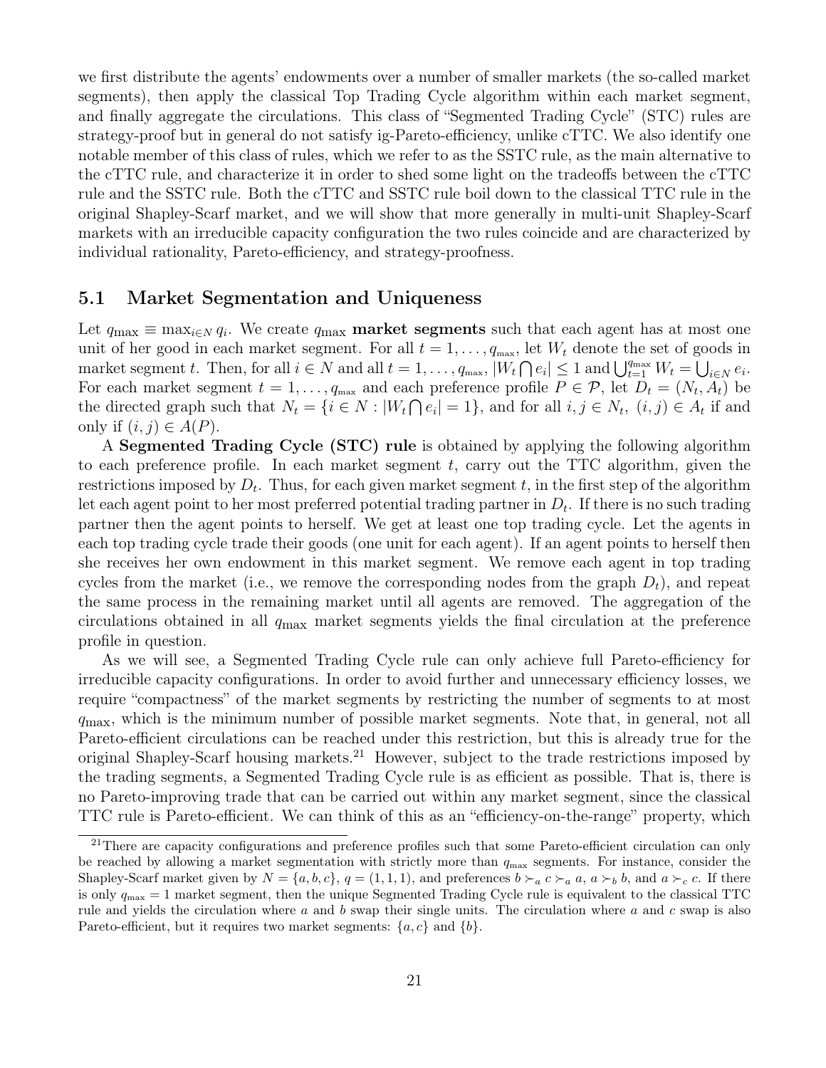we first distribute the agents' endowments over a number of smaller markets (the so-called market segments), then apply the classical Top Trading Cycle algorithm within each market segment, and finally aggregate the circulations. This class of "Segmented Trading Cycle" (STC) rules are strategy-proof but in general do not satisfy ig-Pareto-efficiency, unlike cTTC. We also identify one notable member of this class of rules, which we refer to as the SSTC rule, as the main alternative to the cTTC rule, and characterize it in order to shed some light on the tradeoffs between the cTTC rule and the SSTC rule. Both the cTTC and SSTC rule boil down to the classical TTC rule in the original Shapley-Scarf market, and we will show that more generally in multi-unit Shapley-Scarf markets with an irreducible capacity configuration the two rules coincide and are characterized by individual rationality, Pareto-efficiency, and strategy-proofness.

## 5.1 Market Segmentation and Uniqueness

Let $q_{\max} \equiv \max_{i \in N} q_i$. We create $q_{\max}$ **market segments** such that each agent has at most one unit of her good in each market segment. For all $t = 1, \ldots, q_{\max}$, let $W_t$ denote the set of goods in market segment $t$. Then, for all $i \in N$ and all $t = 1, \ldots, q_{\max}$, $|W_t \bigcap e_i| \leq 1$ and $\bigcup_{t=1}^{q_{\max}} W_t = \bigcup_{i \in N} e_i$. For each market segment $t = 1, \ldots, q_{\max}$ and each preference profile $P \in \mathcal{P}$, let $D_t = (N_t, A_t)$ be the directed graph such that $N_t = \{i \in N : |W_t \bigcap e_i| = 1\}$, and for all $i, j \in N_t$, $(i,j) \in A_t$ if and only if $(i,j) \in A(P)$.

A **Segmented Trading Cycle (STC) rule** is obtained by applying the following algorithm to each preference profile. In each market segment $t$, carry out the TTC algorithm, given the restrictions imposed by $D_t$. Thus, for each given market segment $t$, in the first step of the algorithm let each agent point to her most preferred potential trading partner in $D_t$. If there is no such trading partner then the agent points to herself. We get at least one top trading cycle. Let the agents in each top trading cycle trade their goods (one unit for each agent). If an agent points to herself then she receives her own endowment in this market segment. We remove each agent in top trading cycles from the market (i.e., we remove the corresponding nodes from the graph $D_t$), and repeat the same process in the remaining market until all agents are removed. The aggregation of the circulations obtained in all $q_{\max}$ market segments yields the final circulation at the preference profile in question.

As we will see, a Segmented Trading Cycle rule can only achieve full Pareto-efficiency for irreducible capacity configurations. In order to avoid further and unnecessary efficiency losses, we require "compactness" of the market segments by restricting the number of segments to at most $q_{\max}$, which is the minimum number of possible market segments. Note that, in general, not all Pareto-efficient circulations can be reached under this restriction, but this is already true for the original Shapley-Scarf housing markets.[21] However, subject to the trade restrictions imposed by the trading segments, a Segmented Trading Cycle rule is as efficient as possible. That is, there is no Pareto-improving trade that can be carried out within any market segment, since the classical TTC rule is Pareto-efficient. We can think of this as an "efficiency-on-the-range" property, which

[21] There are capacity configurations and preference profiles such that some Pareto-efficient circulation can only be reached by allowing a market segmentation with strictly more than $q_{\max}$ segments. For instance, consider the Shapley-Scarf market given by $N = \{a, b, c\}$, $q = (1, 1, 1)$, and preferences $b \succ_a c \succ_a a$, $a \succ_b b$, and $a \succ_c c$. If there is only $q_{\max} = 1$ market segment, then the unique Segmented Trading Cycle rule is equivalent to the classical TTC rule and yields the circulation where $a$ and $b$ swap their single units. The circulation where $a$ and $c$ swap is also Pareto-efficient, but it requires two market segments: $\{a, c\}$ and $\{b\}$.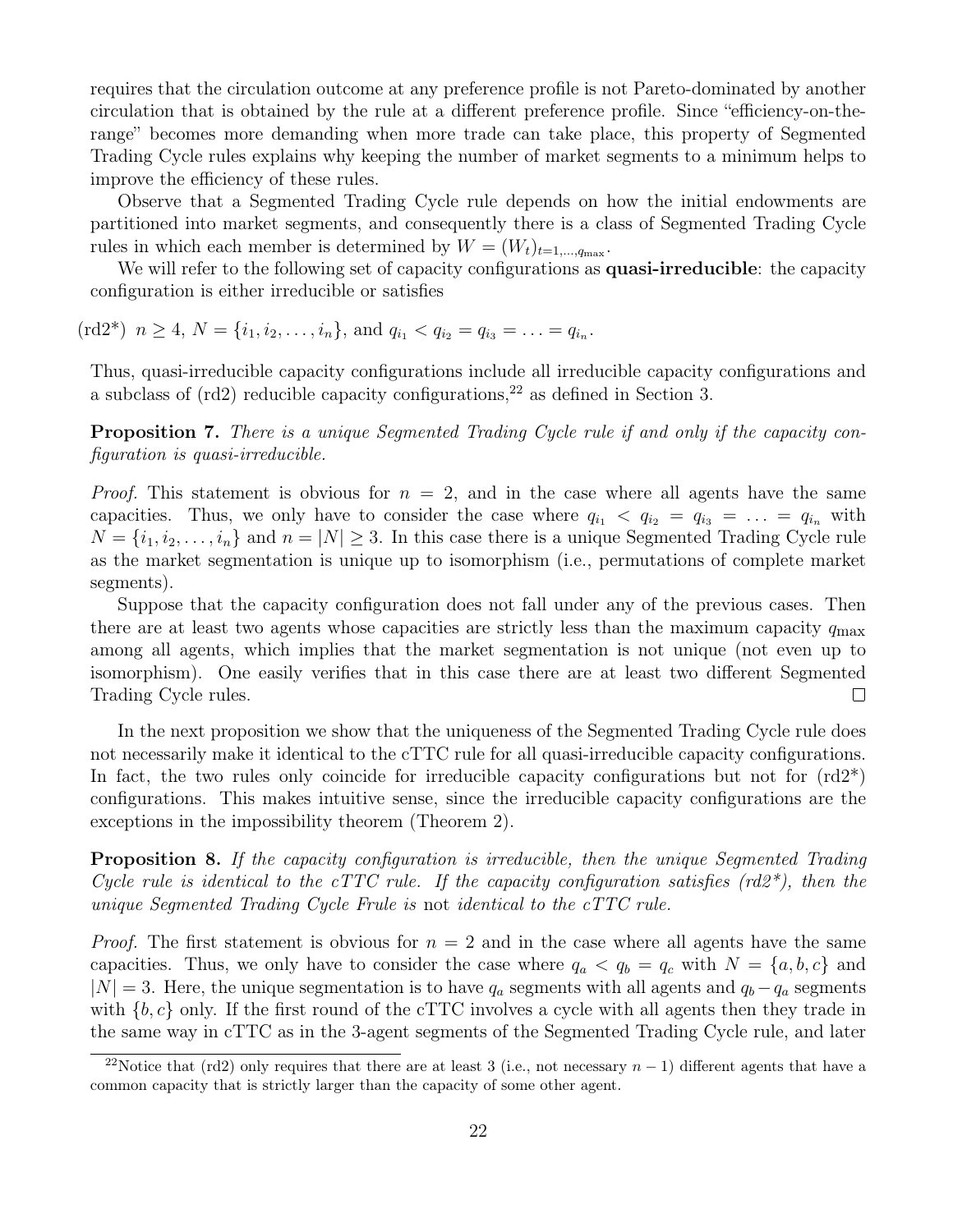requires that the circulation outcome at any preference profile is not Pareto-dominated by another circulation that is obtained by the rule at a different preference profile. Since "efficiency-on-the-range" becomes more demanding when more trade can take place, this property of Segmented Trading Cycle rules explains why keeping the number of market segments to a minimum helps to improve the efficiency of these rules.

Observe that a Segmented Trading Cycle rule depends on how the initial endowments are partitioned into market segments, and consequently there is a class of Segmented Trading Cycle rules in which each member is determined by $W = (W_t)_{t=1,\ldots,q_{\max}}$.

We will refer to the following set of capacity configurations as **quasi-irreducible**: the capacity configuration is either irreducible or satisfies

(rd2*) $n \geq 4$, $N = \{i_1, i_2, \ldots, i_n\}$, and $q_{i_1} < q_{i_2} = q_{i_3} = \ldots = q_{i_n}$.

Thus, quasi-irreducible capacity configurations include all irreducible capacity configurations and a subclass of (rd2) reducible capacity configurations,[22] as defined in Section 3.

**Proposition 7.** *There is a unique Segmented Trading Cycle rule if and only if the capacity configuration is quasi-irreducible.*

*Proof.* This statement is obvious for $n = 2$, and in the case where all agents have the same capacities. Thus, we only have to consider the case where $q_{i_1} < q_{i_2} = q_{i_3} = \ldots = q_{i_n}$ with $N = \{i_1, i_2, \ldots, i_n\}$ and $n = |N| \geq 3$. In this case there is a unique Segmented Trading Cycle rule as the market segmentation is unique up to isomorphism (i.e., permutations of complete market segments).

Suppose that the capacity configuration does not fall under any of the previous cases. Then there are at least two agents whose capacities are strictly less than the maximum capacity $q_{\max}$ among all agents, which implies that the market segmentation is not unique (not even up to isomorphism). One easily verifies that in this case there are at least two different Segmented Trading Cycle rules. □

In the next proposition we show that the uniqueness of the Segmented Trading Cycle rule does not necessarily make it identical to the cTTC rule for all quasi-irreducible capacity configurations. In fact, the two rules only coincide for irreducible capacity configurations but not for (rd2*) configurations. This makes intuitive sense, since the irreducible capacity configurations are the exceptions in the impossibility theorem (Theorem 2).

**Proposition 8.** *If the capacity configuration is irreducible, then the unique Segmented Trading Cycle rule is identical to the cTTC rule. If the capacity configuration satisfies (rd2\*), then the unique Segmented Trading Cycle Frule is* not *identical to the cTTC rule.*

*Proof.* The first statement is obvious for $n = 2$ and in the case where all agents have the same capacities. Thus, we only have to consider the case where $q_a < q_b = q_c$ with $N = \{a, b, c\}$ and $|N| = 3$. Here, the unique segmentation is to have $q_a$ segments with all agents and $q_b - q_a$ segments with $\{b, c\}$ only. If the first round of the cTTC involves a cycle with all agents then they trade in the same way in cTTC as in the 3-agent segments of the Segmented Trading Cycle rule, and later

[22] Notice that (rd2) only requires that there are at least 3 (i.e., not necessary $n - 1$) different agents that have a common capacity that is strictly larger than the capacity of some other agent.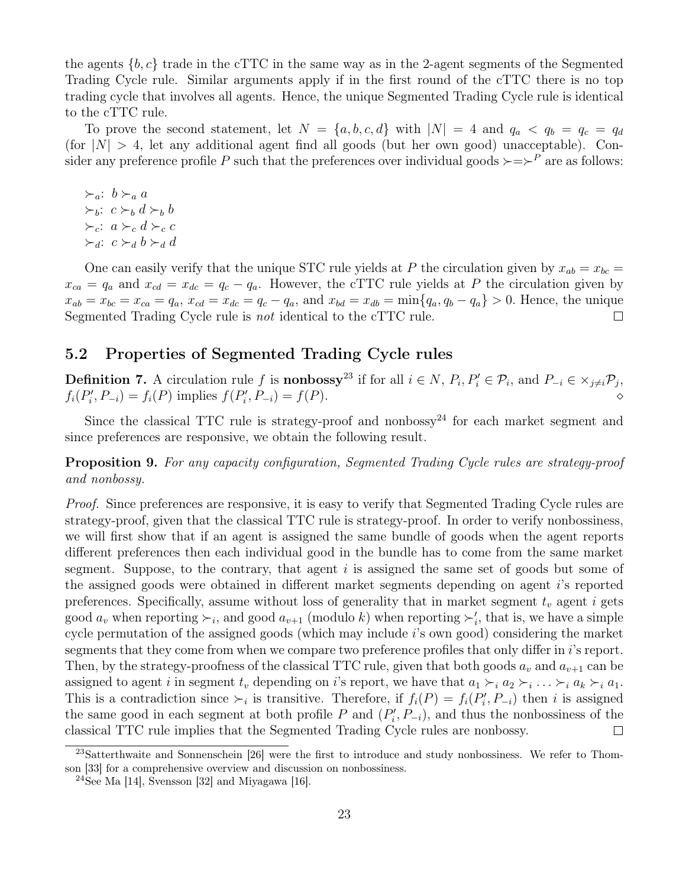the agents $\{b, c\}$ trade in the cTTC in the same way as in the 2-agent segments of the Segmented Trading Cycle rule. Similar arguments apply if in the first round of the cTTC there is no top trading cycle that involves all agents. Hence, the unique Segmented Trading Cycle rule is identical to the cTTC rule.

To prove the second statement, let $N = \{a, b, c, d\}$ with $|N| = 4$ and $q_a < q_b = q_c = q_d$ (for $|N| > 4$, let any additional agent find all goods (but her own good) unacceptable). Consider any preference profile $P$ such that the preferences over individual goods $\succ = \succ^P$ are as follows:

$\succ_a$: $b \succ_a a$
$\succ_b$: $c \succ_b d \succ_b b$
$\succ_c$: $a \succ_c d \succ_c c$
$\succ_d$: $c \succ_d b \succ_d d$

One can easily verify that the unique STC rule yields at $P$ the circulation given by $x_{ab} = x_{bc} = x_{ca} = q_a$ and $x_{cd} = x_{dc} = q_c - q_a$. However, the cTTC rule yields at $P$ the circulation given by $x_{ab} = x_{bc} = x_{ca} = q_a$, $x_{cd} = x_{dc} = q_c - q_a$, and $x_{bd} = x_{db} = \min\{q_a, q_b - q_a\} > 0$. Hence, the unique Segmented Trading Cycle rule is *not* identical to the cTTC rule. □

## 5.2 Properties of Segmented Trading Cycle rules

**Definition 7.** A circulation rule $f$ is **nonbossy**[23] if for all $i \in N$, $P_i, P'_i \in \mathcal{P}_i$, and $P_{-i} \in \times_{j \neq i} \mathcal{P}_j$, $f_i(P'_i, P_{-i}) = f_i(P)$ implies $f(P'_i, P_{-i}) = f(P)$. ◇

Since the classical TTC rule is strategy-proof and nonbossy[24] for each market segment and since preferences are responsive, we obtain the following result.

**Proposition 9.** *For any capacity configuration, Segmented Trading Cycle rules are strategy-proof and nonbossy.*

*Proof.* Since preferences are responsive, it is easy to verify that Segmented Trading Cycle rules are strategy-proof, given that the classical TTC rule is strategy-proof. In order to verify nonbossiness, we will first show that if an agent is assigned the same bundle of goods when the agent reports different preferences then each individual good in the bundle has to come from the same market segment. Suppose, to the contrary, that agent $i$ is assigned the same set of goods but some of the assigned goods were obtained in different market segments depending on agent $i$'s reported preferences. Specifically, assume without loss of generality that in market segment $t_v$ agent $i$ gets good $a_v$ when reporting $\succ_i$, and good $a_{v+1}$ (modulo $k$) when reporting $\succ'_i$, that is, we have a simple cycle permutation of the assigned goods (which may include $i$'s own good) considering the market segments that they come from when we compare two preference profiles that only differ in $i$'s report. Then, by the strategy-proofness of the classical TTC rule, given that both goods $a_v$ and $a_{v+1}$ can be assigned to agent $i$ in segment $t_v$ depending on $i$'s report, we have that $a_1 \succ_i a_2 \succ_i \ldots \succ_i a_k \succ_i a_1$. This is a contradiction since $\succ_i$ is transitive. Therefore, if $f_i(P) = f_i(P'_i, P_{-i})$ then $i$ is assigned the same good in each segment at both profile $P$ and $(P'_i, P_{-i})$, and thus the nonbossiness of the classical TTC rule implies that the Segmented Trading Cycle rules are nonbossy. □

[23] Satterthwaite and Sonnenschein [26] were the first to introduce and study nonbossiness. We refer to Thomson [33] for a comprehensive overview and discussion on nonbossiness.

[24] See Ma [14], Svensson [32] and Miyagawa [16].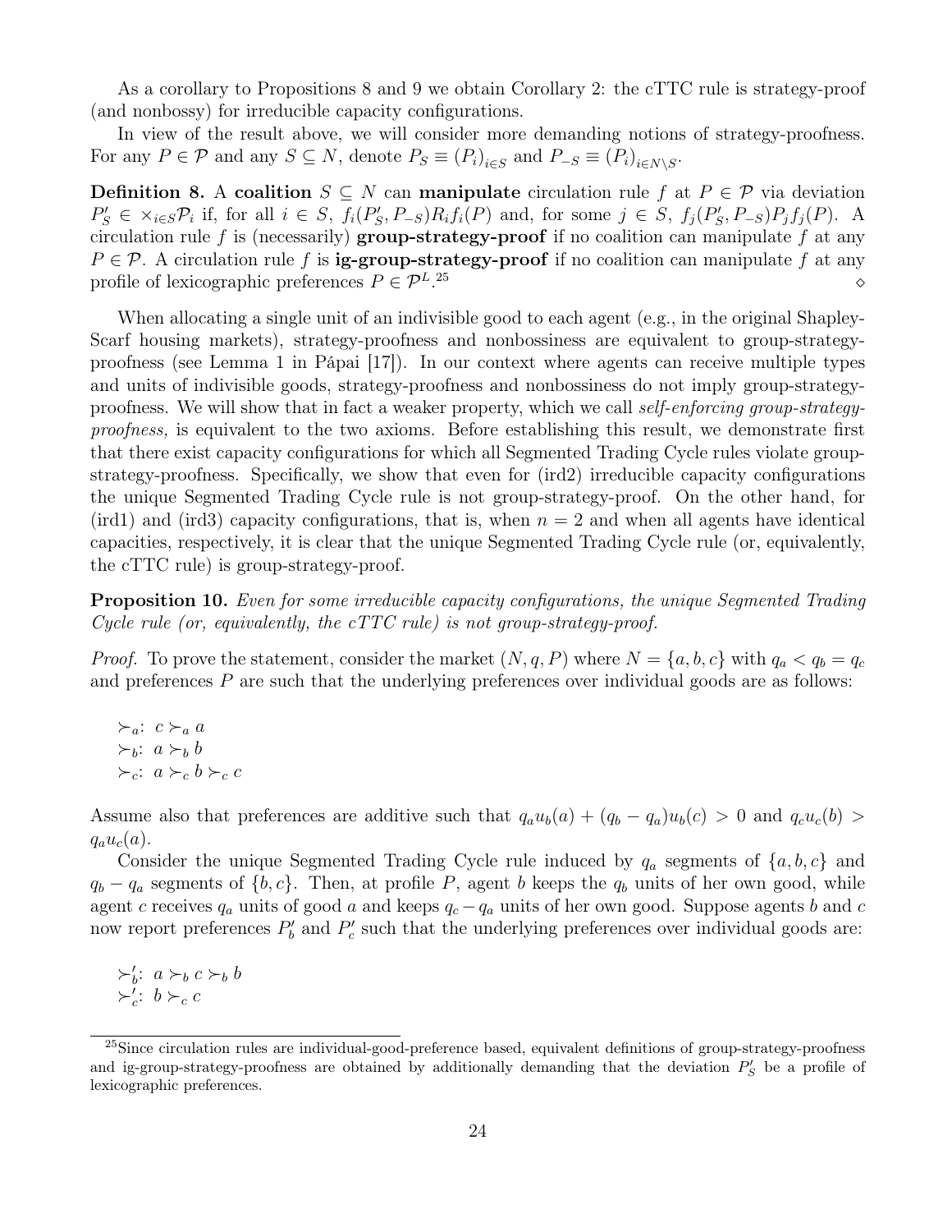As a corollary to Propositions 8 and 9 we obtain Corollary 2: the cTTC rule is strategy-proof (and nonbossy) for irreducible capacity configurations.

In view of the result above, we will consider more demanding notions of strategy-proofness. For any $P \in \mathcal{P}$ and any $S \subseteq N$, denote $P_S \equiv (P_i)_{i \in S}$ and $P_{-S} \equiv (P_i)_{i \in N \setminus S}$.

**Definition 8.** A **coalition** $S \subseteq N$ can **manipulate** circulation rule $f$ at $P \in \mathcal{P}$ via deviation $P'_S \in \times_{i \in S} \mathcal{P}_i$ if, for all $i \in S$, $f_i(P'_S, P_{-S}) R_i f_i(P)$ and, for some $j \in S$, $f_j(P'_S, P_{-S}) P_j f_j(P)$. A circulation rule $f$ is (necessarily) **group-strategy-proof** if no coalition can manipulate $f$ at any $P \in \mathcal{P}$. A circulation rule $f$ is **ig-group-strategy-proof** if no coalition can manipulate $f$ at any profile of lexicographic preferences $P \in \mathcal{P}^L$.[25] $\diamond$

When allocating a single unit of an indivisible good to each agent (e.g., in the original Shapley-Scarf housing markets), strategy-proofness and nonbossiness are equivalent to group-strategy-proofness (see Lemma 1 in Pápai [17]). In our context where agents can receive multiple types and units of indivisible goods, strategy-proofness and nonbossiness do not imply group-strategy-proofness. We will show that in fact a weaker property, which we call *self-enforcing group-strategy-proofness,* is equivalent to the two axioms. Before establishing this result, we demonstrate first that there exist capacity configurations for which all Segmented Trading Cycle rules violate group-strategy-proofness. Specifically, we show that even for (ird2) irreducible capacity configurations the unique Segmented Trading Cycle rule is not group-strategy-proof. On the other hand, for (ird1) and (ird3) capacity configurations, that is, when $n = 2$ and when all agents have identical capacities, respectively, it is clear that the unique Segmented Trading Cycle rule (or, equivalently, the cTTC rule) is group-strategy-proof.

**Proposition 10.** *Even for some irreducible capacity configurations, the unique Segmented Trading Cycle rule (or, equivalently, the cTTC rule) is not group-strategy-proof.*

*Proof.* To prove the statement, consider the market $(N, q, P)$ where $N = \{a, b, c\}$ with $q_a < q_b = q_c$ and preferences $P$ are such that the underlying preferences over individual goods are as follows:

$\succ_a$: $c \succ_a a$
$\succ_b$: $a \succ_b b$
$\succ_c$: $a \succ_c b \succ_c c$

Assume also that preferences are additive such that $q_a u_b(a) + (q_b - q_a) u_b(c) > 0$ and $q_c u_c(b) > q_a u_c(a)$.

Consider the unique Segmented Trading Cycle rule induced by $q_a$ segments of $\{a, b, c\}$ and $q_b - q_a$ segments of $\{b, c\}$. Then, at profile $P$, agent $b$ keeps the $q_b$ units of her own good, while agent $c$ receives $q_a$ units of good $a$ and keeps $q_c - q_a$ units of her own good. Suppose agents $b$ and $c$ now report preferences $P'_b$ and $P'_c$ such that the underlying preferences over individual goods are:

$\succ'_b$: $a \succ_b c \succ_b b$
$\succ'_c$: $b \succ_c c$

[25] Since circulation rules are individual-good-preference based, equivalent definitions of group-strategy-proofness and ig-group-strategy-proofness are obtained by additionally demanding that the deviation $P'_S$ be a profile of lexicographic preferences.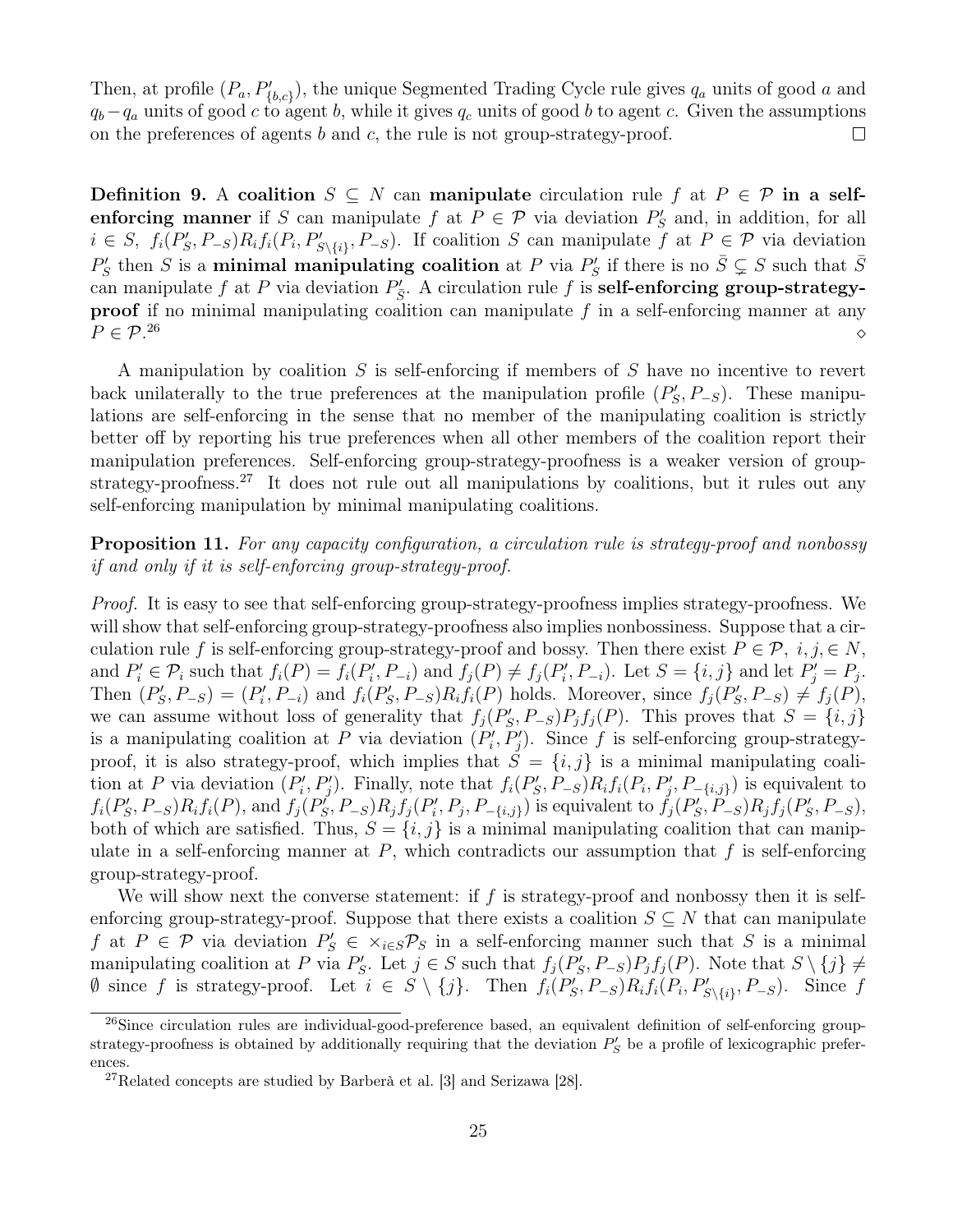Then, at profile $(P_a, P'_{\{b,c\}})$, the unique Segmented Trading Cycle rule gives $q_a$ units of good $a$ and $q_b - q_a$ units of good $c$ to agent $b$, while it gives $q_c$ units of good $b$ to agent $c$. Given the assumptions on the preferences of agents $b$ and $c$, the rule is not group-strategy-proof. □

**Definition 9.** A **coalition** $S \subseteq N$ can **manipulate** circulation rule $f$ at $P \in \mathcal{P}$ **in a self-enforcing manner** if $S$ can manipulate $f$ at $P \in \mathcal{P}$ via deviation $P'_S$ and, in addition, for all $i \in S$, $f_i(P'_S, P_{-S}) R_i f_i(P_i, P'_{S\setminus\{i\}}, P_{-S})$. If coalition $S$ can manipulate $f$ at $P \in \mathcal{P}$ via deviation $P'_S$ then $S$ is a **minimal manipulating coalition** at $P$ via $P'_S$ if there is no $\bar{S} \subsetneq S$ such that $\bar{S}$ can manipulate $f$ at $P$ via deviation $P'_{\bar{S}}$. A circulation rule $f$ is **self-enforcing group-strategy-proof** if no minimal manipulating coalition can manipulate $f$ in a self-enforcing manner at any $P \in \mathcal{P}$.[26] ◇

A manipulation by coalition $S$ is self-enforcing if members of $S$ have no incentive to revert back unilaterally to the true preferences at the manipulation profile $(P'_S, P_{-S})$. These manipulations are self-enforcing in the sense that no member of the manipulating coalition is strictly better off by reporting his true preferences when all other members of the coalition report their manipulation preferences. Self-enforcing group-strategy-proofness is a weaker version of group-strategy-proofness.[27] It does not rule out all manipulations by coalitions, but it rules out any self-enforcing manipulation by minimal manipulating coalitions.

**Proposition 11.** *For any capacity configuration, a circulation rule is strategy-proof and nonbossy if and only if it is self-enforcing group-strategy-proof.*

*Proof.* It is easy to see that self-enforcing group-strategy-proofness implies strategy-proofness. We will show that self-enforcing group-strategy-proofness also implies nonbossiness. Suppose that a circulation rule $f$ is self-enforcing group-strategy-proof and bossy. Then there exist $P \in \mathcal{P}$, $i, j, \in N$, and $P'_i \in \mathcal{P}_i$ such that $f_i(P) = f_i(P'_i, P_{-i})$ and $f_j(P) \neq f_j(P'_i, P_{-i})$. Let $S = \{i, j\}$ and let $P'_j = P_j$. Then $(P'_S, P_{-S}) = (P'_i, P_{-i})$ and $f_i(P'_S, P_{-S}) R_i f_i(P)$ holds. Moreover, since $f_j(P'_S, P_{-S}) \neq f_j(P)$, we can assume without loss of generality that $f_j(P'_S, P_{-S}) P_j f_j(P)$. This proves that $S = \{i, j\}$ is a manipulating coalition at $P$ via deviation $(P'_i, P'_j)$. Since $f$ is self-enforcing group-strategy-proof, it is also strategy-proof, which implies that $S = \{i, j\}$ is a minimal manipulating coalition at $P$ via deviation $(P'_i, P'_j)$. Finally, note that $f_i(P'_S, P_{-S}) R_i f_i(P_i, P'_j, P_{-\{i,j\}})$ is equivalent to $f_i(P'_S, P_{-S}) R_i f_i(P)$, and $f_j(P'_S, P_{-S}) R_j f_j(P'_i, P_j, P_{-\{i,j\}})$ is equivalent to $f_j(P'_S, P_{-S}) R_j f_j(P'_S, P_{-S})$, both of which are satisfied. Thus, $S = \{i, j\}$ is a minimal manipulating coalition that can manipulate in a self-enforcing manner at $P$, which contradicts our assumption that $f$ is self-enforcing group-strategy-proof.

We will show next the converse statement: if $f$ is strategy-proof and nonbossy then it is self-enforcing group-strategy-proof. Suppose that there exists a coalition $S \subseteq N$ that can manipulate $f$ at $P \in \mathcal{P}$ via deviation $P'_S \in \times_{i \in S} \mathcal{P}_S$ in a self-enforcing manner such that $S$ is a minimal manipulating coalition at $P$ via $P'_S$. Let $j \in S$ such that $f_j(P'_S, P_{-S}) P_j f_j(P)$. Note that $S \setminus \{j\} \neq \emptyset$ since $f$ is strategy-proof. Let $i \in S \setminus \{j\}$. Then $f_i(P'_S, P_{-S}) R_i f_i(P_i, P'_{S\setminus\{i\}}, P_{-S})$. Since $f$

[26] Since circulation rules are individual-good-preference based, an equivalent definition of self-enforcing group-strategy-proofness is obtained by additionally requiring that the deviation $P'_S$ be a profile of lexicographic preferences.

[27] Related concepts are studied by Barberà et al. [3] and Serizawa [28].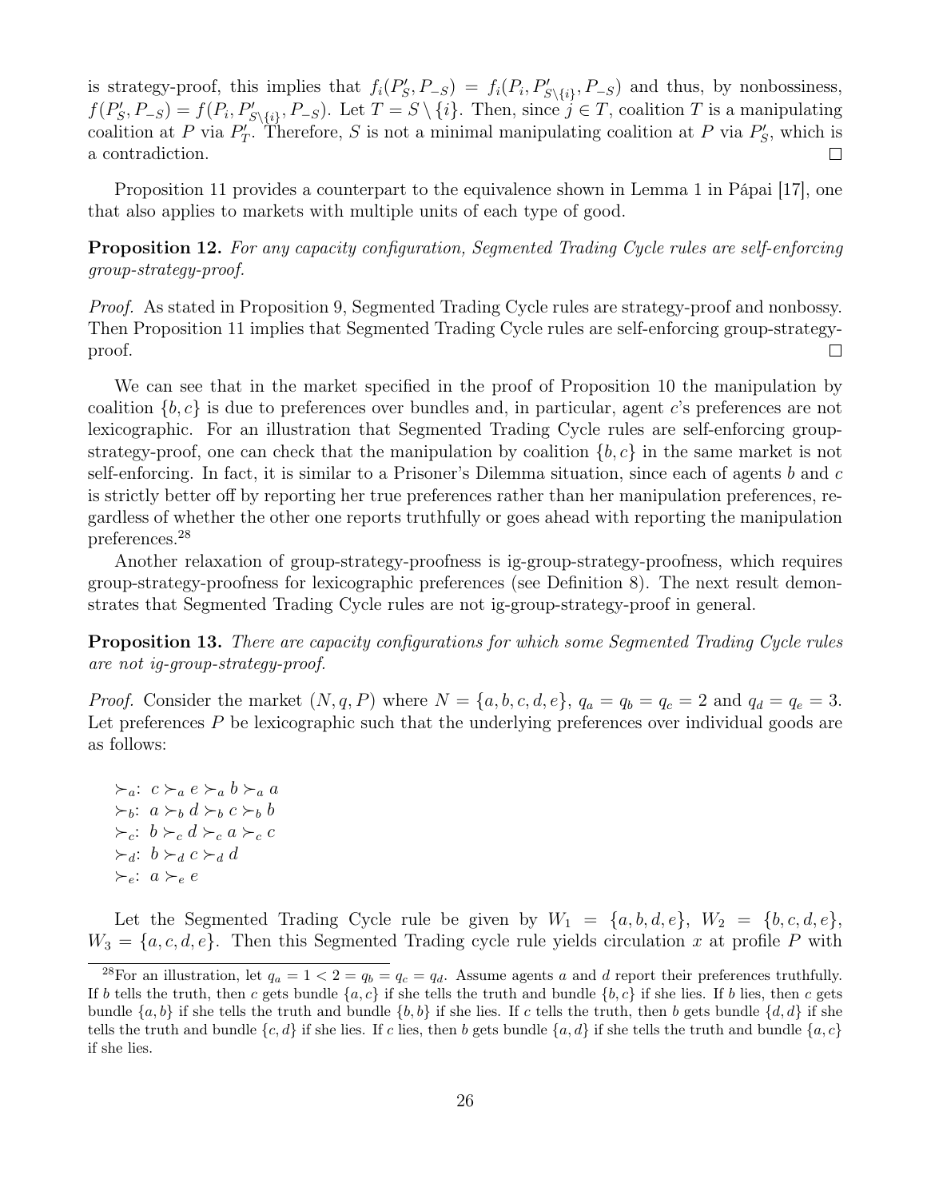is strategy-proof, this implies that $f_i(P'_S, P_{-S}) = f_i(P_i, P'_{S\setminus\{i\}}, P_{-S})$ and thus, by nonbossiness, $f(P'_S, P_{-S}) = f(P_i, P'_{S\setminus\{i\}}, P_{-S})$. Let $T = S \setminus \{i\}$. Then, since $j \in T$, coalition $T$ is a manipulating coalition at $P$ via $P'_T$. Therefore, $S$ is not a minimal manipulating coalition at $P$ via $P'_S$, which is a contradiction. □

Proposition 11 provides a counterpart to the equivalence shown in Lemma 1 in Pápai [17], one that also applies to markets with multiple units of each type of good.

**Proposition 12.** *For any capacity configuration, Segmented Trading Cycle rules are self-enforcing group-strategy-proof.*

*Proof.* As stated in Proposition 9, Segmented Trading Cycle rules are strategy-proof and nonbossy. Then Proposition 11 implies that Segmented Trading Cycle rules are self-enforcing group-strategy-proof. □

We can see that in the market specified in the proof of Proposition 10 the manipulation by coalition $\{b, c\}$ is due to preferences over bundles and, in particular, agent $c$'s preferences are not lexicographic. For an illustration that Segmented Trading Cycle rules are self-enforcing group-strategy-proof, one can check that the manipulation by coalition $\{b, c\}$ in the same market is not self-enforcing. In fact, it is similar to a Prisoner's Dilemma situation, since each of agents $b$ and $c$ is strictly better off by reporting her true preferences rather than her manipulation preferences, regardless of whether the other one reports truthfully or goes ahead with reporting the manipulation preferences.[28]

Another relaxation of group-strategy-proofness is ig-group-strategy-proofness, which requires group-strategy-proofness for lexicographic preferences (see Definition 8). The next result demonstrates that Segmented Trading Cycle rules are not ig-group-strategy-proof in general.

**Proposition 13.** *There are capacity configurations for which some Segmented Trading Cycle rules are not ig-group-strategy-proof.*

*Proof.* Consider the market $(N, q, P)$ where $N = \{a, b, c, d, e\}$, $q_a = q_b = q_c = 2$ and $q_d = q_e = 3$. Let preferences $P$ be lexicographic such that the underlying preferences over individual goods are as follows:

$\succ_a$: $c \succ_a e \succ_a b \succ_a a$
$\succ_b$: $a \succ_b d \succ_b c \succ_b b$
$\succ_c$: $b \succ_c d \succ_c a \succ_c c$
$\succ_d$: $b \succ_d c \succ_d d$
$\succ_e$: $a \succ_e e$

Let the Segmented Trading Cycle rule be given by $W_1 = \{a, b, d, e\}$, $W_2 = \{b, c, d, e\}$, $W_3 = \{a, c, d, e\}$. Then this Segmented Trading cycle rule yields circulation $x$ at profile $P$ with

[28] For an illustration, let $q_a = 1 < 2 = q_b = q_c = q_d$. Assume agents $a$ and $d$ report their preferences truthfully. If $b$ tells the truth, then $c$ gets bundle $\{a, c\}$ if she tells the truth and bundle $\{b, c\}$ if she lies. If $b$ lies, then $c$ gets bundle $\{a, b\}$ if she tells the truth and bundle $\{b, b\}$ if she lies. If $c$ tells the truth, then $b$ gets bundle $\{d, d\}$ if she tells the truth and bundle $\{c, d\}$ if she lies. If $c$ lies, then $b$ gets bundle $\{a, d\}$ if she tells the truth and bundle $\{a, c\}$ if she lies.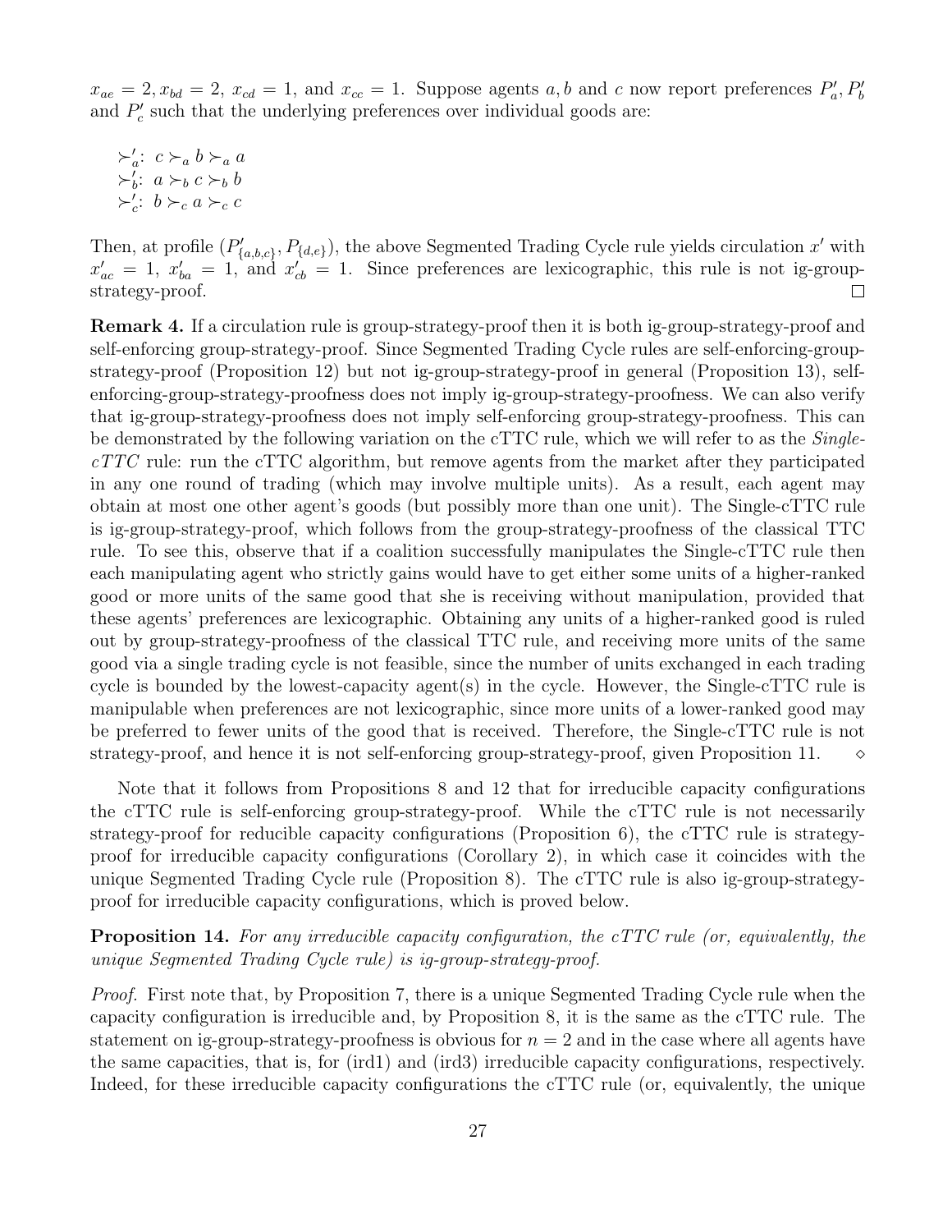$x_{ae} = 2, x_{bd} = 2$, $x_{cd} = 1$, and $x_{cc} = 1$. Suppose agents $a, b$ and $c$ now report preferences $P'_a, P'_b$ and $P'_c$ such that the underlying preferences over individual goods are:

$\succ'_a$: $c \succ_a b \succ_a a$
$\succ'_b$: $a \succ_b c \succ_b b$
$\succ'_c$: $b \succ_c a \succ_c c$

Then, at profile $(P'_{\{a,b,c\}}, P_{\{d,e\}})$, the above Segmented Trading Cycle rule yields circulation $x'$ with $x'_{ac} = 1$, $x'_{ba} = 1$, and $x'_{cb} = 1$. Since preferences are lexicographic, this rule is not ig-group-strategy-proof. □

**Remark 4.** If a circulation rule is group-strategy-proof then it is both ig-group-strategy-proof and self-enforcing group-strategy-proof. Since Segmented Trading Cycle rules are self-enforcing-group-strategy-proof (Proposition 12) but not ig-group-strategy-proof in general (Proposition 13), self-enforcing-group-strategy-proofness does not imply ig-group-strategy-proofness. We can also verify that ig-group-strategy-proofness does not imply self-enforcing group-strategy-proofness. This can be demonstrated by the following variation on the cTTC rule, which we will refer to as the *Single-cTTC* rule: run the cTTC algorithm, but remove agents from the market after they participated in any one round of trading (which may involve multiple units). As a result, each agent may obtain at most one other agent's goods (but possibly more than one unit). The Single-cTTC rule is ig-group-strategy-proof, which follows from the group-strategy-proofness of the classical TTC rule. To see this, observe that if a coalition successfully manipulates the Single-cTTC rule then each manipulating agent who strictly gains would have to get either some units of a higher-ranked good or more units of the same good that she is receiving without manipulation, provided that these agents' preferences are lexicographic. Obtaining any units of a higher-ranked good is ruled out by group-strategy-proofness of the classical TTC rule, and receiving more units of the same good via a single trading cycle is not feasible, since the number of units exchanged in each trading cycle is bounded by the lowest-capacity agent(s) in the cycle. However, the Single-cTTC rule is manipulable when preferences are not lexicographic, since more units of a lower-ranked good may be preferred to fewer units of the good that is received. Therefore, the Single-cTTC rule is not strategy-proof, and hence it is not self-enforcing group-strategy-proof, given Proposition 11. ⋄

Note that it follows from Propositions 8 and 12 that for irreducible capacity configurations the cTTC rule is self-enforcing group-strategy-proof. While the cTTC rule is not necessarily strategy-proof for reducible capacity configurations (Proposition 6), the cTTC rule is strategy-proof for irreducible capacity configurations (Corollary 2), in which case it coincides with the unique Segmented Trading Cycle rule (Proposition 8). The cTTC rule is also ig-group-strategy-proof for irreducible capacity configurations, which is proved below.

**Proposition 14.** *For any irreducible capacity configuration, the cTTC rule (or, equivalently, the unique Segmented Trading Cycle rule) is ig-group-strategy-proof.*

*Proof.* First note that, by Proposition 7, there is a unique Segmented Trading Cycle rule when the capacity configuration is irreducible and, by Proposition 8, it is the same as the cTTC rule. The statement on ig-group-strategy-proofness is obvious for $n = 2$ and in the case where all agents have the same capacities, that is, for (ird1) and (ird3) irreducible capacity configurations, respectively. Indeed, for these irreducible capacity configurations the cTTC rule (or, equivalently, the unique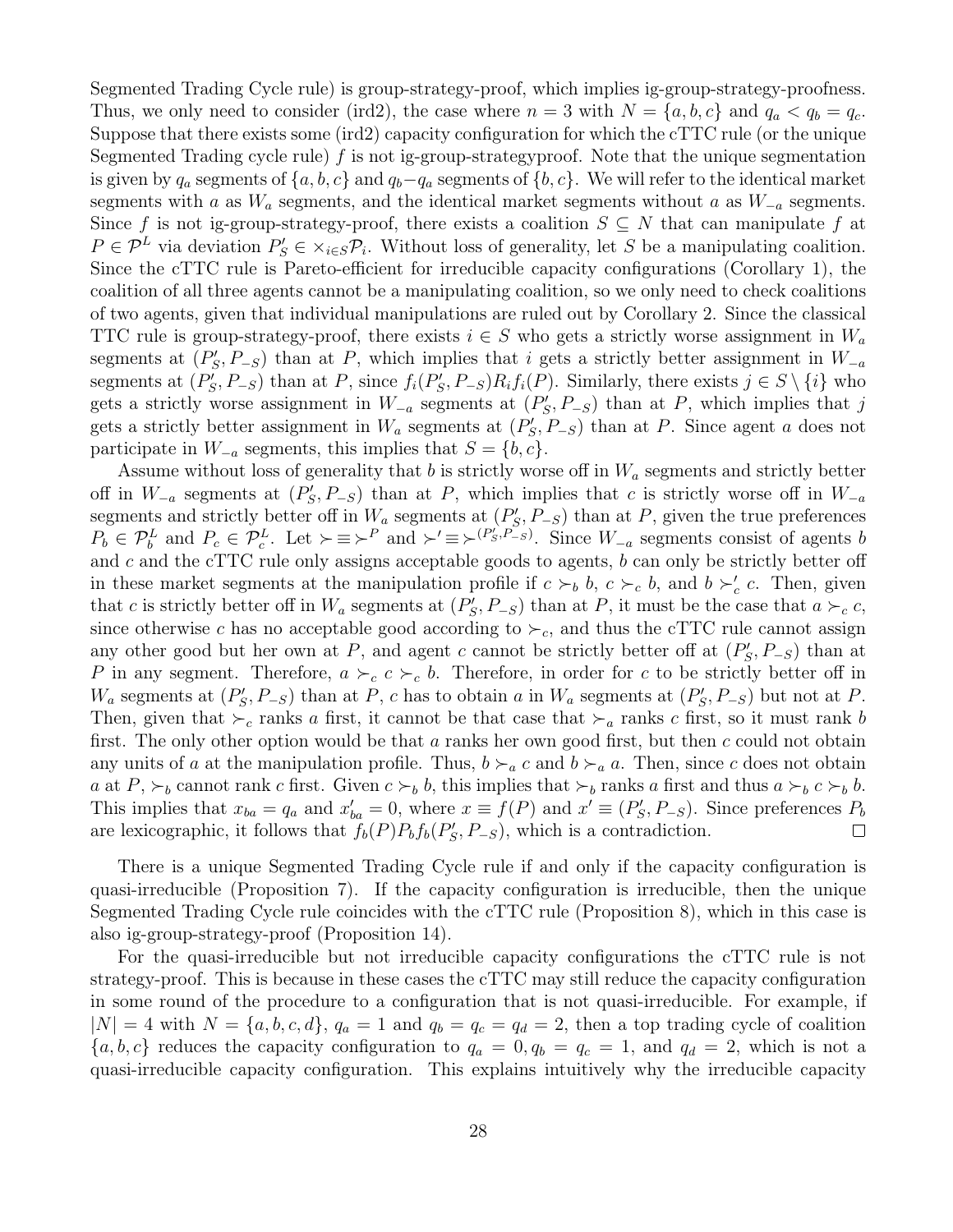Segmented Trading Cycle rule) is group-strategy-proof, which implies ig-group-strategy-proofness. Thus, we only need to consider (ird2), the case where $n = 3$ with $N = \{a, b, c\}$ and $q_a < q_b = q_c$. Suppose that there exists some (ird2) capacity configuration for which the cTTC rule (or the unique Segmented Trading cycle rule) $f$ is not ig-group-strategyproof. Note that the unique segmentation is given by $q_a$ segments of $\{a, b, c\}$ and $q_b - q_a$ segments of $\{b, c\}$. We will refer to the identical market segments with $a$ as $W_a$ segments, and the identical market segments without $a$ as $W_{-a}$ segments. Since $f$ is not ig-group-strategy-proof, there exists a coalition $S \subseteq N$ that can manipulate $f$ at $P \in \mathcal{P}^L$ via deviation $P'_S \in \times_{i \in S} \mathcal{P}_i$. Without loss of generality, let $S$ be a manipulating coalition. Since the cTTC rule is Pareto-efficient for irreducible capacity configurations (Corollary 1), the coalition of all three agents cannot be a manipulating coalition, so we only need to check coalitions of two agents, given that individual manipulations are ruled out by Corollary 2. Since the classical TTC rule is group-strategy-proof, there exists $i \in S$ who gets a strictly worse assignment in $W_a$ segments at $(P'_S, P_{-S})$ than at $P$, which implies that $i$ gets a strictly better assignment in $W_{-a}$ segments at $(P'_S, P_{-S})$ than at $P$, since $f_i(P'_S, P_{-S}) R_i f_i(P)$. Similarly, there exists $j \in S \setminus \{i\}$ who gets a strictly worse assignment in $W_{-a}$ segments at $(P'_S, P_{-S})$ than at $P$, which implies that $j$ gets a strictly better assignment in $W_a$ segments at $(P'_S, P_{-S})$ than at $P$. Since agent $a$ does not participate in $W_{-a}$ segments, this implies that $S = \{b, c\}$.

Assume without loss of generality that $b$ is strictly worse off in $W_a$ segments and strictly better off in $W_{-a}$ segments at $(P'_S, P_{-S})$ than at $P$, which implies that $c$ is strictly worse off in $W_{-a}$ segments and strictly better off in $W_a$ segments at $(P'_S, P_{-S})$ than at $P$, given the true preferences $P_b \in \mathcal{P}^L_b$ and $P_c \in \mathcal{P}^L_c$. Let $\succ \equiv \succ^P$ and $\succ' \equiv \succ^{(P'_S, P_{-S})}$. Since $W_{-a}$ segments consist of agents $b$ and $c$ and the cTTC rule only assigns acceptable goods to agents, $b$ can only be strictly better off in these market segments at the manipulation profile if $c \succ_b b$, $c \succ_c b$, and $b \succ'_c c$. Then, given that $c$ is strictly better off in $W_a$ segments at $(P'_S, P_{-S})$ than at $P$, it must be the case that $a \succ_c c$, since otherwise $c$ has no acceptable good according to $\succ_c$, and thus the cTTC rule cannot assign any other good but her own at $P$, and agent $c$ cannot be strictly better off at $(P'_S, P_{-S})$ than at $P$ in any segment. Therefore, $a \succ_c c \succ_c b$. Therefore, in order for $c$ to be strictly better off in $W_a$ segments at $(P'_S, P_{-S})$ than at $P$, $c$ has to obtain $a$ in $W_a$ segments at $(P'_S, P_{-S})$ but not at $P$. Then, given that $\succ_c$ ranks $a$ first, it cannot be that case that $\succ_a$ ranks $c$ first, so it must rank $b$ first. The only other option would be that $a$ ranks her own good first, but then $c$ could not obtain any units of $a$ at the manipulation profile. Thus, $b \succ_a c$ and $b \succ_a a$. Then, since $c$ does not obtain $a$ at $P$, $\succ_b$ cannot rank $c$ first. Given $c \succ_b b$, this implies that $\succ_b$ ranks $a$ first and thus $a \succ_b c \succ_b b$. This implies that $x_{ba} = q_a$ and $x'_{ba} = 0$, where $x \equiv f(P)$ and $x' \equiv (P'_S, P_{-S})$. Since preferences $P_b$ are lexicographic, it follows that $f_b(P) P_b f_b(P'_S, P_{-S})$, which is a contradiction. $\square$

There is a unique Segmented Trading Cycle rule if and only if the capacity configuration is quasi-irreducible (Proposition 7). If the capacity configuration is irreducible, then the unique Segmented Trading Cycle rule coincides with the cTTC rule (Proposition 8), which in this case is also ig-group-strategy-proof (Proposition 14).

For the quasi-irreducible but not irreducible capacity configurations the cTTC rule is not strategy-proof. This is because in these cases the cTTC may still reduce the capacity configuration in some round of the procedure to a configuration that is not quasi-irreducible. For example, if $|N| = 4$ with $N = \{a, b, c, d\}$, $q_a = 1$ and $q_b = q_c = q_d = 2$, then a top trading cycle of coalition $\{a, b, c\}$ reduces the capacity configuration to $q_a = 0, q_b = q_c = 1$, and $q_d = 2$, which is not a quasi-irreducible capacity configuration. This explains intuitively why the irreducible capacity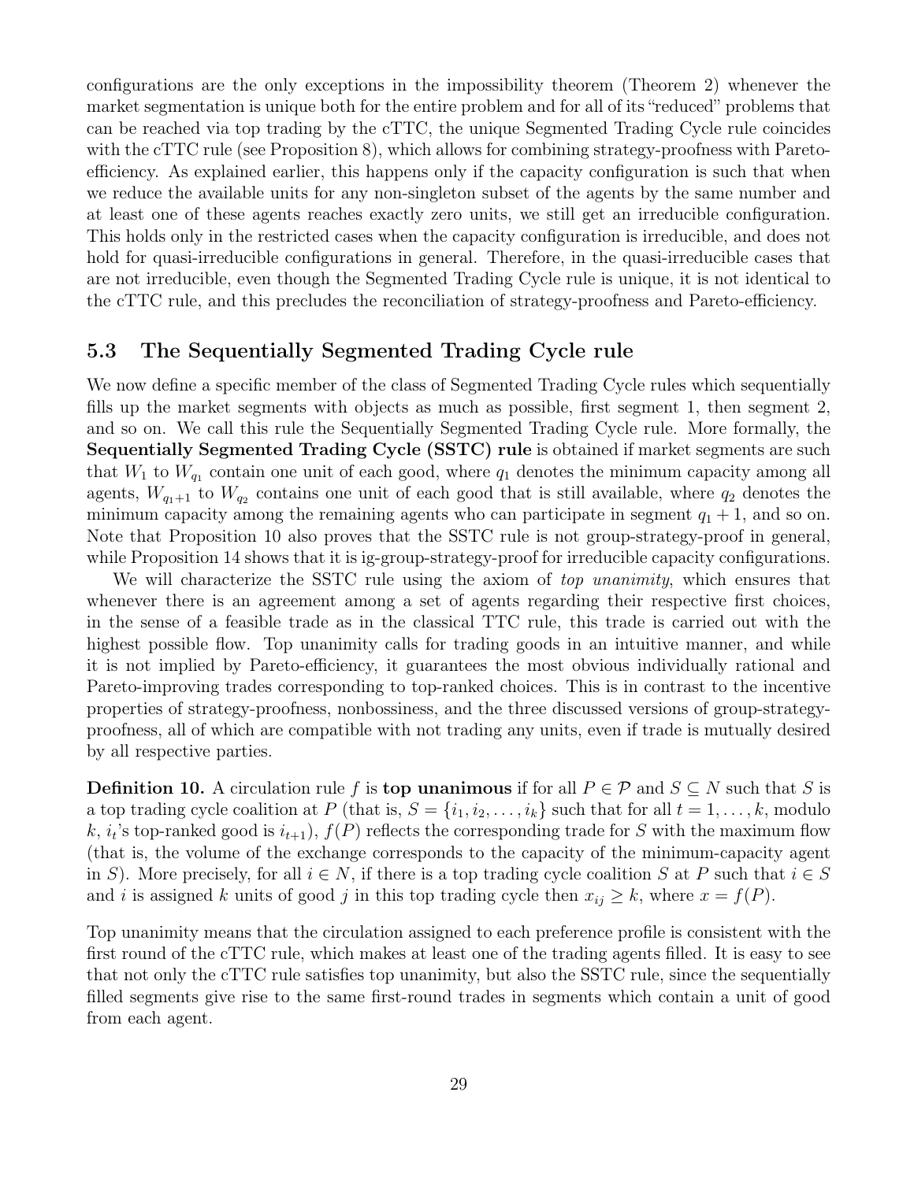configurations are the only exceptions in the impossibility theorem (Theorem 2) whenever the market segmentation is unique both for the entire problem and for all of its "reduced" problems that can be reached via top trading by the cTTC, the unique Segmented Trading Cycle rule coincides with the cTTC rule (see Proposition 8), which allows for combining strategy-proofness with Pareto-efficiency. As explained earlier, this happens only if the capacity configuration is such that when we reduce the available units for any non-singleton subset of the agents by the same number and at least one of these agents reaches exactly zero units, we still get an irreducible configuration. This holds only in the restricted cases when the capacity configuration is irreducible, and does not hold for quasi-irreducible configurations in general. Therefore, in the quasi-irreducible cases that are not irreducible, even though the Segmented Trading Cycle rule is unique, it is not identical to the cTTC rule, and this precludes the reconciliation of strategy-proofness and Pareto-efficiency.

## 5.3 The Sequentially Segmented Trading Cycle rule

We now define a specific member of the class of Segmented Trading Cycle rules which sequentially fills up the market segments with objects as much as possible, first segment 1, then segment 2, and so on. We call this rule the Sequentially Segmented Trading Cycle rule. More formally, the **Sequentially Segmented Trading Cycle (SSTC) rule** is obtained if market segments are such that $W_1$ to $W_{q_1}$ contain one unit of each good, where $q_1$ denotes the minimum capacity among all agents, $W_{q_1+1}$ to $W_{q_2}$ contains one unit of each good that is still available, where $q_2$ denotes the minimum capacity among the remaining agents who can participate in segment $q_1 + 1$, and so on. Note that Proposition 10 also proves that the SSTC rule is not group-strategy-proof in general, while Proposition 14 shows that it is ig-group-strategy-proof for irreducible capacity configurations.

We will characterize the SSTC rule using the axiom of *top unanimity*, which ensures that whenever there is an agreement among a set of agents regarding their respective first choices, in the sense of a feasible trade as in the classical TTC rule, this trade is carried out with the highest possible flow. Top unanimity calls for trading goods in an intuitive manner, and while it is not implied by Pareto-efficiency, it guarantees the most obvious individually rational and Pareto-improving trades corresponding to top-ranked choices. This is in contrast to the incentive properties of strategy-proofness, nonbossiness, and the three discussed versions of group-strategy-proofness, all of which are compatible with not trading any units, even if trade is mutually desired by all respective parties.

**Definition 10.** A circulation rule $f$ is **top unanimous** if for all $P \in \mathcal{P}$ and $S \subseteq N$ such that $S$ is a top trading cycle coalition at $P$ (that is, $S = \{i_1, i_2, \ldots, i_k\}$ such that for all $t = 1, \ldots, k$, modulo $k$, $i_t$'s top-ranked good is $i_{t+1}$), $f(P)$ reflects the corresponding trade for $S$ with the maximum flow (that is, the volume of the exchange corresponds to the capacity of the minimum-capacity agent in $S$). More precisely, for all $i \in N$, if there is a top trading cycle coalition $S$ at $P$ such that $i \in S$ and $i$ is assigned $k$ units of good $j$ in this top trading cycle then $x_{ij} \geq k$, where $x = f(P)$.

Top unanimity means that the circulation assigned to each preference profile is consistent with the first round of the cTTC rule, which makes at least one of the trading agents filled. It is easy to see that not only the cTTC rule satisfies top unanimity, but also the SSTC rule, since the sequentially filled segments give rise to the same first-round trades in segments which contain a unit of good from each agent.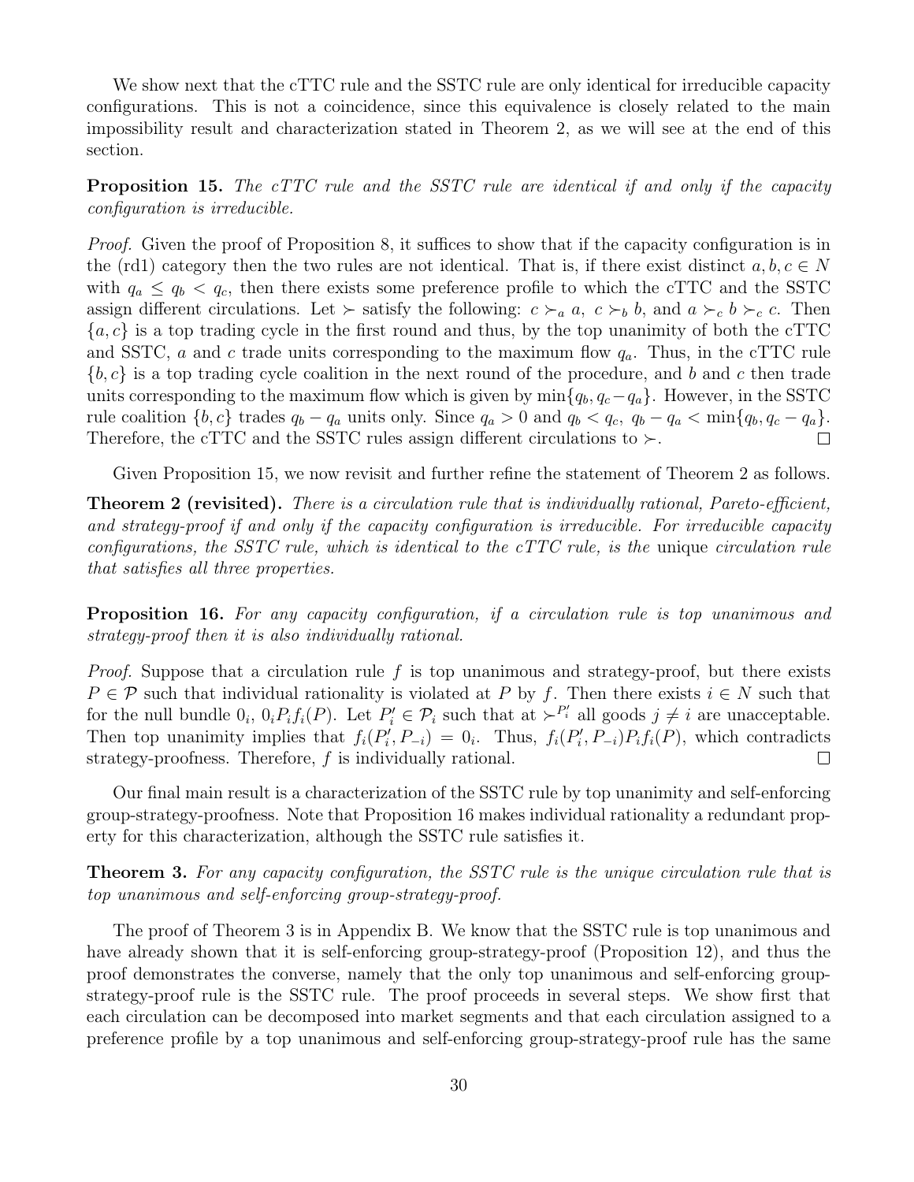We show next that the cTTC rule and the SSTC rule are only identical for irreducible capacity configurations. This is not a coincidence, since this equivalence is closely related to the main impossibility result and characterization stated in Theorem 2, as we will see at the end of this section.

**Proposition 15.** *The cTTC rule and the SSTC rule are identical if and only if the capacity configuration is irreducible.*

*Proof.* Given the proof of Proposition 8, it suffices to show that if the capacity configuration is in the (rd1) category then the two rules are not identical. That is, if there exist distinct $a, b, c \in N$ with $q_a \leq q_b < q_c$, then there exists some preference profile to which the cTTC and the SSTC assign different circulations. Let $\succ$ satisfy the following: $c \succ_a a$, $c \succ_b b$, and $a \succ_c b \succ_c c$. Then $\{a, c\}$ is a top trading cycle in the first round and thus, by the top unanimity of both the cTTC and SSTC, $a$ and $c$ trade units corresponding to the maximum flow $q_a$. Thus, in the cTTC rule $\{b, c\}$ is a top trading cycle coalition in the next round of the procedure, and $b$ and $c$ then trade units corresponding to the maximum flow which is given by $\min\{q_b, q_c - q_a\}$. However, in the SSTC rule coalition $\{b, c\}$ trades $q_b - q_a$ units only. Since $q_a > 0$ and $q_b < q_c$, $q_b - q_a < \min\{q_b, q_c - q_a\}$. Therefore, the cTTC and the SSTC rules assign different circulations to $\succ$. $\square$

Given Proposition 15, we now revisit and further refine the statement of Theorem 2 as follows.

**Theorem 2 (revisited).** *There is a circulation rule that is individually rational, Pareto-efficient, and strategy-proof if and only if the capacity configuration is irreducible. For irreducible capacity configurations, the SSTC rule, which is identical to the cTTC rule, is the* unique *circulation rule that satisfies all three properties.*

**Proposition 16.** *For any capacity configuration, if a circulation rule is top unanimous and strategy-proof then it is also individually rational.*

*Proof.* Suppose that a circulation rule $f$ is top unanimous and strategy-proof, but there exists $P \in \mathcal{P}$ such that individual rationality is violated at $P$ by $f$. Then there exists $i \in N$ such that for the null bundle $0_i$, $0_i P_i f_i(P)$. Let $P'_i \in \mathcal{P}_i$ such that at $\succ^{P'_i}$ all goods $j \neq i$ are unacceptable. Then top unanimity implies that $f_i(P'_i, P_{-i}) = 0_i$. Thus, $f_i(P'_i, P_{-i}) P_i f_i(P)$, which contradicts strategy-proofness. Therefore, $f$ is individually rational. $\square$

Our final main result is a characterization of the SSTC rule by top unanimity and self-enforcing group-strategy-proofness. Note that Proposition 16 makes individual rationality a redundant property for this characterization, although the SSTC rule satisfies it.

**Theorem 3.** *For any capacity configuration, the SSTC rule is the unique circulation rule that is top unanimous and self-enforcing group-strategy-proof.*

The proof of Theorem 3 is in Appendix B. We know that the SSTC rule is top unanimous and have already shown that it is self-enforcing group-strategy-proof (Proposition 12), and thus the proof demonstrates the converse, namely that the only top unanimous and self-enforcing group-strategy-proof rule is the SSTC rule. The proof proceeds in several steps. We show first that each circulation can be decomposed into market segments and that each circulation assigned to a preference profile by a top unanimous and self-enforcing group-strategy-proof rule has the same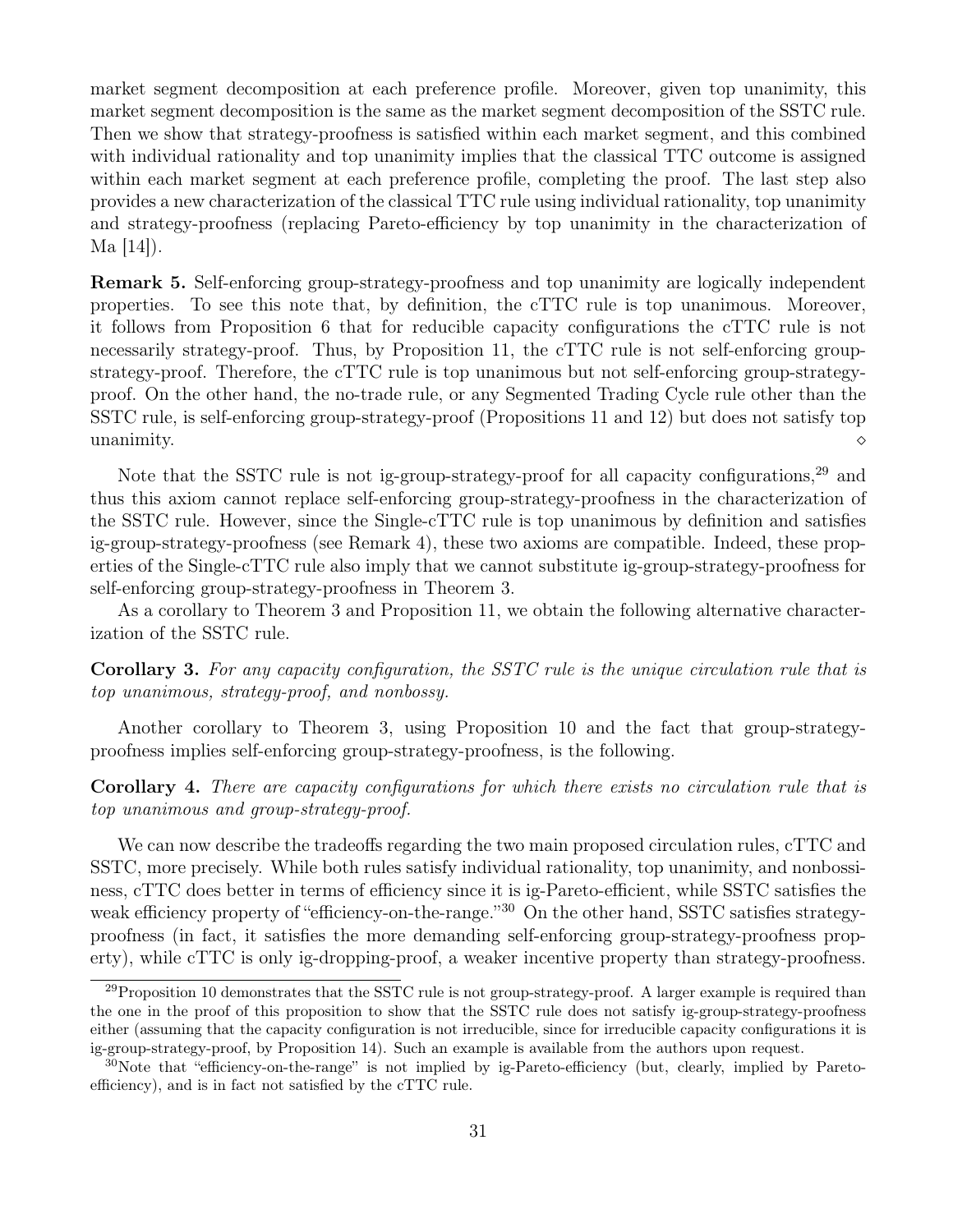market segment decomposition at each preference profile. Moreover, given top unanimity, this market segment decomposition is the same as the market segment decomposition of the SSTC rule. Then we show that strategy-proofness is satisfied within each market segment, and this combined with individual rationality and top unanimity implies that the classical TTC outcome is assigned within each market segment at each preference profile, completing the proof. The last step also provides a new characterization of the classical TTC rule using individual rationality, top unanimity and strategy-proofness (replacing Pareto-efficiency by top unanimity in the characterization of Ma [14]).

**Remark 5.** Self-enforcing group-strategy-proofness and top unanimity are logically independent properties. To see this note that, by definition, the cTTC rule is top unanimous. Moreover, it follows from Proposition 6 that for reducible capacity configurations the cTTC rule is not necessarily strategy-proof. Thus, by Proposition 11, the cTTC rule is not self-enforcing group-strategy-proof. Therefore, the cTTC rule is top unanimous but not self-enforcing group-strategy-proof. On the other hand, the no-trade rule, or any Segmented Trading Cycle rule other than the SSTC rule, is self-enforcing group-strategy-proof (Propositions 11 and 12) but does not satisfy top unanimity. ◇

Note that the SSTC rule is not ig-group-strategy-proof for all capacity configurations,[29] and thus this axiom cannot replace self-enforcing group-strategy-proofness in the characterization of the SSTC rule. However, since the Single-cTTC rule is top unanimous by definition and satisfies ig-group-strategy-proofness (see Remark 4), these two axioms are compatible. Indeed, these properties of the Single-cTTC rule also imply that we cannot substitute ig-group-strategy-proofness for self-enforcing group-strategy-proofness in Theorem 3.

As a corollary to Theorem 3 and Proposition 11, we obtain the following alternative characterization of the SSTC rule.

**Corollary 3.** *For any capacity configuration, the SSTC rule is the unique circulation rule that is top unanimous, strategy-proof, and nonbossy.*

Another corollary to Theorem 3, using Proposition 10 and the fact that group-strategy-proofness implies self-enforcing group-strategy-proofness, is the following.

**Corollary 4.** *There are capacity configurations for which there exists no circulation rule that is top unanimous and group-strategy-proof.*

We can now describe the tradeoffs regarding the two main proposed circulation rules, cTTC and SSTC, more precisely. While both rules satisfy individual rationality, top unanimity, and nonbossiness, cTTC does better in terms of efficiency since it is ig-Pareto-efficient, while SSTC satisfies the weak efficiency property of "efficiency-on-the-range."[30] On the other hand, SSTC satisfies strategy-proofness (in fact, it satisfies the more demanding self-enforcing group-strategy-proofness property), while cTTC is only ig-dropping-proof, a weaker incentive property than strategy-proofness.

[29] Proposition 10 demonstrates that the SSTC rule is not group-strategy-proof. A larger example is required than the one in the proof of this proposition to show that the SSTC rule does not satisfy ig-group-strategy-proofness either (assuming that the capacity configuration is not irreducible, since for irreducible capacity configurations it is ig-group-strategy-proof, by Proposition 14). Such an example is available from the authors upon request.

[30] Note that "efficiency-on-the-range" is not implied by ig-Pareto-efficiency (but, clearly, implied by Pareto-efficiency), and is in fact not satisfied by the cTTC rule.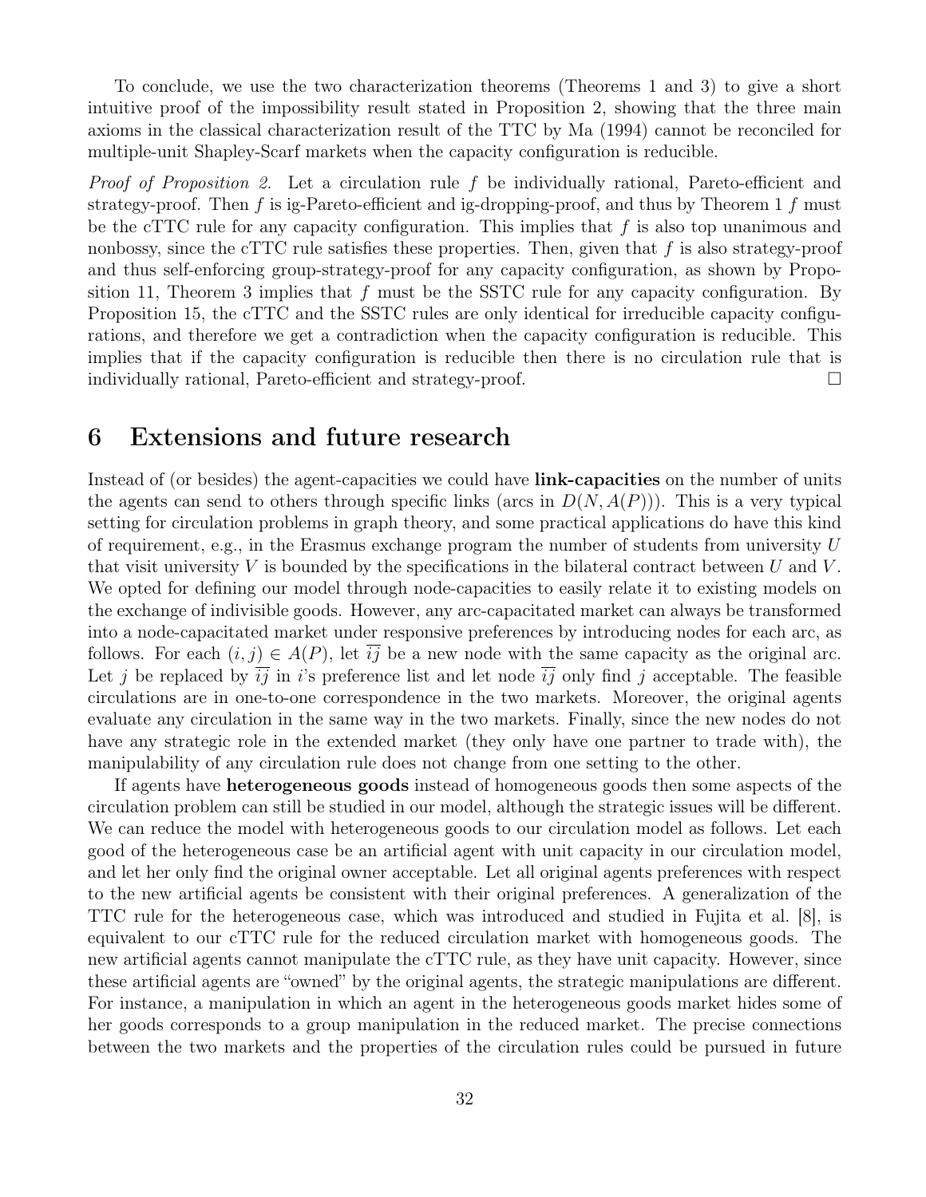To conclude, we use the two characterization theorems (Theorems 1 and 3) to give a short intuitive proof of the impossibility result stated in Proposition 2, showing that the three main axioms in the classical characterization result of the TTC by Ma (1994) cannot be reconciled for multiple-unit Shapley-Scarf markets when the capacity configuration is reducible.

*Proof of Proposition 2.* Let a circulation rule $f$ be individually rational, Pareto-efficient and strategy-proof. Then $f$ is ig-Pareto-efficient and ig-dropping-proof, and thus by Theorem 1 $f$ must be the cTTC rule for any capacity configuration. This implies that $f$ is also top unanimous and nonbossy, since the cTTC rule satisfies these properties. Then, given that $f$ is also strategy-proof and thus self-enforcing group-strategy-proof for any capacity configuration, as shown by Proposition 11, Theorem 3 implies that $f$ must be the SSTC rule for any capacity configuration. By Proposition 15, the cTTC and the SSTC rules are only identical for irreducible capacity configurations, and therefore we get a contradiction when the capacity configuration is reducible. This implies that if the capacity configuration is reducible then there is no circulation rule that is individually rational, Pareto-efficient and strategy-proof. □

# 6 Extensions and future research

Instead of (or besides) the agent-capacities we could have **link-capacities** on the number of units the agents can send to others through specific links (arcs in $D(N, A(P))$). This is a very typical setting for circulation problems in graph theory, and some practical applications do have this kind of requirement, e.g., in the Erasmus exchange program the number of students from university $U$ that visit university $V$ is bounded by the specifications in the bilateral contract between $U$ and $V$. We opted for defining our model through node-capacities to easily relate it to existing models on the exchange of indivisible goods. However, any arc-capacitated market can always be transformed into a node-capacitated market under responsive preferences by introducing nodes for each arc, as follows. For each $(i, j) \in A(P)$, let $\overline{ij}$ be a new node with the same capacity as the original arc. Let $j$ be replaced by $\overline{ij}$ in $i$'s preference list and let node $\overline{ij}$ only find $j$ acceptable. The feasible circulations are in one-to-one correspondence in the two markets. Moreover, the original agents evaluate any circulation in the same way in the two markets. Finally, since the new nodes do not have any strategic role in the extended market (they only have one partner to trade with), the manipulability of any circulation rule does not change from one setting to the other.

If agents have **heterogeneous goods** instead of homogeneous goods then some aspects of the circulation problem can still be studied in our model, although the strategic issues will be different. We can reduce the model with heterogeneous goods to our circulation model as follows. Let each good of the heterogeneous case be an artificial agent with unit capacity in our circulation model, and let her only find the original owner acceptable. Let all original agents preferences with respect to the new artificial agents be consistent with their original preferences. A generalization of the TTC rule for the heterogeneous case, which was introduced and studied in Fujita et al. [8], is equivalent to our cTTC rule for the reduced circulation market with homogeneous goods. The new artificial agents cannot manipulate the cTTC rule, as they have unit capacity. However, since these artificial agents are "owned" by the original agents, the strategic manipulations are different. For instance, a manipulation in which an agent in the heterogeneous goods market hides some of her goods corresponds to a group manipulation in the reduced market. The precise connections between the two markets and the properties of the circulation rules could be pursued in future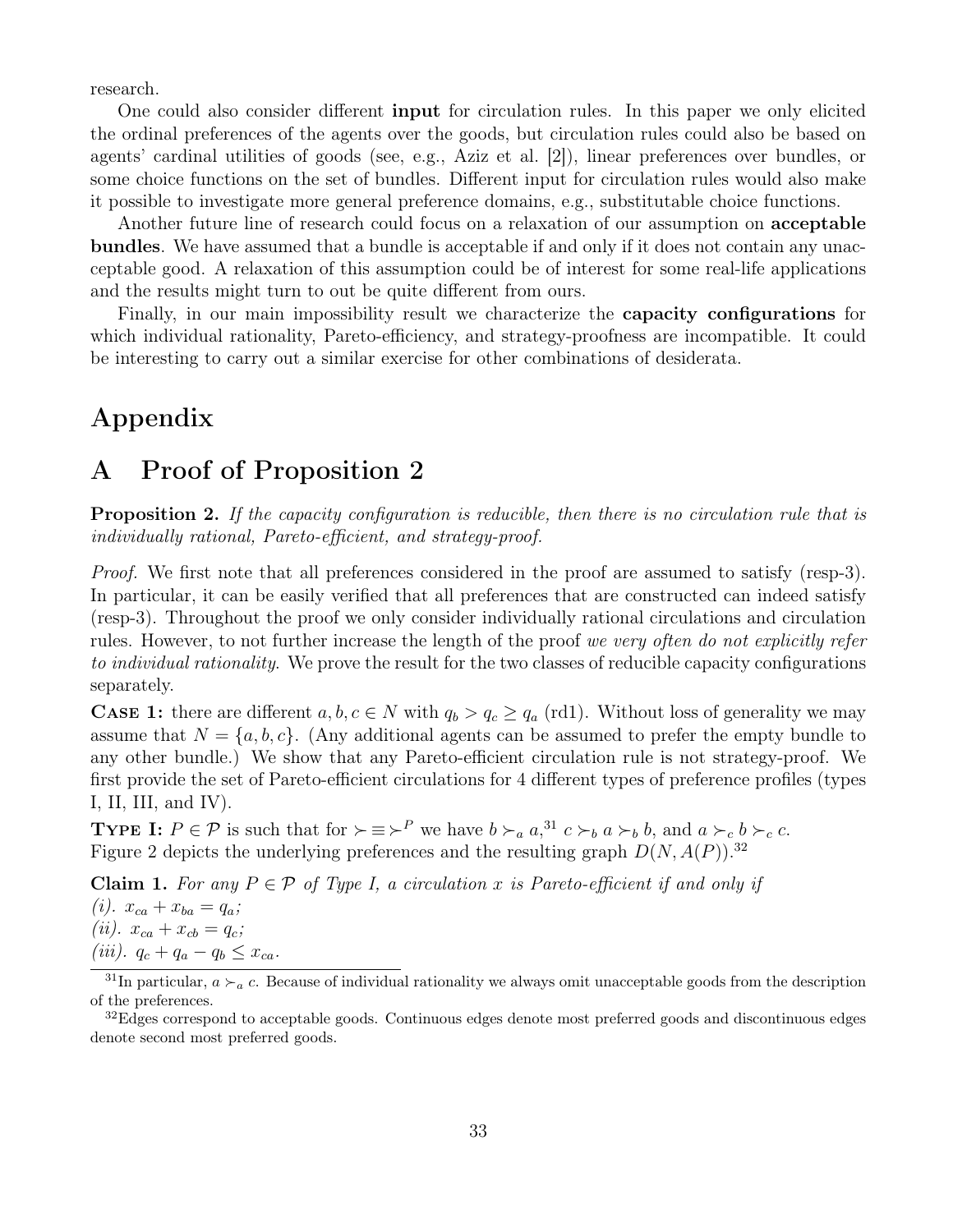research.

One could also consider different **input** for circulation rules. In this paper we only elicited the ordinal preferences of the agents over the goods, but circulation rules could also be based on agents' cardinal utilities of goods (see, e.g., Aziz et al. [2]), linear preferences over bundles, or some choice functions on the set of bundles. Different input for circulation rules would also make it possible to investigate more general preference domains, e.g., substitutable choice functions.

Another future line of research could focus on a relaxation of our assumption on **acceptable bundles**. We have assumed that a bundle is acceptable if and only if it does not contain any unacceptable good. A relaxation of this assumption could be of interest for some real-life applications and the results might turn to out be quite different from ours.

Finally, in our main impossibility result we characterize the **capacity configurations** for which individual rationality, Pareto-efficiency, and strategy-proofness are incompatible. It could be interesting to carry out a similar exercise for other combinations of desiderata.

# Appendix

## A Proof of Proposition 2

**Proposition 2.** *If the capacity configuration is reducible, then there is no circulation rule that is individually rational, Pareto-efficient, and strategy-proof.*

*Proof.* We first note that all preferences considered in the proof are assumed to satisfy (resp-3). In particular, it can be easily verified that all preferences that are constructed can indeed satisfy (resp-3). Throughout the proof we only consider individually rational circulations and circulation rules. However, to not further increase the length of the proof *we very often do not explicitly refer to individual rationality*. We prove the result for the two classes of reducible capacity configurations separately.

**Case 1:** there are different $a, b, c \in N$ with $q_b > q_c \geq q_a$ (rd1). Without loss of generality we may assume that $N = \{a, b, c\}$. (Any additional agents can be assumed to prefer the empty bundle to any other bundle.) We show that any Pareto-efficient circulation rule is not strategy-proof. We first provide the set of Pareto-efficient circulations for 4 different types of preference profiles (types I, II, III, and IV).

**Type I:** $P \in \mathcal{P}$ is such that for $\succ \equiv \succ^P$ we have $b \succ_a a$,[31] $c \succ_b a \succ_b b$, and $a \succ_c b \succ_c c$. Figure 2 depicts the underlying preferences and the resulting graph $D(N, A(P))$.[32]

**Claim 1.** *For any $P \in \mathcal{P}$ of Type I, a circulation $x$ is Pareto-efficient if and only if*
*(i).* $x_{ca} + x_{ba} = q_a$;
*(ii).* $x_{ca} + x_{cb} = q_c$;
*(iii).* $q_c + q_a - q_b \leq x_{ca}$.

[31] In particular, $a \succ_a c$. Because of individual rationality we always omit unacceptable goods from the description of the preferences.

[32] Edges correspond to acceptable goods. Continuous edges denote most preferred goods and discontinuous edges denote second most preferred goods.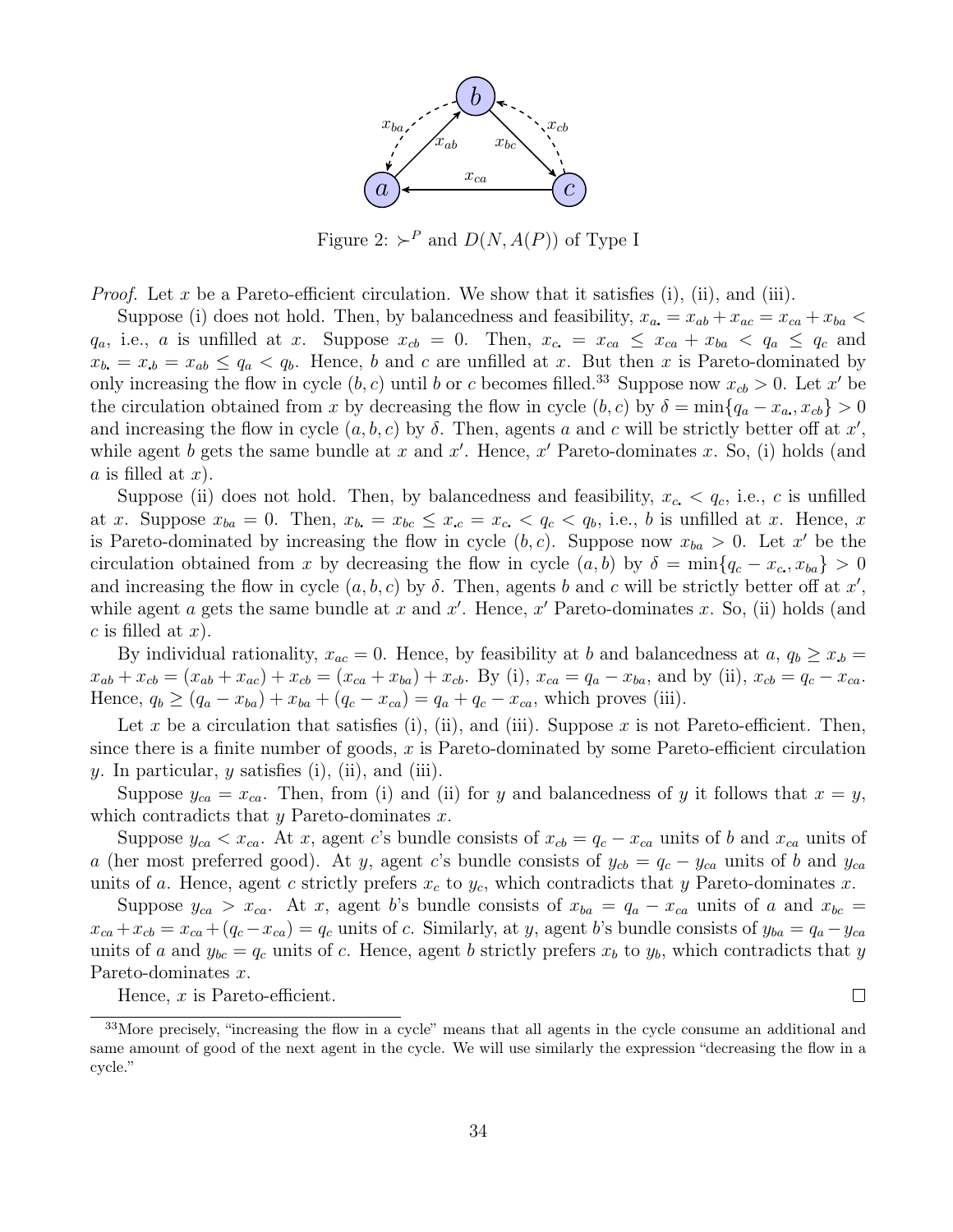Figure 2: $\succ^P$ and $D(N, A(P))$ of Type I

*Proof.* Let $x$ be a Pareto-efficient circulation. We show that it satisfies (i), (ii), and (iii).

Suppose (i) does not hold. Then, by balancedness and feasibility, $x_{a\cdot} = x_{ab} + x_{ac} = x_{ca} + x_{ba} < q_a$, i.e., $a$ is unfilled at $x$. Suppose $x_{cb} = 0$. Then, $x_{c\cdot} = x_{ca} \leq x_{ca} + x_{ba} < q_a \leq q_c$ and $x_{b\cdot} = x_{\cdot b} = x_{ab} \leq q_a < q_b$. Hence, $b$ and $c$ are unfilled at $x$. But then $x$ is Pareto-dominated by only increasing the flow in cycle $(b, c)$ until $b$ or $c$ becomes filled.[33] Suppose now $x_{cb} > 0$. Let $x'$ be the circulation obtained from $x$ by decreasing the flow in cycle $(b, c)$ by $\delta = \min\{q_a - x_{a\cdot}, x_{cb}\} > 0$ and increasing the flow in cycle $(a, b, c)$ by $\delta$. Then, agents $a$ and $c$ will be strictly better off at $x'$, while agent $b$ gets the same bundle at $x$ and $x'$. Hence, $x'$ Pareto-dominates $x$. So, (i) holds (and $a$ is filled at $x$).

Suppose (ii) does not hold. Then, by balancedness and feasibility, $x_{c\cdot} < q_c$, i.e., $c$ is unfilled at $x$. Suppose $x_{ba} = 0$. Then, $x_{b\cdot} = x_{bc} \leq x_{\cdot c} = x_{c\cdot} < q_c < q_b$, i.e., $b$ is unfilled at $x$. Hence, $x$ is Pareto-dominated by increasing the flow in cycle $(b, c)$. Suppose now $x_{ba} > 0$. Let $x'$ be the circulation obtained from $x$ by decreasing the flow in cycle $(a, b)$ by $\delta = \min\{q_c - x_{c\cdot}, x_{ba}\} > 0$ and increasing the flow in cycle $(a, b, c)$ by $\delta$. Then, agents $b$ and $c$ will be strictly better off at $x'$, while agent $a$ gets the same bundle at $x$ and $x'$. Hence, $x'$ Pareto-dominates $x$. So, (ii) holds (and $c$ is filled at $x$).

By individual rationality, $x_{ac} = 0$. Hence, by feasibility at $b$ and balancedness at $a$, $q_b \geq x_{\cdot b} = x_{ab} + x_{cb} = (x_{ab} + x_{ac}) + x_{cb} = (x_{ca} + x_{ba}) + x_{cb}$. By (i), $x_{ca} = q_a - x_{ba}$, and by (ii), $x_{cb} = q_c - x_{ca}$. Hence, $q_b \geq (q_a - x_{ba}) + x_{ba} + (q_c - x_{ca}) = q_a + q_c - x_{ca}$, which proves (iii).

Let $x$ be a circulation that satisfies (i), (ii), and (iii). Suppose $x$ is not Pareto-efficient. Then, since there is a finite number of goods, $x$ is Pareto-dominated by some Pareto-efficient circulation $y$. In particular, $y$ satisfies (i), (ii), and (iii).

Suppose $y_{ca} = x_{ca}$. Then, from (i) and (ii) for $y$ and balancedness of $y$ it follows that $x = y$, which contradicts that $y$ Pareto-dominates $x$.

Suppose $y_{ca} < x_{ca}$. At $x$, agent $c$'s bundle consists of $x_{cb} = q_c - x_{ca}$ units of $b$ and $x_{ca}$ units of $a$ (her most preferred good). At $y$, agent $c$'s bundle consists of $y_{cb} = q_c - y_{ca}$ units of $b$ and $y_{ca}$ units of $a$. Hence, agent $c$ strictly prefers $x_c$ to $y_c$, which contradicts that $y$ Pareto-dominates $x$.

Suppose $y_{ca} > x_{ca}$. At $x$, agent $b$'s bundle consists of $x_{ba} = q_a - x_{ca}$ units of $a$ and $x_{bc} = x_{ca} + x_{cb} = x_{ca} + (q_c - x_{ca}) = q_c$ units of $c$. Similarly, at $y$, agent $b$'s bundle consists of $y_{ba} = q_a - y_{ca}$ units of $a$ and $y_{bc} = q_c$ units of $c$. Hence, agent $b$ strictly prefers $x_b$ to $y_b$, which contradicts that $y$ Pareto-dominates $x$.

Hence, $x$ is Pareto-efficient. ∎

[33] More precisely, "increasing the flow in a cycle" means that all agents in the cycle consume an additional and same amount of good of the next agent in the cycle. We will use similarly the expression "decreasing the flow in a cycle."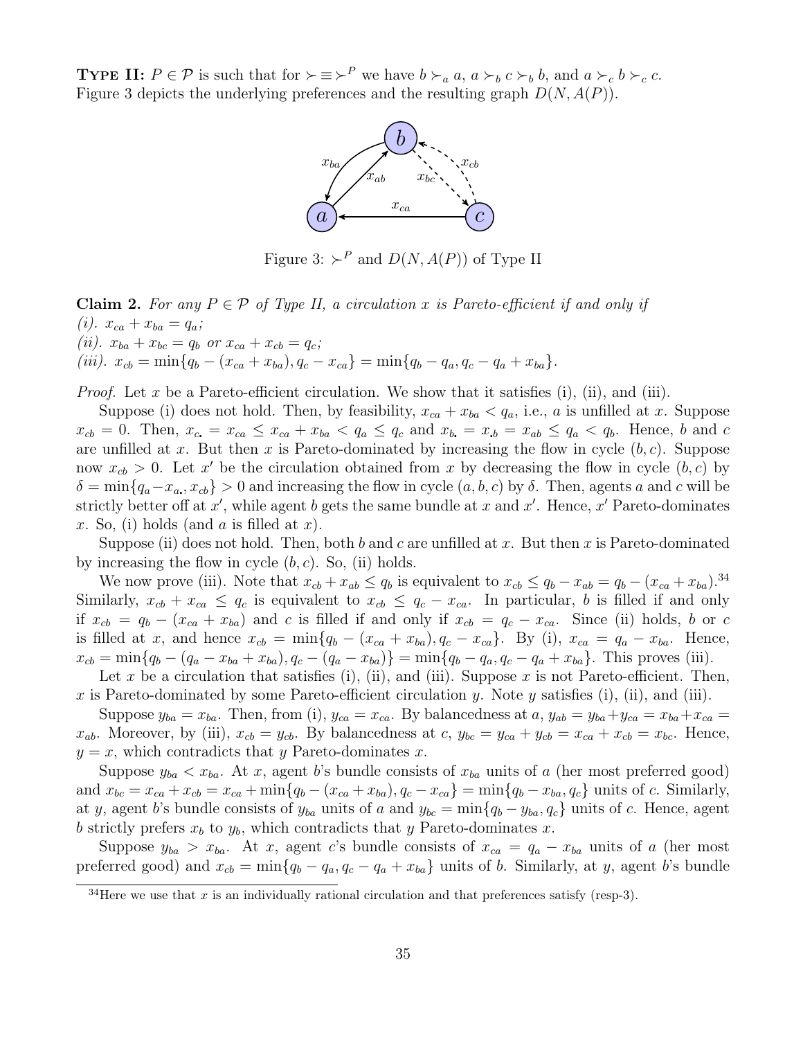**Type II:** $P \in \mathcal{P}$ is such that for $\succ \equiv \succ^P$ we have $b \succ_a a$, $a \succ_b c \succ_b b$, and $a \succ_c b \succ_c c$. Figure 3 depicts the underlying preferences and the resulting graph $D(N, A(P))$.

Figure 3: $\succ^P$ and $D(N, A(P))$ of Type II

**Claim 2.** *For any $P \in \mathcal{P}$ of Type II, a circulation $x$ is Pareto-efficient if and only if*
*(i). $x_{ca} + x_{ba} = q_a$;*
*(ii). $x_{ba} + x_{bc} = q_b$ or $x_{ca} + x_{cb} = q_c$;*
*(iii). $x_{cb} = \min\{q_b - (x_{ca} + x_{ba}), q_c - x_{ca}\} = \min\{q_b - q_a, q_c - q_a + x_{ba}\}$.*

*Proof.* Let $x$ be a Pareto-efficient circulation. We show that it satisfies (i), (ii), and (iii).

Suppose (i) does not hold. Then, by feasibility, $x_{ca} + x_{ba} < q_a$, i.e., $a$ is unfilled at $x$. Suppose $x_{cb} = 0$. Then, $x_{c\cdot} = x_{ca} \leq x_{ca} + x_{ba} < q_a \leq q_c$ and $x_{b\cdot} = x_{\cdot b} = x_{ab} \leq q_a < q_b$. Hence, $b$ and $c$ are unfilled at $x$. But then $x$ is Pareto-dominated by increasing the flow in cycle $(b, c)$. Suppose now $x_{cb} > 0$. Let $x'$ be the circulation obtained from $x$ by decreasing the flow in cycle $(b, c)$ by $\delta = \min\{q_a - x_{a\cdot}, x_{cb}\} > 0$ and increasing the flow in cycle $(a, b, c)$ by $\delta$. Then, agents $a$ and $c$ will be strictly better off at $x'$, while agent $b$ gets the same bundle at $x$ and $x'$. Hence, $x'$ Pareto-dominates $x$. So, (i) holds (and $a$ is filled at $x$).

Suppose (ii) does not hold. Then, both $b$ and $c$ are unfilled at $x$. But then $x$ is Pareto-dominated by increasing the flow in cycle $(b, c)$. So, (ii) holds.

We now prove (iii). Note that $x_{cb} + x_{ab} \leq q_b$ is equivalent to $x_{cb} \leq q_b - x_{ab} = q_b - (x_{ca} + x_{ba})$.[34] Similarly, $x_{cb} + x_{ca} \leq q_c$ is equivalent to $x_{cb} \leq q_c - x_{ca}$. In particular, $b$ is filled if and only if $x_{cb} = q_b - (x_{ca} + x_{ba})$ and $c$ is filled if and only if $x_{cb} = q_c - x_{ca}$. Since (ii) holds, $b$ or $c$ is filled at $x$, and hence $x_{cb} = \min\{q_b - (x_{ca} + x_{ba}), q_c - x_{ca}\}$. By (i), $x_{ca} = q_a - x_{ba}$. Hence, $x_{cb} = \min\{q_b - (q_a - x_{ba} + x_{ba}), q_c - (q_a - x_{ba})\} = \min\{q_b - q_a, q_c - q_a + x_{ba}\}$. This proves (iii).

Let $x$ be a circulation that satisfies (i), (ii), and (iii). Suppose $x$ is not Pareto-efficient. Then, $x$ is Pareto-dominated by some Pareto-efficient circulation $y$. Note $y$ satisfies (i), (ii), and (iii).

Suppose $y_{ba} = x_{ba}$. Then, from (i), $y_{ca} = x_{ca}$. By balancedness at $a$, $y_{ab} = y_{ba} + y_{ca} = x_{ba} + x_{ca} = x_{ab}$. Moreover, by (iii), $x_{cb} = y_{cb}$. By balancedness at $c$, $y_{bc} = y_{ca} + y_{cb} = x_{ca} + x_{cb} = x_{bc}$. Hence, $y = x$, which contradicts that $y$ Pareto-dominates $x$.

Suppose $y_{ba} < x_{ba}$. At $x$, agent $b$'s bundle consists of $x_{ba}$ units of $a$ (her most preferred good) and $x_{bc} = x_{ca} + x_{cb} = x_{ca} + \min\{q_b - (x_{ca} + x_{ba}), q_c - x_{ca}\} = \min\{q_b - x_{ba}, q_c\}$ units of $c$. Similarly, at $y$, agent $b$'s bundle consists of $y_{ba}$ units of $a$ and $y_{bc} = \min\{q_b - y_{ba}, q_c\}$ units of $c$. Hence, agent $b$ strictly prefers $x_b$ to $y_b$, which contradicts that $y$ Pareto-dominates $x$.

Suppose $y_{ba} > x_{ba}$. At $x$, agent $c$'s bundle consists of $x_{ca} = q_a - x_{ba}$ units of $a$ (her most preferred good) and $x_{cb} = \min\{q_b - q_a, q_c - q_a + x_{ba}\}$ units of $b$. Similarly, at $y$, agent $b$'s bundle

[34] Here we use that $x$ is an individually rational circulation and that preferences satisfy (resp-3).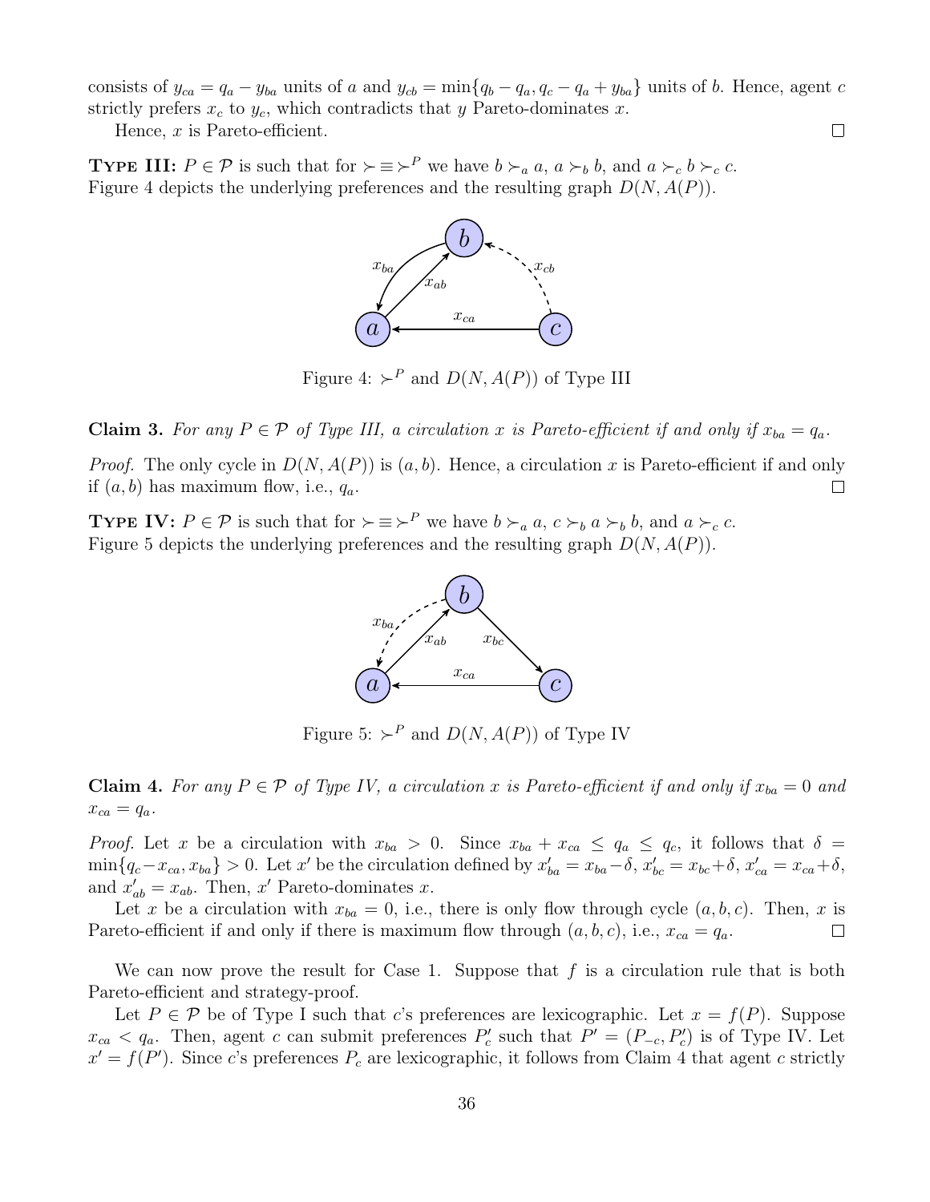consists of $y_{ca} = q_a - y_{ba}$ units of $a$ and $y_{cb} = \min\{q_b - q_a, q_c - q_a + y_{ba}\}$ units of $b$. Hence, agent $c$ strictly prefers $x_c$ to $y_c$, which contradicts that $y$ Pareto-dominates $x$.

Hence, $x$ is Pareto-efficient. □

**Type III:** $P \in \mathcal{P}$ is such that for $\succ \equiv \succ^P$ we have $b \succ_a a$, $a \succ_b b$, and $a \succ_c b \succ_c c$. Figure 4 depicts the underlying preferences and the resulting graph $D(N, A(P))$.

Figure 4: $\succ^P$ and $D(N, A(P))$ of Type III

**Claim 3.** *For any $P \in \mathcal{P}$ of Type III, a circulation $x$ is Pareto-efficient if and only if $x_{ba} = q_a$.*

*Proof.* The only cycle in $D(N, A(P))$ is $(a, b)$. Hence, a circulation $x$ is Pareto-efficient if and only if $(a, b)$ has maximum flow, i.e., $q_a$. □

**Type IV:** $P \in \mathcal{P}$ is such that for $\succ \equiv \succ^P$ we have $b \succ_a a$, $c \succ_b a \succ_b b$, and $a \succ_c c$. Figure 5 depicts the underlying preferences and the resulting graph $D(N, A(P))$.

Figure 5: $\succ^P$ and $D(N, A(P))$ of Type IV

**Claim 4.** *For any $P \in \mathcal{P}$ of Type IV, a circulation $x$ is Pareto-efficient if and only if $x_{ba} = 0$ and $x_{ca} = q_a$.*

*Proof.* Let $x$ be a circulation with $x_{ba} > 0$. Since $x_{ba} + x_{ca} \leq q_a \leq q_c$, it follows that $\delta = \min\{q_c - x_{ca}, x_{ba}\} > 0$. Let $x'$ be the circulation defined by $x'_{ba} = x_{ba} - \delta$, $x'_{bc} = x_{bc} + \delta$, $x'_{ca} = x_{ca} + \delta$, and $x'_{ab} = x_{ab}$. Then, $x'$ Pareto-dominates $x$.

Let $x$ be a circulation with $x_{ba} = 0$, i.e., there is only flow through cycle $(a, b, c)$. Then, $x$ is Pareto-efficient if and only if there is maximum flow through $(a, b, c)$, i.e., $x_{ca} = q_a$. □

We can now prove the result for Case 1. Suppose that $f$ is a circulation rule that is both Pareto-efficient and strategy-proof.

Let $P \in \mathcal{P}$ be of Type I such that $c$'s preferences are lexicographic. Let $x = f(P)$. Suppose $x_{ca} < q_a$. Then, agent $c$ can submit preferences $P'_c$ such that $P' = (P_{-c}, P'_c)$ is of Type IV. Let $x' = f(P')$. Since $c$'s preferences $P_c$ are lexicographic, it follows from Claim 4 that agent $c$ strictly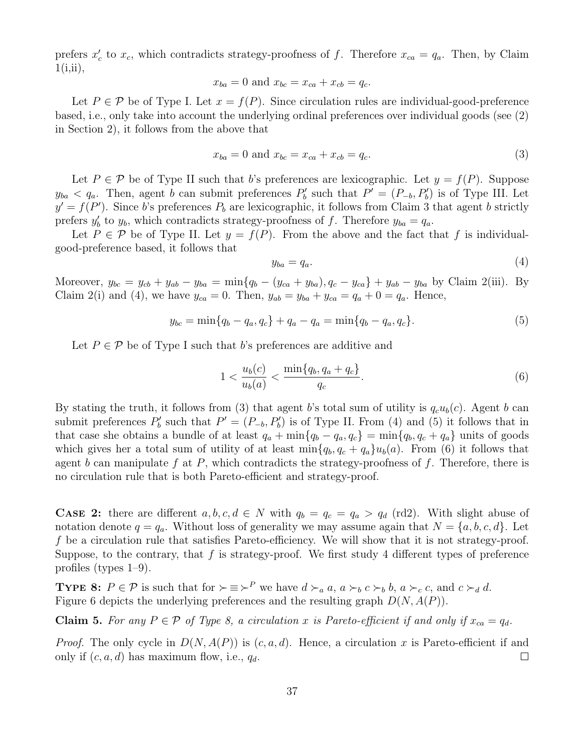prefers $x'_c$ to $x_c$, which contradicts strategy-proofness of $f$. Therefore $x_{ca} = q_a$. Then, by Claim 1(i,ii),

$$x_{ba} = 0 \text{ and } x_{bc} = x_{ca} + x_{cb} = q_c.$$

Let $P \in \mathcal{P}$ be of Type I. Let $x = f(P)$. Since circulation rules are individual-good-preference based, i.e., only take into account the underlying ordinal preferences over individual goods (see (2) in Section 2), it follows from the above that

$$x_{ba} = 0 \text{ and } x_{bc} = x_{ca} + x_{cb} = q_c. \tag{3}$$

Let $P \in \mathcal{P}$ be of Type II such that $b$'s preferences are lexicographic. Let $y = f(P)$. Suppose $y_{ba} < q_a$. Then, agent $b$ can submit preferences $P'_b$ such that $P' = (P_{-b}, P'_b)$ is of Type III. Let $y' = f(P')$. Since $b$'s preferences $P_b$ are lexicographic, it follows from Claim 3 that agent $b$ strictly prefers $y'_b$ to $y_b$, which contradicts strategy-proofness of $f$. Therefore $y_{ba} = q_a$.

Let $P \in \mathcal{P}$ be of Type II. Let $y = f(P)$. From the above and the fact that $f$ is individual-good-preference based, it follows that

$$y_{ba} = q_a. \tag{4}$$

Moreover, $y_{bc} = y_{cb} + y_{ab} - y_{ba} = \min\{q_b - (y_{ca} + y_{ba}), q_c - y_{ca}\} + y_{ab} - y_{ba}$ by Claim 2(iii). By Claim 2(i) and (4), we have $y_{ca} = 0$. Then, $y_{ab} = y_{ba} + y_{ca} = q_a + 0 = q_a$. Hence,

$$y_{bc} = \min\{q_b - q_a, q_c\} + q_a - q_a = \min\{q_b - q_a, q_c\}. \tag{5}$$

Let $P \in \mathcal{P}$ be of Type I such that $b$'s preferences are additive and

$$1 < \frac{u_b(c)}{u_b(a)} < \frac{\min\{q_b, q_a + q_c\}}{q_c}. \tag{6}$$

By stating the truth, it follows from (3) that agent $b$'s total sum of utility is $q_c u_b(c)$. Agent $b$ can submit preferences $P'_b$ such that $P' = (P_{-b}, P'_b)$ is of Type II. From (4) and (5) it follows that in that case she obtains a bundle of at least $q_a + \min\{q_b - q_a, q_c\} = \min\{q_b, q_c + q_a\}$ units of goods which gives her a total sum of utility of at least $\min\{q_b, q_c + q_a\} u_b(a)$. From (6) it follows that agent $b$ can manipulate $f$ at $P$, which contradicts the strategy-proofness of $f$. Therefore, there is no circulation rule that is both Pareto-efficient and strategy-proof.

**Case 2:** there are different $a, b, c, d \in N$ with $q_b = q_c = q_a > q_d$ (rd2). With slight abuse of notation denote $q = q_a$. Without loss of generality we may assume again that $N = \{a, b, c, d\}$. Let $f$ be a circulation rule that satisfies Pareto-efficiency. We will show that it is not strategy-proof. Suppose, to the contrary, that $f$ is strategy-proof. We first study 4 different types of preference profiles (types 1–9).

**Type 8:** $P \in \mathcal{P}$ is such that for $\succ \equiv \succ^P$ we have $d \succ_a a$, $a \succ_b c \succ_b b$, $a \succ_c c$, and $c \succ_d d$. Figure 6 depicts the underlying preferences and the resulting graph $D(N, A(P))$.

**Claim 5.** *For any $P \in \mathcal{P}$ of Type 8, a circulation $x$ is Pareto-efficient if and only if $x_{ca} = q_d$.*

*Proof.* The only cycle in $D(N, A(P))$ is $(c, a, d)$. Hence, a circulation $x$ is Pareto-efficient if and only if $(c, a, d)$ has maximum flow, i.e., $q_d$. □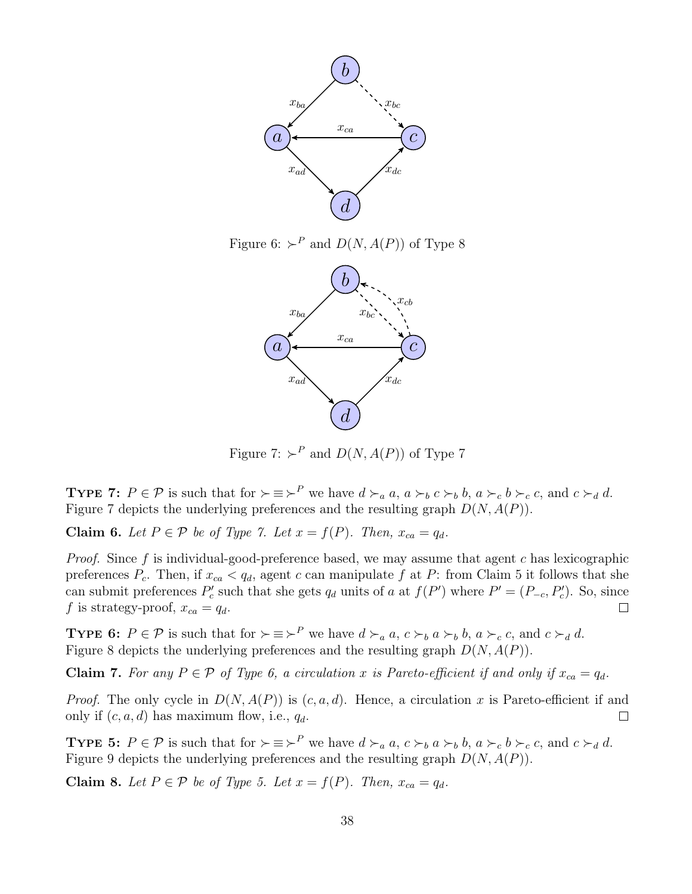Figure 6: $\succ^P$ and $D(N, A(P))$ of Type 8

Figure 7: $\succ^P$ and $D(N, A(P))$ of Type 7

**Type 7:** $P \in \mathcal{P}$ is such that for $\succ \equiv \succ^P$ we have $d \succ_a a$, $a \succ_b c \succ_b b$, $a \succ_c b \succ_c c$, and $c \succ_d d$. Figure 7 depicts the underlying preferences and the resulting graph $D(N, A(P))$.

**Claim 6.** *Let $P \in \mathcal{P}$ be of Type 7. Let $x = f(P)$. Then, $x_{ca} = q_d$.*

*Proof.* Since $f$ is individual-good-preference based, we may assume that agent $c$ has lexicographic preferences $P_c$. Then, if $x_{ca} < q_d$, agent $c$ can manipulate $f$ at $P$: from Claim 5 it follows that she can submit preferences $P'_c$ such that she gets $q_d$ units of $a$ at $f(P')$ where $P' = (P_{-c}, P'_c)$. So, since $f$ is strategy-proof, $x_{ca} = q_d$. □

**Type 6:** $P \in \mathcal{P}$ is such that for $\succ \equiv \succ^P$ we have $d \succ_a a$, $c \succ_b a \succ_b b$, $a \succ_c c$, and $c \succ_d d$. Figure 8 depicts the underlying preferences and the resulting graph $D(N, A(P))$.

**Claim 7.** *For any $P \in \mathcal{P}$ of Type 6, a circulation $x$ is Pareto-efficient if and only if $x_{ca} = q_d$.*

*Proof.* The only cycle in $D(N, A(P))$ is $(c, a, d)$. Hence, a circulation $x$ is Pareto-efficient if and only if $(c, a, d)$ has maximum flow, i.e., $q_d$. □

**Type 5:** $P \in \mathcal{P}$ is such that for $\succ \equiv \succ^P$ we have $d \succ_a a$, $c \succ_b a \succ_b b$, $a \succ_c b \succ_c c$, and $c \succ_d d$. Figure 9 depicts the underlying preferences and the resulting graph $D(N, A(P))$.

**Claim 8.** *Let $P \in \mathcal{P}$ be of Type 5. Let $x = f(P)$. Then, $x_{ca} = q_d$.*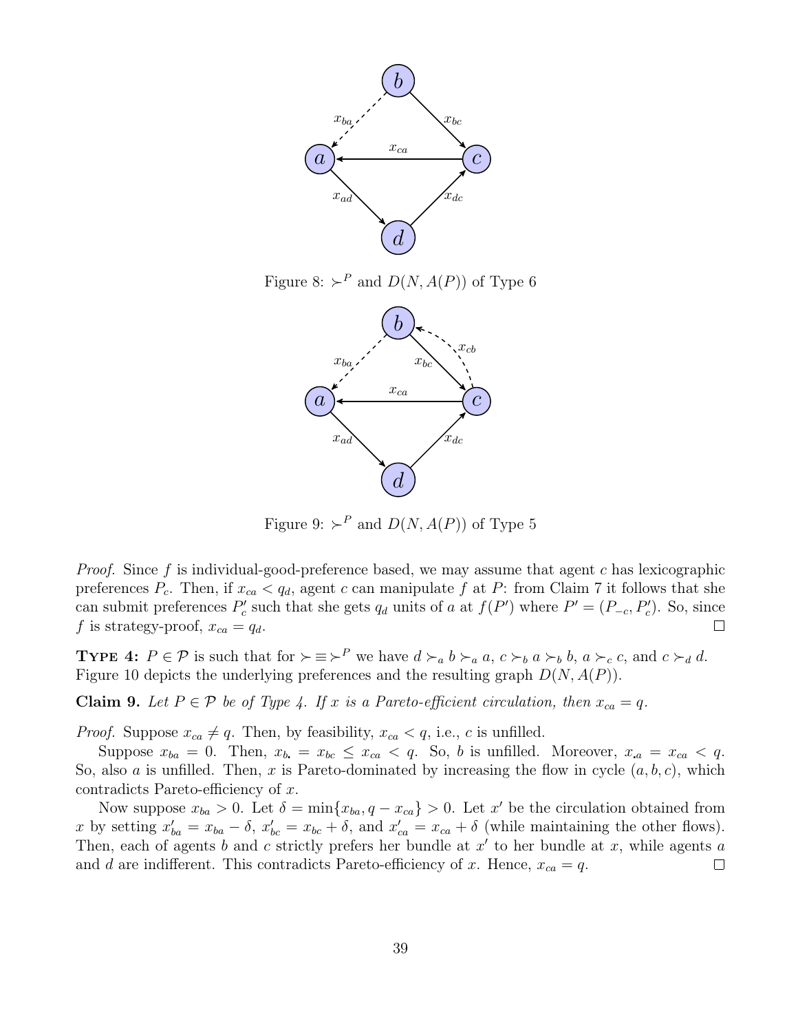Figure 8: $\succ^P$ and $D(N, A(P))$ of Type 6

Figure 9: $\succ^P$ and $D(N, A(P))$ of Type 5

*Proof.* Since $f$ is individual-good-preference based, we may assume that agent $c$ has lexicographic preferences $P_c$. Then, if $x_{ca} < q_d$, agent $c$ can manipulate $f$ at $P$: from Claim 7 it follows that she can submit preferences $P'_c$ such that she gets $q_d$ units of $a$ at $f(P')$ where $P' = (P_{-c}, P'_c)$. So, since $f$ is strategy-proof, $x_{ca} = q_d$. $\square$

**TYPE 4:** $P \in \mathcal{P}$ is such that for $\succ \equiv \succ^P$ we have $d \succ_a b \succ_a a$, $c \succ_b a \succ_b b$, $a \succ_c c$, and $c \succ_d d$. Figure 10 depicts the underlying preferences and the resulting graph $D(N, A(P))$.

**Claim 9.** *Let $P \in \mathcal{P}$ be of Type 4. If $x$ is a Pareto-efficient circulation, then $x_{ca} = q$.*

*Proof.* Suppose $x_{ca} \neq q$. Then, by feasibility, $x_{ca} < q$, i.e., $c$ is unfilled.

Suppose $x_{ba} = 0$. Then, $x_{b\cdot} = x_{bc} \leq x_{ca} < q$. So, $b$ is unfilled. Moreover, $x_{\cdot a} = x_{ca} < q$. So, also $a$ is unfilled. Then, $x$ is Pareto-dominated by increasing the flow in cycle $(a, b, c)$, which contradicts Pareto-efficiency of $x$.

Now suppose $x_{ba} > 0$. Let $\delta = \min\{x_{ba}, q - x_{ca}\} > 0$. Let $x'$ be the circulation obtained from $x$ by setting $x'_{ba} = x_{ba} - \delta$, $x'_{bc} = x_{bc} + \delta$, and $x'_{ca} = x_{ca} + \delta$ (while maintaining the other flows). Then, each of agents $b$ and $c$ strictly prefers her bundle at $x'$ to her bundle at $x$, while agents $a$ and $d$ are indifferent. This contradicts Pareto-efficiency of $x$. Hence, $x_{ca} = q$. $\square$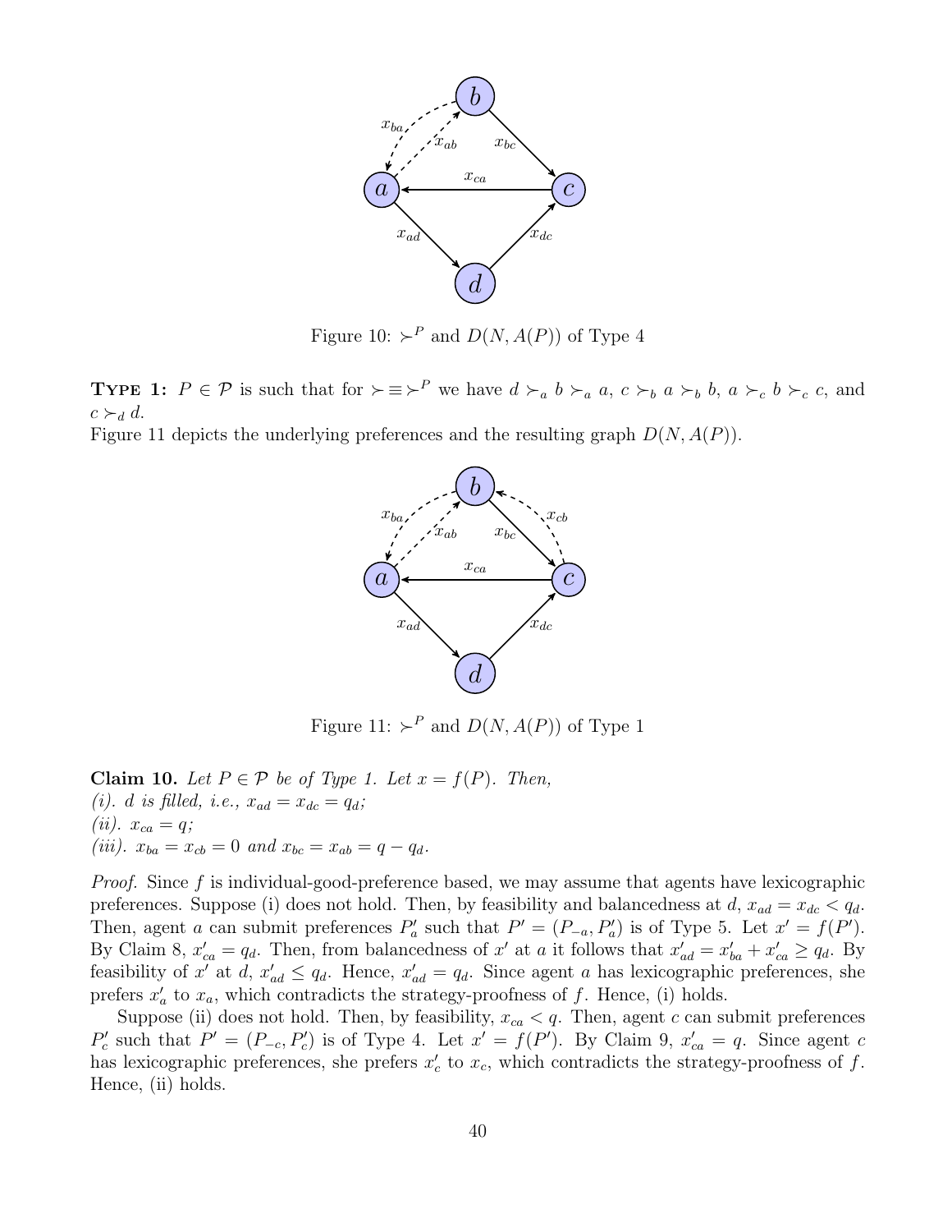Figure 10: $\succ^P$ and $D(N, A(P))$ of Type 4

**Type 1:** $P \in \mathcal{P}$ is such that for $\succ \equiv \succ^P$ we have $d \succ_a b \succ_a a$, $c \succ_b a \succ_b b$, $a \succ_c b \succ_c c$, and $c \succ_d d$.

Figure 11 depicts the underlying preferences and the resulting graph $D(N, A(P))$.

Figure 11: $\succ^P$ and $D(N, A(P))$ of Type 1

**Claim 10.** *Let $P \in \mathcal{P}$ be of Type 1. Let $x = f(P)$. Then,*
*(i). $d$ is filled, i.e., $x_{ad} = x_{dc} = q_d$;*
*(ii). $x_{ca} = q$;*
*(iii). $x_{ba} = x_{cb} = 0$ and $x_{bc} = x_{ab} = q - q_d$.*

*Proof.* Since $f$ is individual-good-preference based, we may assume that agents have lexicographic preferences. Suppose (i) does not hold. Then, by feasibility and balancedness at $d$, $x_{ad} = x_{dc} < q_d$. Then, agent $a$ can submit preferences $P'_a$ such that $P' = (P_{-a}, P'_a)$ is of Type 5. Let $x' = f(P')$. By Claim 8, $x'_{ca} = q_d$. Then, from balancedness of $x'$ at $a$ it follows that $x'_{ad} = x'_{ba} + x'_{ca} \geq q_d$. By feasibility of $x'$ at $d$, $x'_{ad} \leq q_d$. Hence, $x'_{ad} = q_d$. Since agent $a$ has lexicographic preferences, she prefers $x'_a$ to $x_a$, which contradicts the strategy-proofness of $f$. Hence, (i) holds.

Suppose (ii) does not hold. Then, by feasibility, $x_{ca} < q$. Then, agent $c$ can submit preferences $P'_c$ such that $P' = (P_{-c}, P'_c)$ is of Type 4. Let $x' = f(P')$. By Claim 9, $x'_{ca} = q$. Since agent $c$ has lexicographic preferences, she prefers $x'_c$ to $x_c$, which contradicts the strategy-proofness of $f$. Hence, (ii) holds.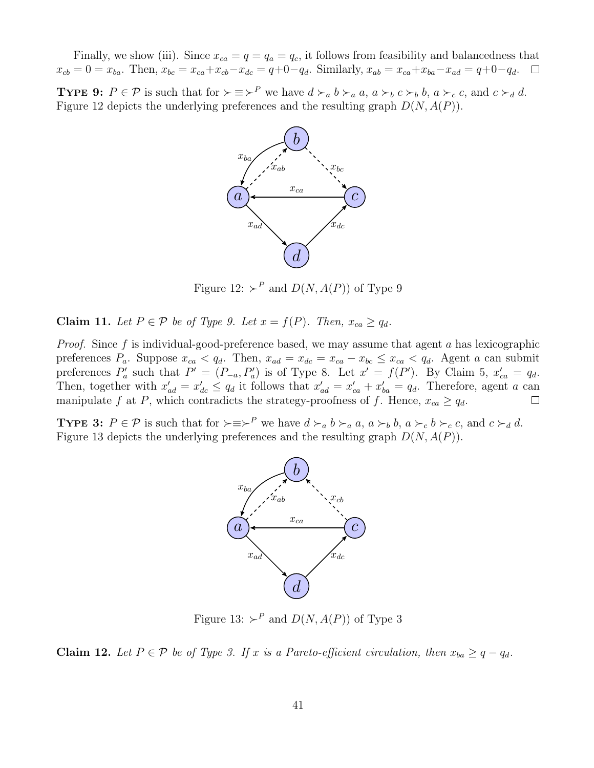Finally, we show (iii). Since $x_{ca} = q = q_a = q_c$, it follows from feasibility and balancedness that $x_{cb} = 0 = x_{ba}$. Then, $x_{bc} = x_{ca} + x_{cb} - x_{dc} = q + 0 - q_d$. Similarly, $x_{ab} = x_{ca} + x_{ba} - x_{ad} = q + 0 - q_d$. $\square$

**Type 9:** $P \in \mathcal{P}$ is such that for $\succ \equiv \succ^P$ we have $d \succ_a b \succ_a a$, $a \succ_b c \succ_b b$, $a \succ_c c$, and $c \succ_d d$. Figure 12 depicts the underlying preferences and the resulting graph $D(N, A(P))$.

Figure 12: $\succ^P$ and $D(N, A(P))$ of Type 9

**Claim 11.** *Let $P \in \mathcal{P}$ be of Type 9. Let $x = f(P)$. Then, $x_{ca} \geq q_d$.*

*Proof.* Since $f$ is individual-good-preference based, we may assume that agent $a$ has lexicographic preferences $P_a$. Suppose $x_{ca} < q_d$. Then, $x_{ad} = x_{dc} = x_{ca} - x_{bc} \leq x_{ca} < q_d$. Agent $a$ can submit preferences $P'_a$ such that $P' = (P_{-a}, P'_a)$ is of Type 8. Let $x' = f(P')$. By Claim 5, $x'_{ca} = q_d$. Then, together with $x'_{ad} = x'_{dc} \leq q_d$ it follows that $x'_{ad} = x'_{ca} + x'_{ba} = q_d$. Therefore, agent $a$ can manipulate $f$ at $P$, which contradicts the strategy-proofness of $f$. Hence, $x_{ca} \geq q_d$. $\square$

**Type 3:** $P \in \mathcal{P}$ is such that for $\succ \equiv \succ^P$ we have $d \succ_a b \succ_a a$, $a \succ_b b$, $a \succ_c b \succ_c c$, and $c \succ_d d$. Figure 13 depicts the underlying preferences and the resulting graph $D(N, A(P))$.

Figure 13: $\succ^P$ and $D(N, A(P))$ of Type 3

**Claim 12.** *Let $P \in \mathcal{P}$ be of Type 3. If $x$ is a Pareto-efficient circulation, then $x_{ba} \geq q - q_d$.*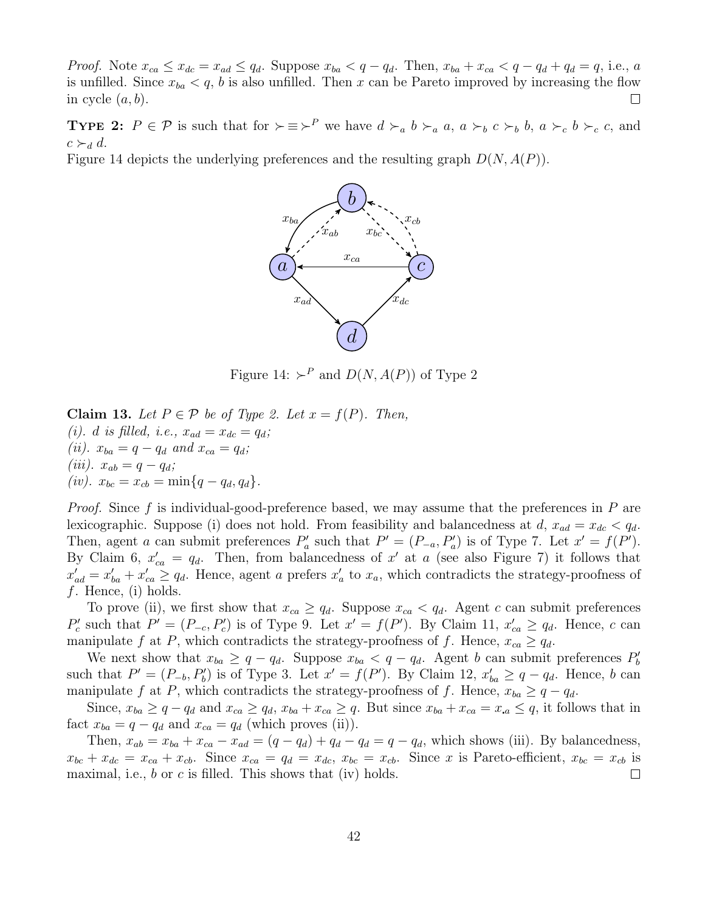*Proof.* Note $x_{ca} \leq x_{dc} = x_{ad} \leq q_d$. Suppose $x_{ba} < q - q_d$. Then, $x_{ba} + x_{ca} < q - q_d + q_d = q$, i.e., $a$ is unfilled. Since $x_{ba} < q$, $b$ is also unfilled. Then $x$ can be Pareto improved by increasing the flow in cycle $(a, b)$. $\square$

**TYPE 2:** $P \in \mathcal{P}$ is such that for $\succ \equiv \succ^P$ we have $d \succ_a b \succ_a a$, $a \succ_b c \succ_b b$, $a \succ_c b \succ_c c$, and $c \succ_d d$.
Figure 14 depicts the underlying preferences and the resulting graph $D(N, A(P))$.

Figure 14: $\succ^P$ and $D(N, A(P))$ of Type 2

**Claim 13.** *Let $P \in \mathcal{P}$ be of Type 2. Let $x = f(P)$. Then,*
*(i). $d$ is filled, i.e., $x_{ad} = x_{dc} = q_d$;*
*(ii). $x_{ba} = q - q_d$ and $x_{ca} = q_d$;*
*(iii). $x_{ab} = q - q_d$;*
*(iv). $x_{bc} = x_{cb} = \min\{q - q_d, q_d\}$.*

*Proof.* Since $f$ is individual-good-preference based, we may assume that the preferences in $P$ are lexicographic. Suppose (i) does not hold. From feasibility and balancedness at $d$, $x_{ad} = x_{dc} < q_d$. Then, agent $a$ can submit preferences $P'_a$ such that $P' = (P_{-a}, P'_a)$ is of Type 7. Let $x' = f(P')$. By Claim 6, $x'_{ca} = q_d$. Then, from balancedness of $x'$ at $a$ (see also Figure 7) it follows that $x'_{ad} = x'_{ba} + x'_{ca} \geq q_d$. Hence, agent $a$ prefers $x'_a$ to $x_a$, which contradicts the strategy-proofness of $f$. Hence, (i) holds.

To prove (ii), we first show that $x_{ca} \geq q_d$. Suppose $x_{ca} < q_d$. Agent $c$ can submit preferences $P'_c$ such that $P' = (P_{-c}, P'_c)$ is of Type 9. Let $x' = f(P')$. By Claim 11, $x'_{ca} \geq q_d$. Hence, $c$ can manipulate $f$ at $P$, which contradicts the strategy-proofness of $f$. Hence, $x_{ca} \geq q_d$.

We next show that $x_{ba} \geq q - q_d$. Suppose $x_{ba} < q - q_d$. Agent $b$ can submit preferences $P'_b$ such that $P' = (P_{-b}, P'_b)$ is of Type 3. Let $x' = f(P')$. By Claim 12, $x'_{ba} \geq q - q_d$. Hence, $b$ can manipulate $f$ at $P$, which contradicts the strategy-proofness of $f$. Hence, $x_{ba} \geq q - q_d$.

Since, $x_{ba} \geq q - q_d$ and $x_{ca} \geq q_d$, $x_{ba} + x_{ca} \geq q$. But since $x_{ba} + x_{ca} = x_{\cdot a} \leq q$, it follows that in fact $x_{ba} = q - q_d$ and $x_{ca} = q_d$ (which proves (ii)).

Then, $x_{ab} = x_{ba} + x_{ca} - x_{ad} = (q - q_d) + q_d - q_d = q - q_d$, which shows (iii). By balancedness, $x_{bc} + x_{dc} = x_{ca} + x_{cb}$. Since $x_{ca} = q_d = x_{dc}$, $x_{bc} = x_{cb}$. Since $x$ is Pareto-efficient, $x_{bc} = x_{cb}$ is maximal, i.e., $b$ or $c$ is filled. This shows that (iv) holds. $\square$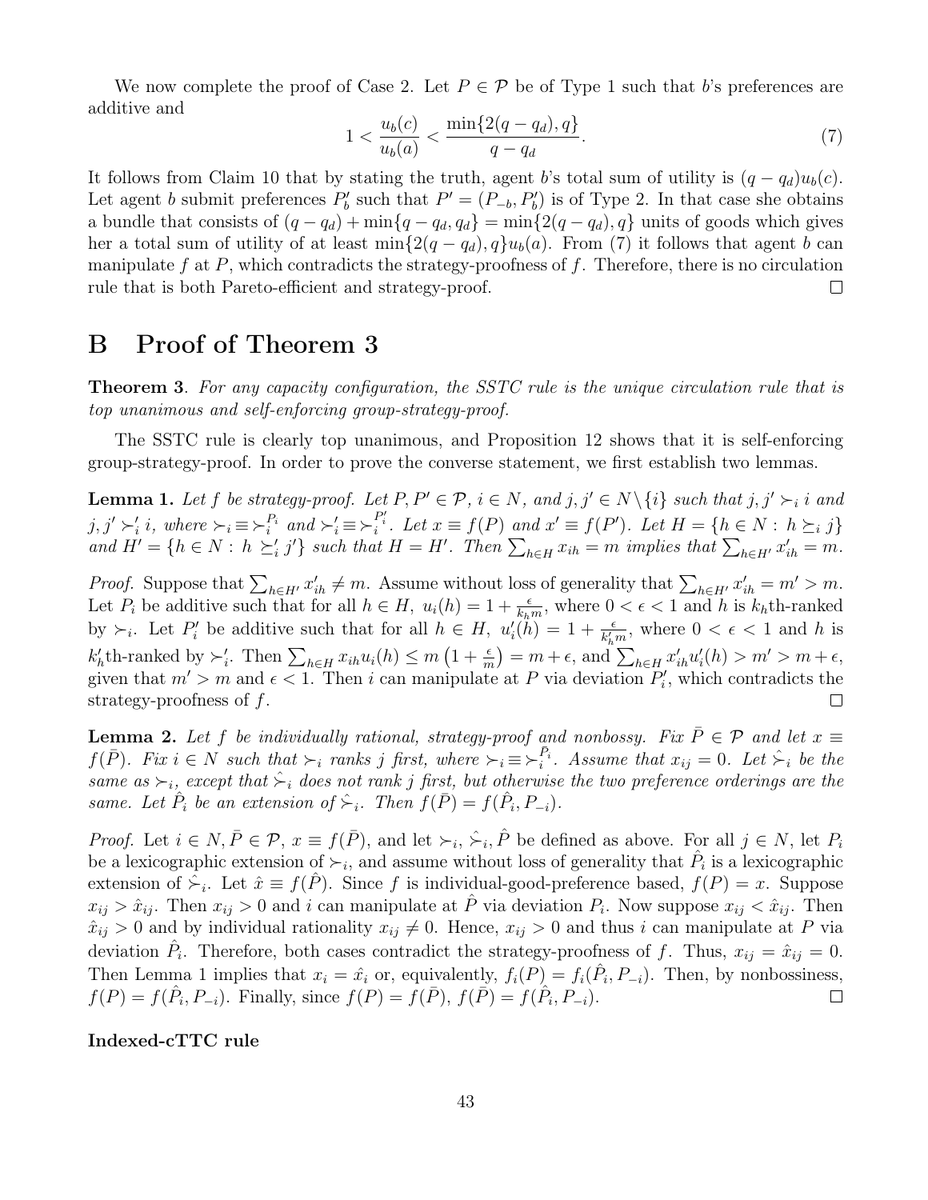We now complete the proof of Case 2. Let $P \in \mathcal{P}$ be of Type 1 such that $b$'s preferences are additive and

$$1 < \frac{u_b(c)}{u_b(a)} < \frac{\min\{2(q-q_d), q\}}{q-q_d}. \tag{7}$$

It follows from Claim 10 that by stating the truth, agent $b$'s total sum of utility is $(q-q_d)u_b(c)$. Let agent $b$ submit preferences $P'_b$ such that $P' = (P_{-b}, P'_b)$ is of Type 2. In that case she obtains a bundle that consists of $(q-q_d) + \min\{q-q_d, q_d\} = \min\{2(q-q_d), q\}$ units of goods which gives her a total sum of utility of at least $\min\{2(q-q_d), q\}u_b(a)$. From (7) it follows that agent $b$ can manipulate $f$ at $P$, which contradicts the strategy-proofness of $f$. Therefore, there is no circulation rule that is both Pareto-efficient and strategy-proof. $\square$

# B Proof of Theorem 3

**Theorem 3**. *For any capacity configuration, the SSTC rule is the unique circulation rule that is top unanimous and self-enforcing group-strategy-proof.*

The SSTC rule is clearly top unanimous, and Proposition 12 shows that it is self-enforcing group-strategy-proof. In order to prove the converse statement, we first establish two lemmas.

**Lemma 1.** *Let $f$ be strategy-proof. Let $P, P' \in \mathcal{P}$, $i \in N$, and $j, j' \in N \setminus \{i\}$ such that $j, j' \succ_i i$ and $j, j' \succ'_i i$, where $\succ_i \equiv \succ_i^{P_i}$ and $\succ'_i \equiv \succ_i^{P'_i}$. Let $x \equiv f(P)$ and $x' \equiv f(P')$. Let $H = \{h \in N : h \succeq_i j\}$ and $H' = \{h \in N : h \succeq'_i j'\}$ such that $H = H'$. Then $\sum_{h \in H} x_{ih} = m$ implies that $\sum_{h \in H'} x'_{ih} = m$.*

*Proof.* Suppose that $\sum_{h \in H'} x'_{ih} \neq m$. Assume without loss of generality that $\sum_{h \in H'} x'_{ih} = m' > m$. Let $P_i$ be additive such that for all $h \in H$, $u_i(h) = 1 + \frac{\epsilon}{k_h m}$, where $0 < \epsilon < 1$ and $h$ is $k_h$th-ranked by $\succ_i$. Let $P'_i$ be additive such that for all $h \in H$, $u'_i(h) = 1 + \frac{\epsilon}{k'_h m}$, where $0 < \epsilon < 1$ and $h$ is $k'_h$th-ranked by $\succ'_i$. Then $\sum_{h \in H} x_{ih} u_i(h) \leq m\left(1 + \frac{\epsilon}{m}\right) = m + \epsilon$, and $\sum_{h \in H} x'_{ih} u'_i(h) > m' > m + \epsilon$, given that $m' > m$ and $\epsilon < 1$. Then $i$ can manipulate at $P$ via deviation $P'_i$, which contradicts the strategy-proofness of $f$. $\square$

**Lemma 2.** *Let $f$ be individually rational, strategy-proof and nonbossy. Fix $\bar{P} \in \mathcal{P}$ and let $x \equiv f(\bar{P})$. Fix $i \in N$ such that $\succ_i$ ranks $j$ first, where $\succ_i \equiv \succ_i^{\bar{P}_i}$. Assume that $x_{ij} = 0$. Let $\hat{\succ}_i$ be the same as $\succ_i$, except that $\hat{\succ}_i$ does not rank $j$ first, but otherwise the two preference orderings are the same. Let $\hat{P}_i$ be an extension of $\hat{\succ}_i$. Then $f(\bar{P}) = f(\hat{P}_i, P_{-i})$.*

*Proof.* Let $i \in N, \bar{P} \in \mathcal{P}$, $x \equiv f(\bar{P})$, and let $\succ_i, \hat{\succ}_i, \hat{P}$ be defined as above. For all $j \in N$, let $P_i$ be a lexicographic extension of $\succ_i$, and assume without loss of generality that $\hat{P}_i$ is a lexicographic extension of $\hat{\succ}_i$. Let $\hat{x} \equiv f(\hat{P})$. Since $f$ is individual-good-preference based, $f(P) = x$. Suppose $x_{ij} > \hat{x}_{ij}$. Then $x_{ij} > 0$ and $i$ can manipulate at $\hat{P}$ via deviation $P_i$. Now suppose $x_{ij} < \hat{x}_{ij}$. Then $\hat{x}_{ij} > 0$ and by individual rationality $x_{ij} \neq 0$. Hence, $x_{ij} > 0$ and thus $i$ can manipulate at $P$ via deviation $\hat{P}_i$. Therefore, both cases contradict the strategy-proofness of $f$. Thus, $x_{ij} = \hat{x}_{ij} = 0$. Then Lemma 1 implies that $x_i = \hat{x}_i$ or, equivalently, $f_i(P) = f_i(\hat{P}_i, P_{-i})$. Then, by nonbossiness, $f(P) = f(\hat{P}_i, P_{-i})$. Finally, since $f(P) = f(\bar{P})$, $f(\bar{P}) = f(\hat{P}_i, P_{-i})$. $\square$

**Indexed-cTTC rule**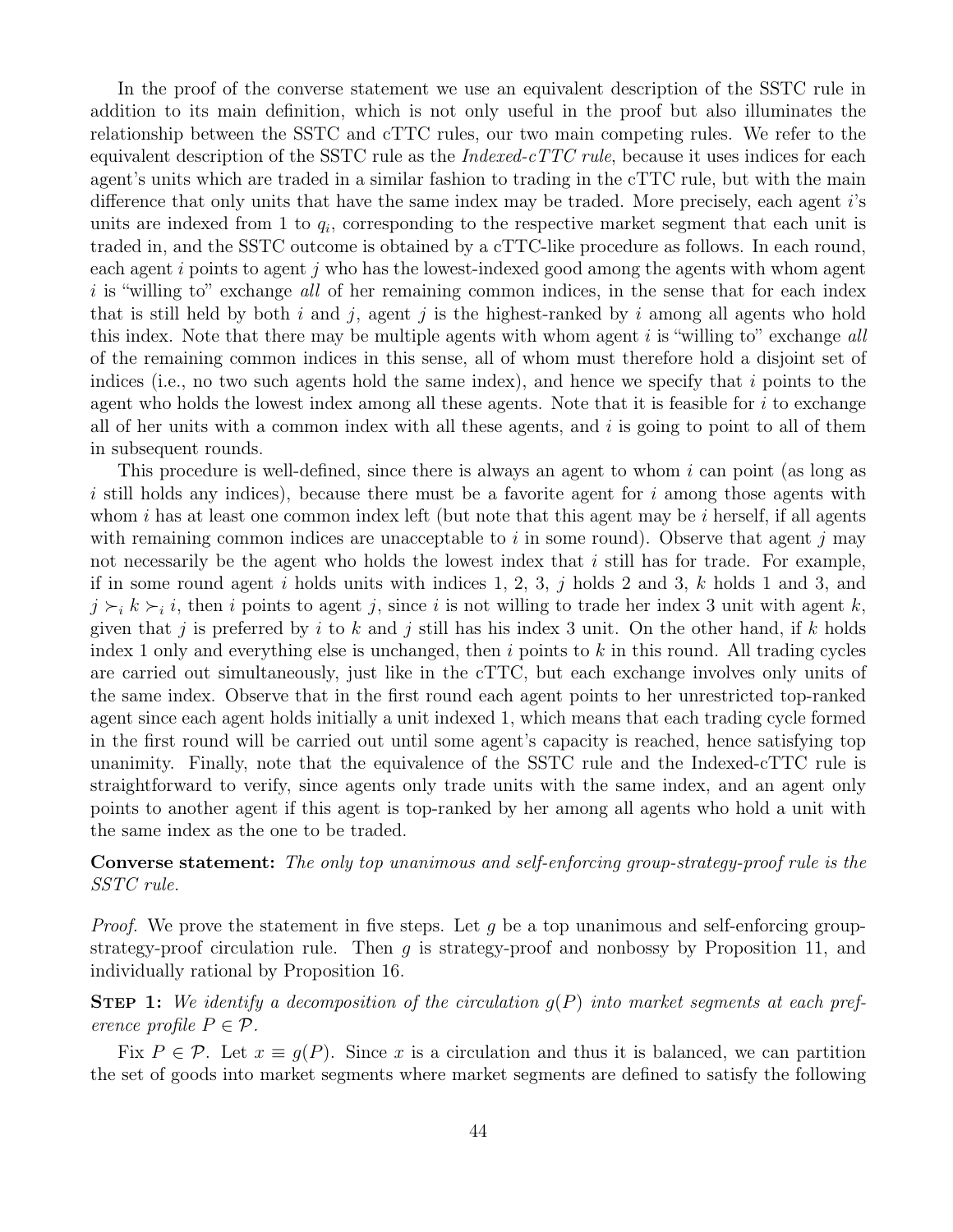In the proof of the converse statement we use an equivalent description of the SSTC rule in addition to its main definition, which is not only useful in the proof but also illuminates the relationship between the SSTC and cTTC rules, our two main competing rules. We refer to the equivalent description of the SSTC rule as the *Indexed-cTTC rule*, because it uses indices for each agent's units which are traded in a similar fashion to trading in the cTTC rule, but with the main difference that only units that have the same index may be traded. More precisely, each agent $i$'s units are indexed from 1 to $q_i$, corresponding to the respective market segment that each unit is traded in, and the SSTC outcome is obtained by a cTTC-like procedure as follows. In each round, each agent $i$ points to agent $j$ who has the lowest-indexed good among the agents with whom agent $i$ is "willing to" exchange *all* of her remaining common indices, in the sense that for each index that is still held by both $i$ and $j$, agent $j$ is the highest-ranked by $i$ among all agents who hold this index. Note that there may be multiple agents with whom agent $i$ is "willing to" exchange *all* of the remaining common indices in this sense, all of whom must therefore hold a disjoint set of indices (i.e., no two such agents hold the same index), and hence we specify that $i$ points to the agent who holds the lowest index among all these agents. Note that it is feasible for $i$ to exchange all of her units with a common index with all these agents, and $i$ is going to point to all of them in subsequent rounds.

This procedure is well-defined, since there is always an agent to whom $i$ can point (as long as $i$ still holds any indices), because there must be a favorite agent for $i$ among those agents with whom $i$ has at least one common index left (but note that this agent may be $i$ herself, if all agents with remaining common indices are unacceptable to $i$ in some round). Observe that agent $j$ may not necessarily be the agent who holds the lowest index that $i$ still has for trade. For example, if in some round agent $i$ holds units with indices 1, 2, 3, $j$ holds 2 and 3, $k$ holds 1 and 3, and $j \succ_i k \succ_i i$, then $i$ points to agent $j$, since $i$ is not willing to trade her index 3 unit with agent $k$, given that $j$ is preferred by $i$ to $k$ and $j$ still has his index 3 unit. On the other hand, if $k$ holds index 1 only and everything else is unchanged, then $i$ points to $k$ in this round. All trading cycles are carried out simultaneously, just like in the cTTC, but each exchange involves only units of the same index. Observe that in the first round each agent points to her unrestricted top-ranked agent since each agent holds initially a unit indexed 1, which means that each trading cycle formed in the first round will be carried out until some agent's capacity is reached, hence satisfying top unanimity. Finally, note that the equivalence of the SSTC rule and the Indexed-cTTC rule is straightforward to verify, since agents only trade units with the same index, and an agent only points to another agent if this agent is top-ranked by her among all agents who hold a unit with the same index as the one to be traded.

**Converse statement:** *The only top unanimous and self-enforcing group-strategy-proof rule is the SSTC rule.*

*Proof.* We prove the statement in five steps. Let $g$ be a top unanimous and self-enforcing group-strategy-proof circulation rule. Then $g$ is strategy-proof and nonbossy by Proposition 11, and individually rational by Proposition 16.

**Step 1:** *We identify a decomposition of the circulation $g(P)$ into market segments at each preference profile $P \in \mathcal{P}$.*

Fix $P \in \mathcal{P}$. Let $x \equiv g(P)$. Since $x$ is a circulation and thus it is balanced, we can partition the set of goods into market segments where market segments are defined to satisfy the following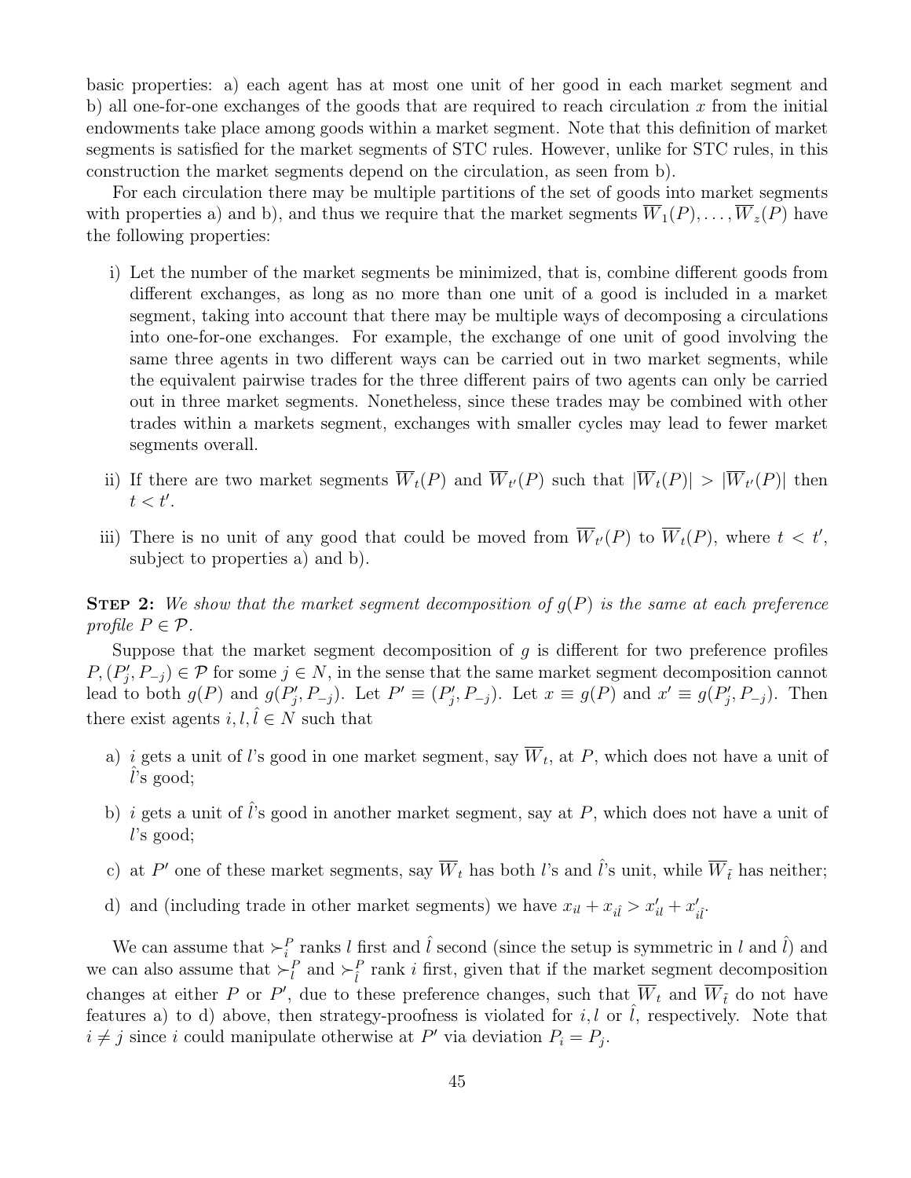basic properties: a) each agent has at most one unit of her good in each market segment and b) all one-for-one exchanges of the goods that are required to reach circulation $x$ from the initial endowments take place among goods within a market segment. Note that this definition of market segments is satisfied for the market segments of STC rules. However, unlike for STC rules, in this construction the market segments depend on the circulation, as seen from b).

For each circulation there may be multiple partitions of the set of goods into market segments with properties a) and b), and thus we require that the market segments $\overline{W}_1(P), \ldots, \overline{W}_z(P)$ have the following properties:

i) Let the number of the market segments be minimized, that is, combine different goods from different exchanges, as long as no more than one unit of a good is included in a market segment, taking into account that there may be multiple ways of decomposing a circulations into one-for-one exchanges. For example, the exchange of one unit of good involving the same three agents in two different ways can be carried out in two market segments, while the equivalent pairwise trades for the three different pairs of two agents can only be carried out in three market segments. Nonetheless, since these trades may be combined with other trades within a markets segment, exchanges with smaller cycles may lead to fewer market segments overall.

ii) If there are two market segments $\overline{W}_t(P)$ and $\overline{W}_{t'}(P)$ such that $|\overline{W}_t(P)| > |\overline{W}_{t'}(P)|$ then $t < t'$.

iii) There is no unit of any good that could be moved from $\overline{W}_{t'}(P)$ to $\overline{W}_t(P)$, where $t < t'$, subject to properties a) and b).

**Step 2:** *We show that the market segment decomposition of $g(P)$ is the same at each preference profile $P \in \mathcal{P}$.*

Suppose that the market segment decomposition of $g$ is different for two preference profiles $P, (P'_j, P_{-j}) \in \mathcal{P}$ for some $j \in N$, in the sense that the same market segment decomposition cannot lead to both $g(P)$ and $g(P'_j, P_{-j})$. Let $P' \equiv (P'_j, P_{-j})$. Let $x \equiv g(P)$ and $x' \equiv g(P'_j, P_{-j})$. Then there exist agents $i, l, \hat{l} \in N$ such that

a) $i$ gets a unit of $l$'s good in one market segment, say $\overline{W}_t$, at $P$, which does not have a unit of $\hat{l}$'s good;

b) $i$ gets a unit of $\hat{l}$'s good in another market segment, say at $P$, which does not have a unit of $l$'s good;

c) at $P'$ one of these market segments, say $\overline{W}_t$ has both $l$'s and $\hat{l}$'s unit, while $\overline{W}_{\tilde{t}}$ has neither;

d) and (including trade in other market segments) we have $x_{il} + x_{i\hat{l}} > x'_{il} + x'_{i\hat{l}}$.

We can assume that $\succ_i^P$ ranks $l$ first and $\hat{l}$ second (since the setup is symmetric in $l$ and $\hat{l}$) and we can also assume that $\succ_l^P$ and $\succ_{\hat{l}}^P$ rank $i$ first, given that if the market segment decomposition changes at either $P$ or $P'$, due to these preference changes, such that $\overline{W}_t$ and $\overline{W}_{\tilde{t}}$ do not have features a) to d) above, then strategy-proofness is violated for $i, l$ or $\hat{l}$, respectively. Note that $i \neq j$ since $i$ could manipulate otherwise at $P'$ via deviation $P_i = P_j$.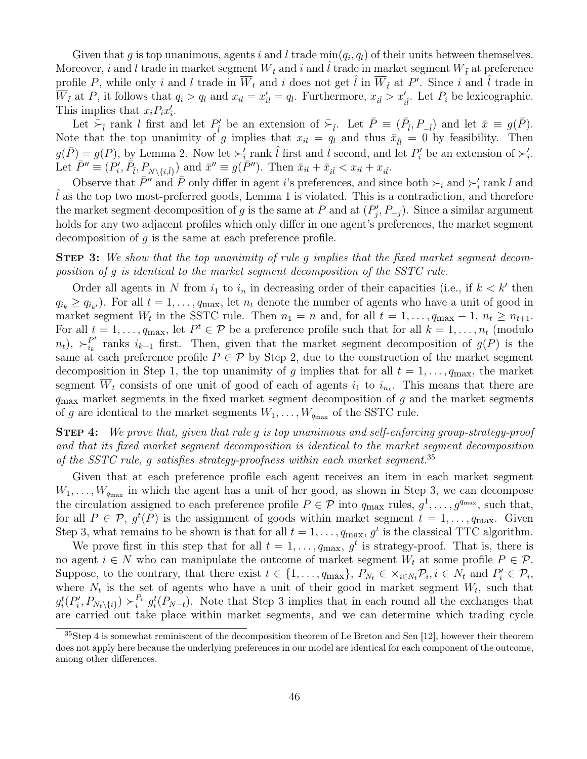Given that $g$ is top unanimous, agents $i$ and $l$ trade $\min(q_i, q_l)$ of their units between themselves. Moreover, $i$ and $l$ trade in market segment $\overline{W}_t$ and $i$ and $\hat{l}$ trade in market segment $\overline{W}_{\bar{t}}$ at preference profile $P$, while only $i$ and $l$ trade in $\overline{W}_t$ and $i$ does not get $\hat{l}$ in $\overline{W}_{\bar{t}}$ at $P'$. Since $i$ and $\hat{l}$ trade in $\overline{W}_{\bar{t}}$ at $P$, it follows that $q_i > q_l$ and $x_{il} = x'_{il} = q_l$. Furthermore, $x_{i\hat{l}} > x'_{i\hat{l}}$. Let $P_i$ be lexicographic. This implies that $x_i P_i x'_i$.

Let $\bar{\succ}_{\hat{l}}$ rank $l$ first and let $P'_{\hat{l}}$ be an extension of $\bar{\succ}_{\hat{l}}$. Let $\bar{P} \equiv (\bar{P}_{\hat{l}}, P_{-\hat{l}})$ and let $\bar{x} \equiv g(\bar{P})$. Note that the top unanimity of $g$ implies that $x_{il} = q_l$ and thus $\bar{x}_{\hat{l}l} = 0$ by feasibility. Then $g(\bar{P}) = g(P)$, by Lemma 2. Now let $\succ'_i$ rank $\hat{l}$ first and $l$ second, and let $P'_i$ be an extension of $\succ'_i$. Let $\bar{P}'' \equiv (P'_i, \bar{P}_{\hat{l}}, P_{N\setminus\{i,\hat{l}\}})$ and $\bar{x}'' \equiv g(\bar{P}'')$. Then $\bar{x}_{il} + \bar{x}_{i\hat{l}} < x_{il} + x_{i\hat{l}}$.

Observe that $\bar{P}''$ and $\bar{P}$ only differ in agent $i$'s preferences, and since both $\succ_i$ and $\succ'_i$ rank $l$ and $\hat{l}$ as the top two most-preferred goods, Lemma 1 is violated. This is a contradiction, and therefore the market segment decomposition of $g$ is the same at $P$ and at $(P'_j, P_{-j})$. Since a similar argument holds for any two adjacent profiles which only differ in one agent's preferences, the market segment decomposition of $g$ is the same at each preference profile.

**Step 3:** *We show that the top unanimity of rule $g$ implies that the fixed market segment decomposition of $g$ is identical to the market segment decomposition of the SSTC rule.*

Order all agents in $N$ from $i_1$ to $i_n$ in decreasing order of their capacities (i.e., if $k < k'$ then $q_{i_k} \geq q_{i_{k'}}$). For all $t = 1, \ldots, q_{\max}$, let $n_t$ denote the number of agents who have a unit of good in market segment $W_t$ in the SSTC rule. Then $n_1 = n$ and, for all $t = 1, \ldots, q_{\max} - 1$, $n_t \geq n_{t+1}$. For all $t = 1, \ldots, q_{\max}$, let $P^t \in \mathcal{P}$ be a preference profile such that for all $k = 1, \ldots, n_t$ (modulo $n_t$), $\succ^{P^t}_{i_k}$ ranks $i_{k+1}$ first. Then, given that the market segment decomposition of $g(P)$ is the same at each preference profile $P \in \mathcal{P}$ by Step 2, due to the construction of the market segment decomposition in Step 1, the top unanimity of $g$ implies that for all $t = 1, \ldots, q_{\max}$, the market segment $\overline{W}_t$ consists of one unit of good of each of agents $i_1$ to $i_{n_t}$. This means that there are $q_{\max}$ market segments in the fixed market segment decomposition of $g$ and the market segments of $g$ are identical to the market segments $W_1, \ldots, W_{q_{\max}}$ of the SSTC rule.

**Step 4:** *We prove that, given that rule $g$ is top unanimous and self-enforcing group-strategy-proof and that its fixed market segment decomposition is identical to the market segment decomposition of the SSTC rule, $g$ satisfies strategy-proofness within each market segment.*[35]

Given that at each preference profile each agent receives an item in each market segment $W_1, \ldots, W_{q_{\max}}$ in which the agent has a unit of her good, as shown in Step 3, we can decompose the circulation assigned to each preference profile $P \in \mathcal{P}$ into $q_{\max}$ rules, $g^1, \ldots, g^{q_{\max}}$, such that, for all $P \in \mathcal{P}$, $g^t(P)$ is the assignment of goods within market segment $t = 1, \ldots, q_{\max}$. Given Step 3, what remains to be shown is that for all $t = 1, \ldots, q_{\max}$, $g^t$ is the classical TTC algorithm.

We prove first in this step that for all $t = 1, \ldots, q_{\max}$, $g^t$ is strategy-proof. That is, there is no agent $i \in N$ who can manipulate the outcome of market segment $W_t$ at some profile $P \in \mathcal{P}$. Suppose, to the contrary, that there exist $t \in \{1, \ldots, q_{\max}\}$, $P_{N_t} \in \times_{i \in N_t} \mathcal{P}_i$, $i \in N_t$ and $P'_i \in \mathcal{P}_i$, where $N_t$ is the set of agents who have a unit of their good in market segment $W_t$, such that $g^t_i(P'_i, P_{N_t \setminus \{i\}}) \succ^{P_i}_i g^t_i(P_{N-t})$. Note that Step 3 implies that in each round all the exchanges that are carried out take place within market segments, and we can determine which trading cycle

[35] Step 4 is somewhat reminiscent of the decomposition theorem of Le Breton and Sen [12], however their theorem does not apply here because the underlying preferences in our model are identical for each component of the outcome, among other differences.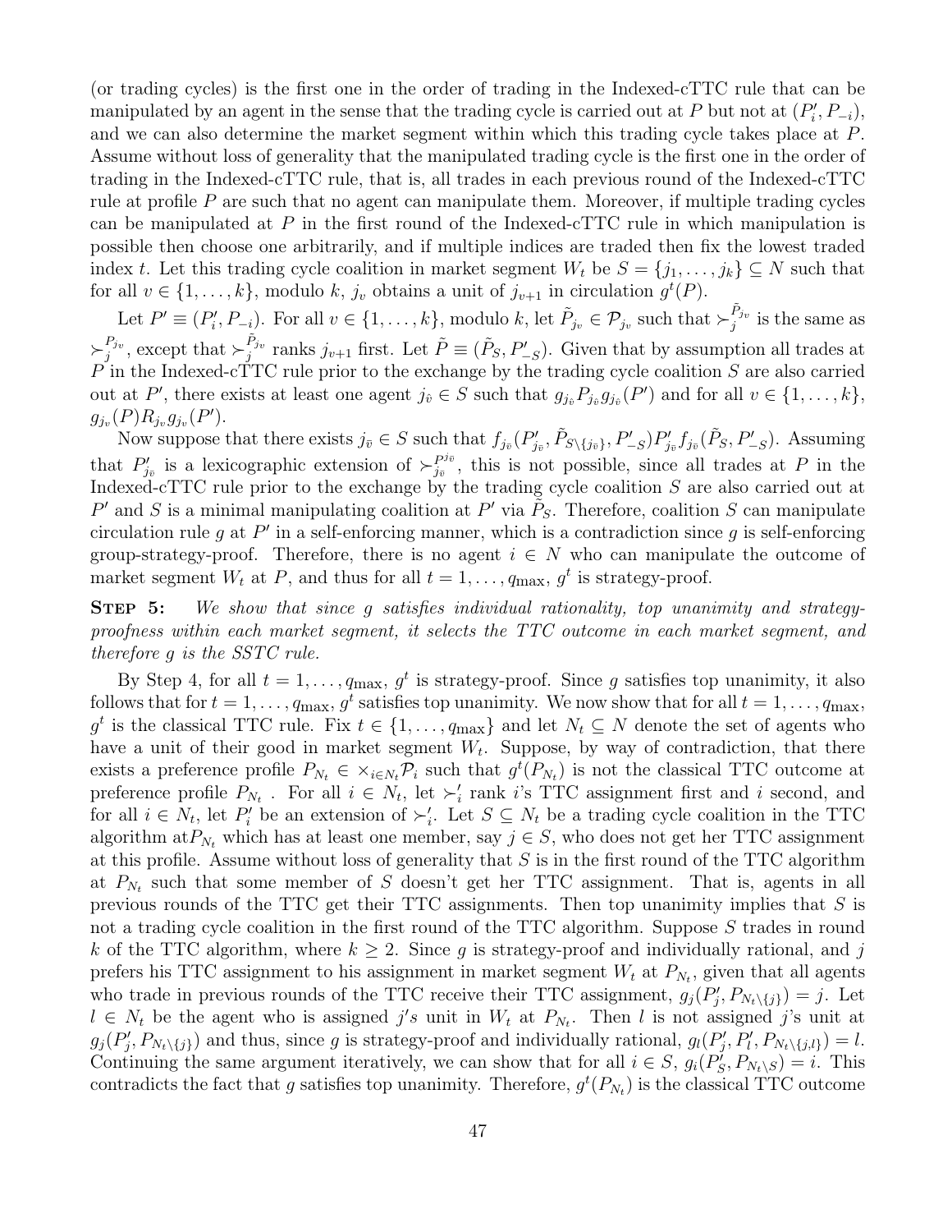(or trading cycles) is the first one in the order of trading in the Indexed-cTTC rule that can be manipulated by an agent in the sense that the trading cycle is carried out at $P$ but not at $(P'_i, P_{-i})$, and we can also determine the market segment within which this trading cycle takes place at $P$. Assume without loss of generality that the manipulated trading cycle is the first one in the order of trading in the Indexed-cTTC rule, that is, all trades in each previous round of the Indexed-cTTC rule at profile $P$ are such that no agent can manipulate them. Moreover, if multiple trading cycles can be manipulated at $P$ in the first round of the Indexed-cTTC rule in which manipulation is possible then choose one arbitrarily, and if multiple indices are traded then fix the lowest traded index $t$. Let this trading cycle coalition in market segment $W_t$ be $S = \{j_1, \ldots, j_k\} \subseteq N$ such that for all $v \in \{1, \ldots, k\}$, modulo $k$, $j_v$ obtains a unit of $j_{v+1}$ in circulation $g^t(P)$.

Let $P' \equiv (P'_i, P_{-i})$. For all $v \in \{1, \ldots, k\}$, modulo $k$, let $\tilde{P}_{j_v} \in \mathcal{P}_{j_v}$ such that $\succ_j^{\tilde{P}_{j_v}}$ is the same as $\succ_j^{P_{j_v}}$, except that $\succ_j^{\tilde{P}_{j_v}}$ ranks $j_{v+1}$ first. Let $\tilde{P} \equiv (\tilde{P}_S, P'_{-S})$. Given that by assumption all trades at $P$ in the Indexed-cTTC rule prior to the exchange by the trading cycle coalition $S$ are also carried out at $P'$, there exists at least one agent $j_{\hat{v}} \in S$ such that $g_{j_{\hat{v}}} P_{j_{\hat{v}}} g_{j_{\hat{v}}}(P')$ and for all $v \in \{1, \ldots, k\}$, $g_{j_v}(P) R_{j_v} g_{j_v}(P')$.

Now suppose that there exists $j_{\bar{v}} \in S$ such that $f_{j_{\bar{v}}}(P'_{j_{\bar{v}}}, \tilde{P}_{S \setminus \{j_{\bar{v}}\}}, P'_{-S}) P'_{j_{\bar{v}}} f_{j_{\bar{v}}}(\tilde{P}_S, P'_{-S})$. Assuming that $P'_{j_{\bar{v}}}$ is a lexicographic extension of $\succ_{j_{\bar{v}}}^{P_{j_{\bar{v}}}}$, this is not possible, since all trades at $P$ in the Indexed-cTTC rule prior to the exchange by the trading cycle coalition $S$ are also carried out at $P'$ and $S$ is a minimal manipulating coalition at $P'$ via $\tilde{P}_S$. Therefore, coalition $S$ can manipulate circulation rule $g$ at $P'$ in a self-enforcing manner, which is a contradiction since $g$ is self-enforcing group-strategy-proof. Therefore, there is no agent $i \in N$ who can manipulate the outcome of market segment $W_t$ at $P$, and thus for all $t = 1, \ldots, q_{\max}$, $g^t$ is strategy-proof.

**Step 5:** *We show that since $g$ satisfies individual rationality, top unanimity and strategy-proofness within each market segment, it selects the TTC outcome in each market segment, and therefore $g$ is the SSTC rule.*

By Step 4, for all $t = 1, \ldots, q_{\max}$, $g^t$ is strategy-proof. Since $g$ satisfies top unanimity, it also follows that for $t = 1, \ldots, q_{\max}$, $g^t$ satisfies top unanimity. We now show that for all $t = 1, \ldots, q_{\max}$, $g^t$ is the classical TTC rule. Fix $t \in \{1, \ldots, q_{\max}\}$ and let $N_t \subseteq N$ denote the set of agents who have a unit of their good in market segment $W_t$. Suppose, by way of contradiction, that there exists a preference profile $P_{N_t} \in \times_{i \in N_t} \mathcal{P}_i$ such that $g^t(P_{N_t})$ is not the classical TTC outcome at preference profile $P_{N_t}$. For all $i \in N_t$, let $\succ'_i$ rank $i$'s TTC assignment first and $i$ second, and for all $i \in N_t$, let $P'_i$ be an extension of $\succ'_i$. Let $S \subseteq N_t$ be a trading cycle coalition in the TTC algorithm at$P_{N_t}$ which has at least one member, say $j \in S$, who does not get her TTC assignment at this profile. Assume without loss of generality that $S$ is in the first round of the TTC algorithm at $P_{N_t}$ such that some member of $S$ doesn't get her TTC assignment. That is, agents in all previous rounds of the TTC get their TTC assignments. Then top unanimity implies that $S$ is not a trading cycle coalition in the first round of the TTC algorithm. Suppose $S$ trades in round $k$ of the TTC algorithm, where $k \geq 2$. Since $g$ is strategy-proof and individually rational, and $j$ prefers his TTC assignment to his assignment in market segment $W_t$ at $P_{N_t}$, given that all agents who trade in previous rounds of the TTC receive their TTC assignment, $g_j(P'_j, P_{N_t \setminus \{j\}}) = j$. Let $l \in N_t$ be the agent who is assigned $j's$ unit in $W_t$ at $P_{N_t}$. Then $l$ is not assigned $j$'s unit at $g_j(P'_j, P_{N_t \setminus \{j\}})$ and thus, since $g$ is strategy-proof and individually rational, $g_l(P'_j, P'_l, P_{N_t \setminus \{j,l\}}) = l$. Continuing the same argument iteratively, we can show that for all $i \in S$, $g_i(P'_S, P_{N_t \setminus S}) = i$. This contradicts the fact that $g$ satisfies top unanimity. Therefore, $g^t(P_{N_t})$ is the classical TTC outcome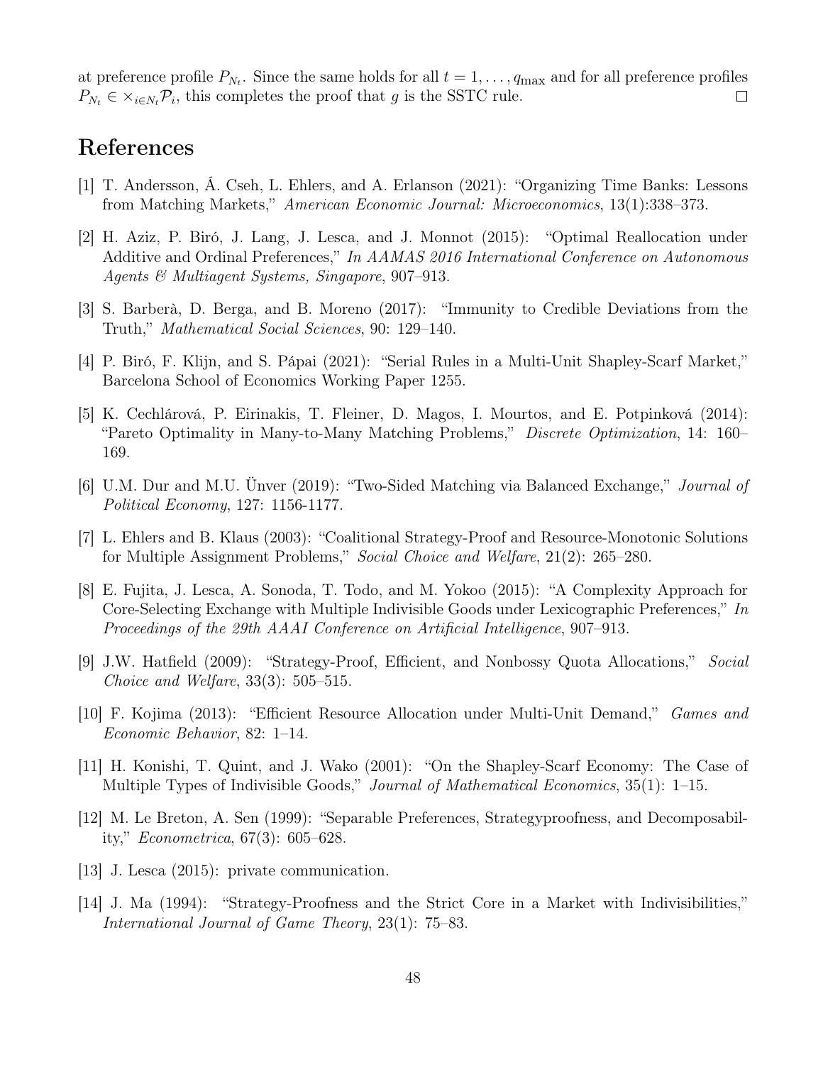at preference profile $P_{N_t}$. Since the same holds for all $t = 1, \ldots, q_{\max}$ and for all preference profiles $P_{N_t} \in \times_{i \in N_t} \mathcal{P}_i$, this completes the proof that $g$ is the SSTC rule. $\square$

## References

[1] T. Andersson, Á. Cseh, L. Ehlers, and A. Erlanson (2021): "Organizing Time Banks: Lessons from Matching Markets," *American Economic Journal: Microeconomics*, 13(1):338–373.

[2] H. Aziz, P. Biró, J. Lang, J. Lesca, and J. Monnot (2015): "Optimal Reallocation under Additive and Ordinal Preferences," *In AAMAS 2016 International Conference on Autonomous Agents & Multiagent Systems, Singapore*, 907–913.

[3] S. Barberà, D. Berga, and B. Moreno (2017): "Immunity to Credible Deviations from the Truth," *Mathematical Social Sciences*, 90: 129–140.

[4] P. Biró, F. Klijn, and S. Pápai (2021): "Serial Rules in a Multi-Unit Shapley-Scarf Market," Barcelona School of Economics Working Paper 1255.

[5] K. Cechlárová, P. Eirinakis, T. Fleiner, D. Magos, I. Mourtos, and E. Potpinková (2014): "Pareto Optimality in Many-to-Many Matching Problems," *Discrete Optimization*, 14: 160–169.

[6] U.M. Dur and M.U. Ünver (2019): "Two-Sided Matching via Balanced Exchange," *Journal of Political Economy*, 127: 1156-1177.

[7] L. Ehlers and B. Klaus (2003): "Coalitional Strategy-Proof and Resource-Monotonic Solutions for Multiple Assignment Problems," *Social Choice and Welfare*, 21(2): 265–280.

[8] E. Fujita, J. Lesca, A. Sonoda, T. Todo, and M. Yokoo (2015): "A Complexity Approach for Core-Selecting Exchange with Multiple Indivisible Goods under Lexicographic Preferences," *In Proceedings of the 29th AAAI Conference on Artificial Intelligence*, 907–913.

[9] J.W. Hatfield (2009): "Strategy-Proof, Efficient, and Nonbossy Quota Allocations," *Social Choice and Welfare*, 33(3): 505–515.

[10] F. Kojima (2013): "Efficient Resource Allocation under Multi-Unit Demand," *Games and Economic Behavior*, 82: 1–14.

[11] H. Konishi, T. Quint, and J. Wako (2001): "On the Shapley-Scarf Economy: The Case of Multiple Types of Indivisible Goods," *Journal of Mathematical Economics*, 35(1): 1–15.

[12] M. Le Breton, A. Sen (1999): "Separable Preferences, Strategyproofness, and Decomposability," *Econometrica*, 67(3): 605–628.

[13] J. Lesca (2015): private communication.

[14] J. Ma (1994): "Strategy-Proofness and the Strict Core in a Market with Indivisibilities," *International Journal of Game Theory*, 23(1): 75–83.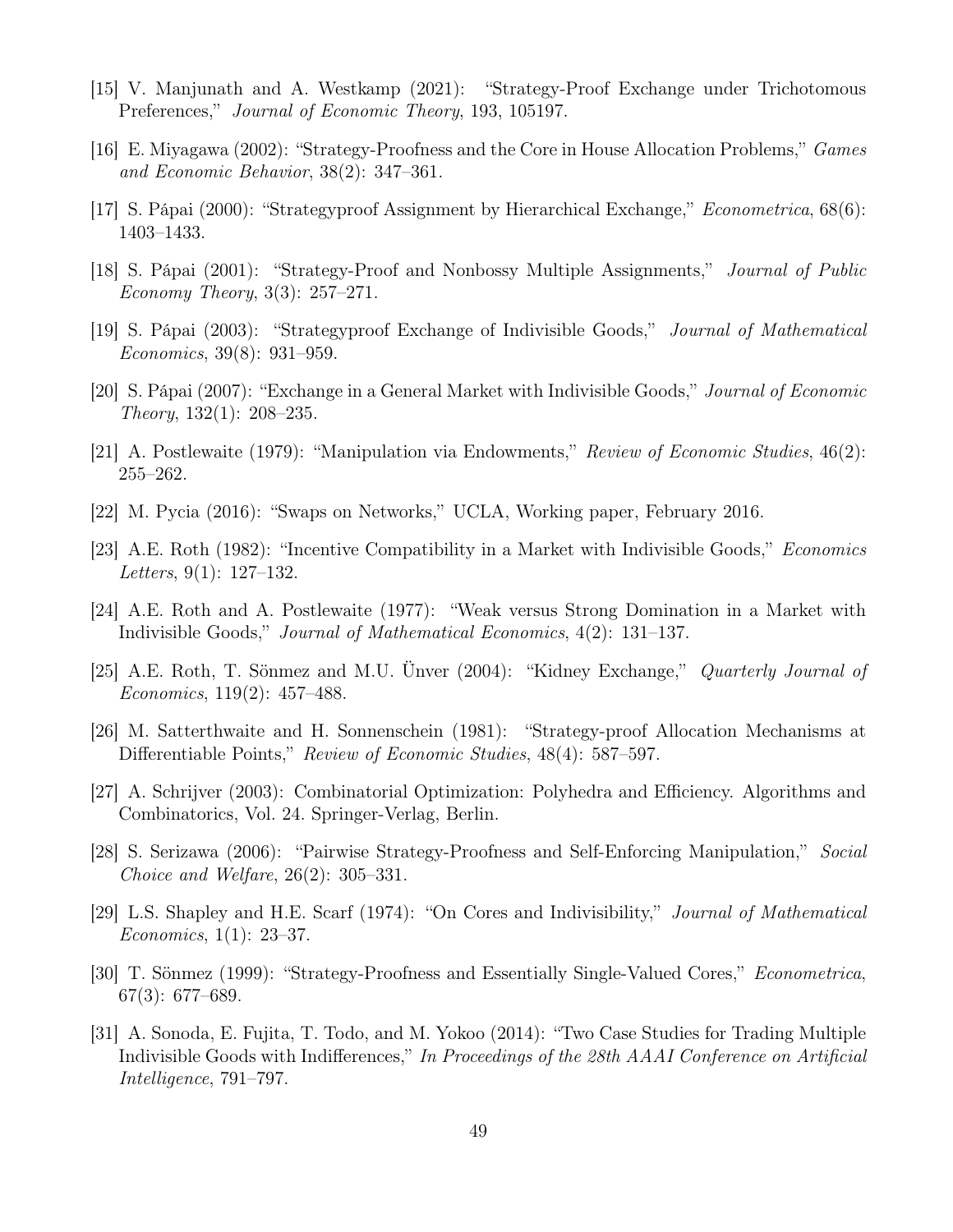[15] V. Manjunath and A. Westkamp (2021): "Strategy-Proof Exchange under Trichotomous Preferences," *Journal of Economic Theory*, 193, 105197.

[16] E. Miyagawa (2002): "Strategy-Proofness and the Core in House Allocation Problems," *Games and Economic Behavior*, 38(2): 347–361.

[17] S. Pápai (2000): "Strategyproof Assignment by Hierarchical Exchange," *Econometrica*, 68(6): 1403–1433.

[18] S. Pápai (2001): "Strategy-Proof and Nonbossy Multiple Assignments," *Journal of Public Economy Theory*, 3(3): 257–271.

[19] S. Pápai (2003): "Strategyproof Exchange of Indivisible Goods," *Journal of Mathematical Economics*, 39(8): 931–959.

[20] S. Pápai (2007): "Exchange in a General Market with Indivisible Goods," *Journal of Economic Theory*, 132(1): 208–235.

[21] A. Postlewaite (1979): "Manipulation via Endowments," *Review of Economic Studies*, 46(2): 255–262.

[22] M. Pycia (2016): "Swaps on Networks," UCLA, Working paper, February 2016.

[23] A.E. Roth (1982): "Incentive Compatibility in a Market with Indivisible Goods," *Economics Letters*, 9(1): 127–132.

[24] A.E. Roth and A. Postlewaite (1977): "Weak versus Strong Domination in a Market with Indivisible Goods," *Journal of Mathematical Economics*, 4(2): 131–137.

[25] A.E. Roth, T. Sönmez and M.U. Ünver (2004): "Kidney Exchange," *Quarterly Journal of Economics*, 119(2): 457–488.

[26] M. Satterthwaite and H. Sonnenschein (1981): "Strategy-proof Allocation Mechanisms at Differentiable Points," *Review of Economic Studies*, 48(4): 587–597.

[27] A. Schrijver (2003): Combinatorial Optimization: Polyhedra and Efficiency. Algorithms and Combinatorics, Vol. 24. Springer-Verlag, Berlin.

[28] S. Serizawa (2006): "Pairwise Strategy-Proofness and Self-Enforcing Manipulation," *Social Choice and Welfare*, 26(2): 305–331.

[29] L.S. Shapley and H.E. Scarf (1974): "On Cores and Indivisibility," *Journal of Mathematical Economics*, 1(1): 23–37.

[30] T. Sönmez (1999): "Strategy-Proofness and Essentially Single-Valued Cores," *Econometrica*, 67(3): 677–689.

[31] A. Sonoda, E. Fujita, T. Todo, and M. Yokoo (2014): "Two Case Studies for Trading Multiple Indivisible Goods with Indifferences," *In Proceedings of the 28th AAAI Conference on Artificial Intelligence*, 791–797.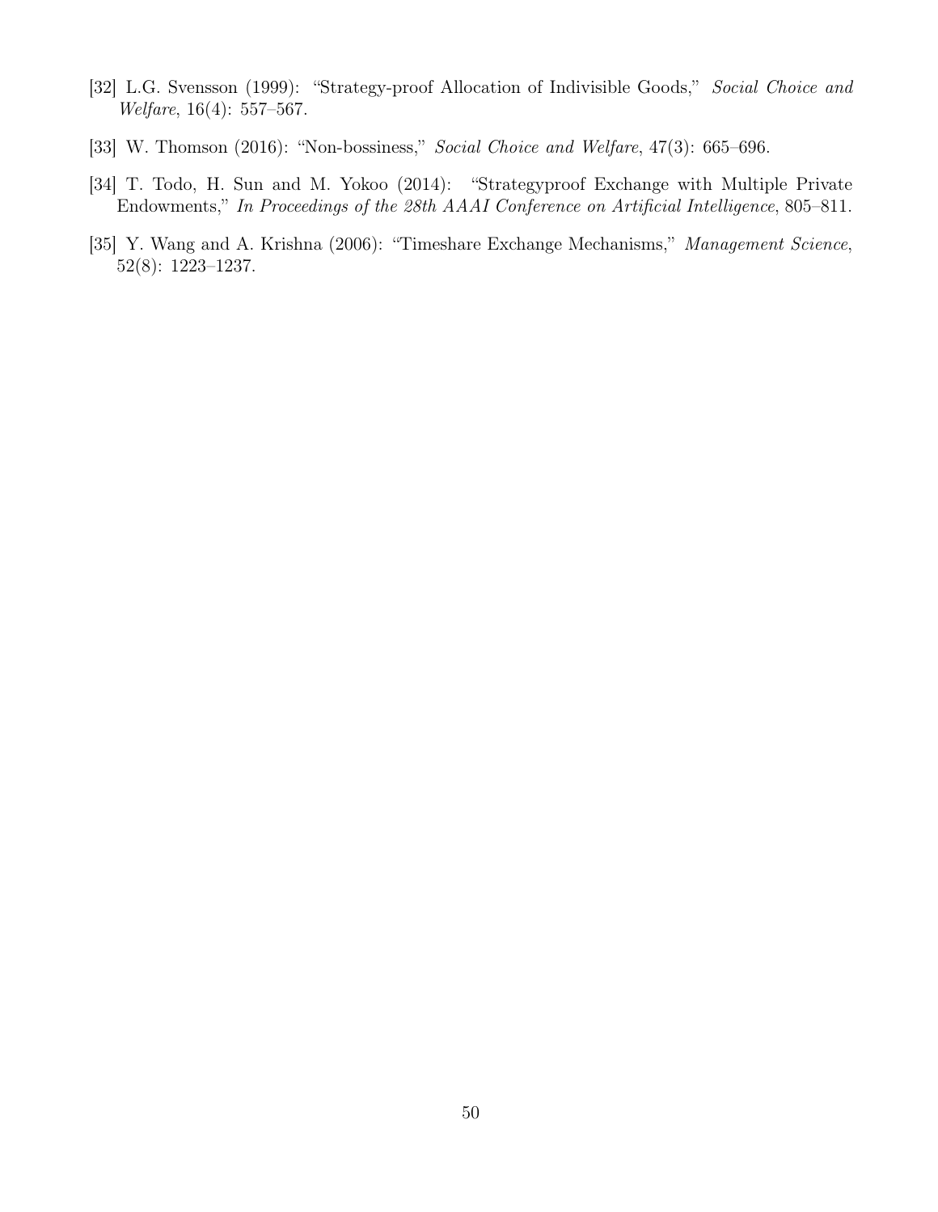[32] L.G. Svensson (1999): "Strategy-proof Allocation of Indivisible Goods," *Social Choice and Welfare*, 16(4): 557–567.

[33] W. Thomson (2016): "Non-bossiness," *Social Choice and Welfare*, 47(3): 665–696.

[34] T. Todo, H. Sun and M. Yokoo (2014): "Strategyproof Exchange with Multiple Private Endowments," *In Proceedings of the 28th AAAI Conference on Artificial Intelligence*, 805–811.

[35] Y. Wang and A. Krishna (2006): "Timeshare Exchange Mechanisms," *Management Science*, 52(8): 1223–1237.